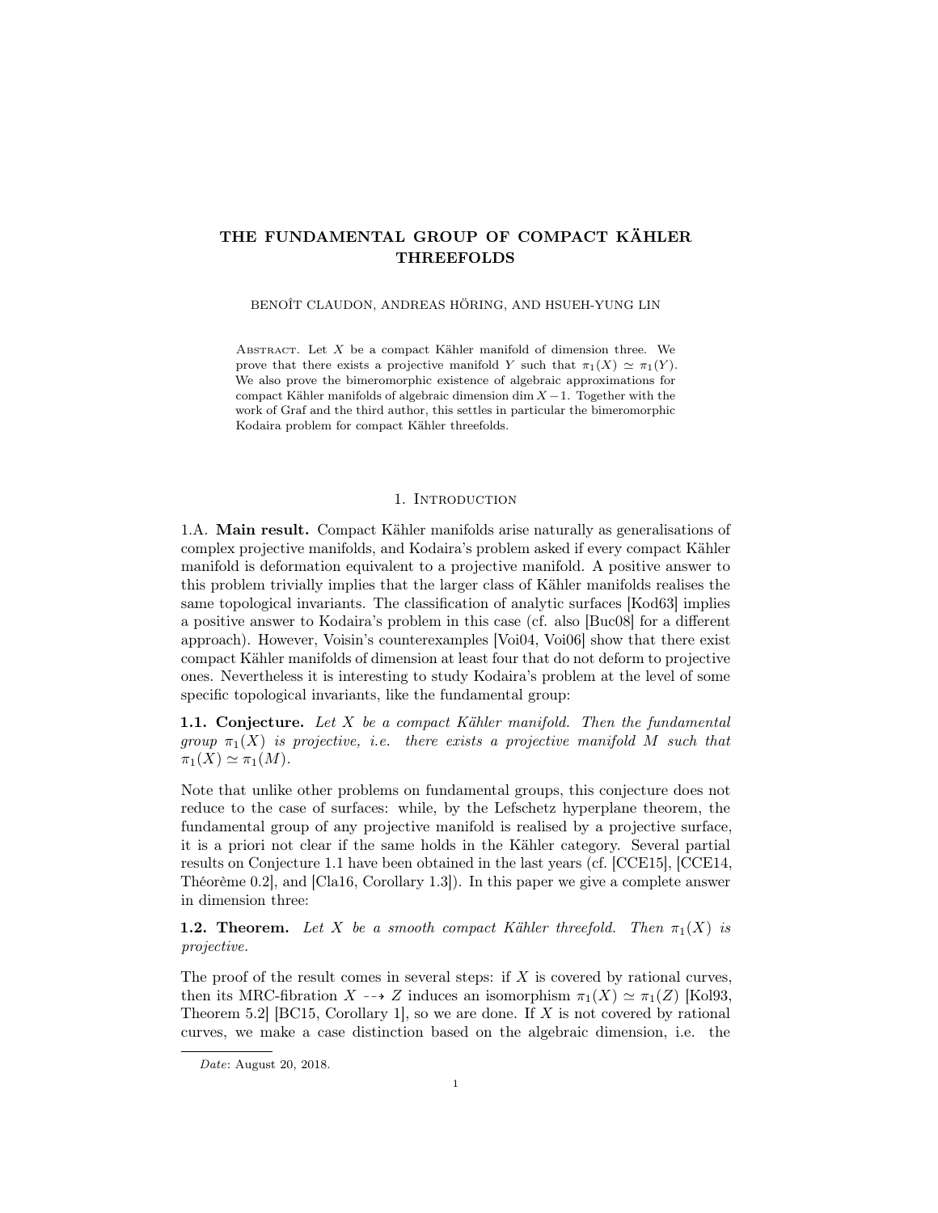# THE FUNDAMENTAL GROUP OF COMPACT KÄHLER THREEFOLDS

BENOÎT CLAUDON, ANDREAS HÖRING, AND HSUEH-YUNG LIN

Abstract. Let $X$ be a compact Kähler manifold of dimension three. We prove that there exists a projective manifold $Y$ such that $\pi_1(X) \simeq \pi_1(Y)$. We also prove the bimeromorphic existence of algebraic approximations for compact Kähler manifolds of algebraic dimension $\dim X - 1$. Together with the work of Graf and the third author, this settles in particular the bimeromorphic Kodaira problem for compact Kähler threefolds.

## 1. Introduction

1.A. **Main result.** Compact Kähler manifolds arise naturally as generalisations of complex projective manifolds, and Kodaira's problem asked if every compact Kähler manifold is deformation equivalent to a projective manifold. A positive answer to this problem trivially implies that the larger class of Kähler manifolds realises the same topological invariants. The classification of analytic surfaces [Kod63] implies a positive answer to Kodaira's problem in this case (cf. also [Buc08] for a different approach). However, Voisin's counterexamples [Voi04, Voi06] show that there exist compact Kähler manifolds of dimension at least four that do not deform to projective ones. Nevertheless it is interesting to study Kodaira's problem at the level of some specific topological invariants, like the fundamental group:

**1.1. Conjecture.** *Let $X$ be a compact Kähler manifold. Then the fundamental group $\pi_1(X)$ is projective, i.e. there exists a projective manifold $M$ such that $\pi_1(X) \simeq \pi_1(M)$.*

Note that unlike other problems on fundamental groups, this conjecture does not reduce to the case of surfaces: while, by the Lefschetz hyperplane theorem, the fundamental group of any projective manifold is realised by a projective surface, it is a priori not clear if the same holds in the Kähler category. Several partial results on Conjecture 1.1 have been obtained in the last years (cf. [CCE15], [CCE14, Théorème 0.2], and [Cla16, Corollary 1.3]). In this paper we give a complete answer in dimension three:

**1.2. Theorem.** *Let $X$ be a smooth compact Kähler threefold. Then $\pi_1(X)$ is projective.*

The proof of the result comes in several steps: if $X$ is covered by rational curves, then its MRC-fibration $X \dashrightarrow Z$ induces an isomorphism $\pi_1(X) \simeq \pi_1(Z)$ [Kol93, Theorem 5.2] [BC15, Corollary 1], so we are done. If $X$ is not covered by rational curves, we make a case distinction based on the algebraic dimension, i.e. the

*Date*: August 20, 2018.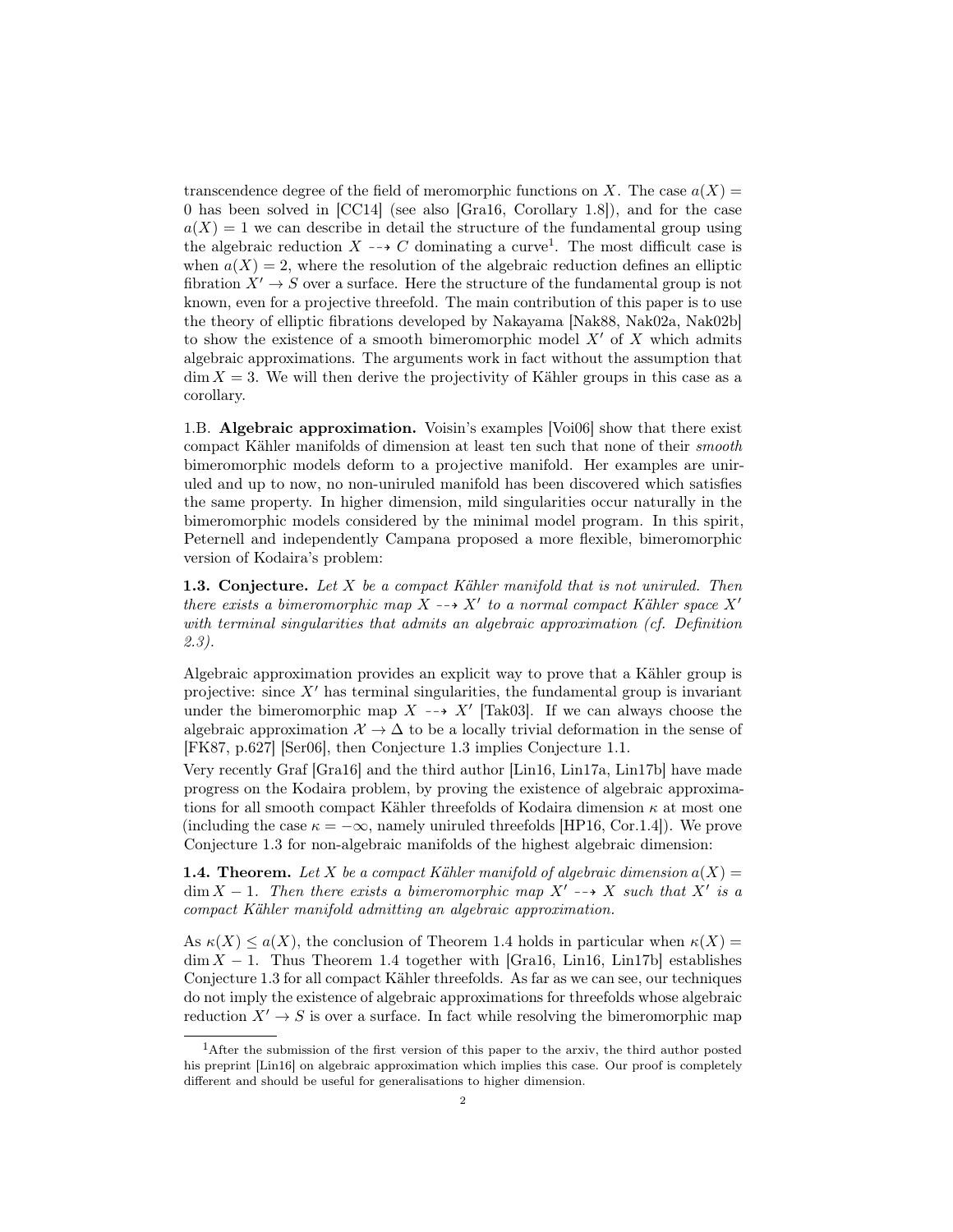transcendence degree of the field of meromorphic functions on $X$. The case $a(X) = 0$ has been solved in [CC14] (see also [Gra16, Corollary 1.8]), and for the case $a(X) = 1$ we can describe in detail the structure of the fundamental group using the algebraic reduction $X \dashrightarrow C$ dominating a curve[1]. The most difficult case is when $a(X) = 2$, where the resolution of the algebraic reduction defines an elliptic fibration $X' \to S$ over a surface. Here the structure of the fundamental group is not known, even for a projective threefold. The main contribution of this paper is to use the theory of elliptic fibrations developed by Nakayama [Nak88, Nak02a, Nak02b] to show the existence of a smooth bimeromorphic model $X'$ of $X$ which admits algebraic approximations. The arguments work in fact without the assumption that $\dim X = 3$. We will then derive the projectivity of Kähler groups in this case as a corollary.

1.B. **Algebraic approximation.** Voisin's examples [Voi06] show that there exist compact Kähler manifolds of dimension at least ten such that none of their *smooth* bimeromorphic models deform to a projective manifold. Her examples are uniruled and up to now, no non-uniruled manifold has been discovered which satisfies the same property. In higher dimension, mild singularities occur naturally in the bimeromorphic models considered by the minimal model program. In this spirit, Peternell and independently Campana proposed a more flexible, bimeromorphic version of Kodaira's problem:

**1.3. Conjecture.** *Let $X$ be a compact Kähler manifold that is not uniruled. Then there exists a bimeromorphic map $X \dashrightarrow X'$ to a normal compact Kähler space $X'$ with terminal singularities that admits an algebraic approximation (cf. Definition 2.3).*

Algebraic approximation provides an explicit way to prove that a Kähler group is projective: since $X'$ has terminal singularities, the fundamental group is invariant under the bimeromorphic map $X \dashrightarrow X'$ [Tak03]. If we can always choose the algebraic approximation $\mathcal{X} \to \Delta$ to be a locally trivial deformation in the sense of [FK87, p.627] [Ser06], then Conjecture 1.3 implies Conjecture 1.1.

Very recently Graf [Gra16] and the third author [Lin16, Lin17a, Lin17b] have made progress on the Kodaira problem, by proving the existence of algebraic approximations for all smooth compact Kähler threefolds of Kodaira dimension $\kappa$ at most one (including the case $\kappa = -\infty$, namely uniruled threefolds [HP16, Cor.1.4]). We prove Conjecture 1.3 for non-algebraic manifolds of the highest algebraic dimension:

**1.4. Theorem.** *Let $X$ be a compact Kähler manifold of algebraic dimension $a(X) = \dim X - 1$. Then there exists a bimeromorphic map $X' \dashrightarrow X$ such that $X'$ is a compact Kähler manifold admitting an algebraic approximation.*

As $\kappa(X) \leq a(X)$, the conclusion of Theorem 1.4 holds in particular when $\kappa(X) = \dim X - 1$. Thus Theorem 1.4 together with [Gra16, Lin16, Lin17b] establishes Conjecture 1.3 for all compact Kähler threefolds. As far as we can see, our techniques do not imply the existence of algebraic approximations for threefolds whose algebraic reduction $X' \to S$ is over a surface. In fact while resolving the bimeromorphic map

[1] After the submission of the first version of this paper to the arxiv, the third author posted his preprint [Lin16] on algebraic approximation which implies this case. Our proof is completely different and should be useful for generalisations to higher dimension.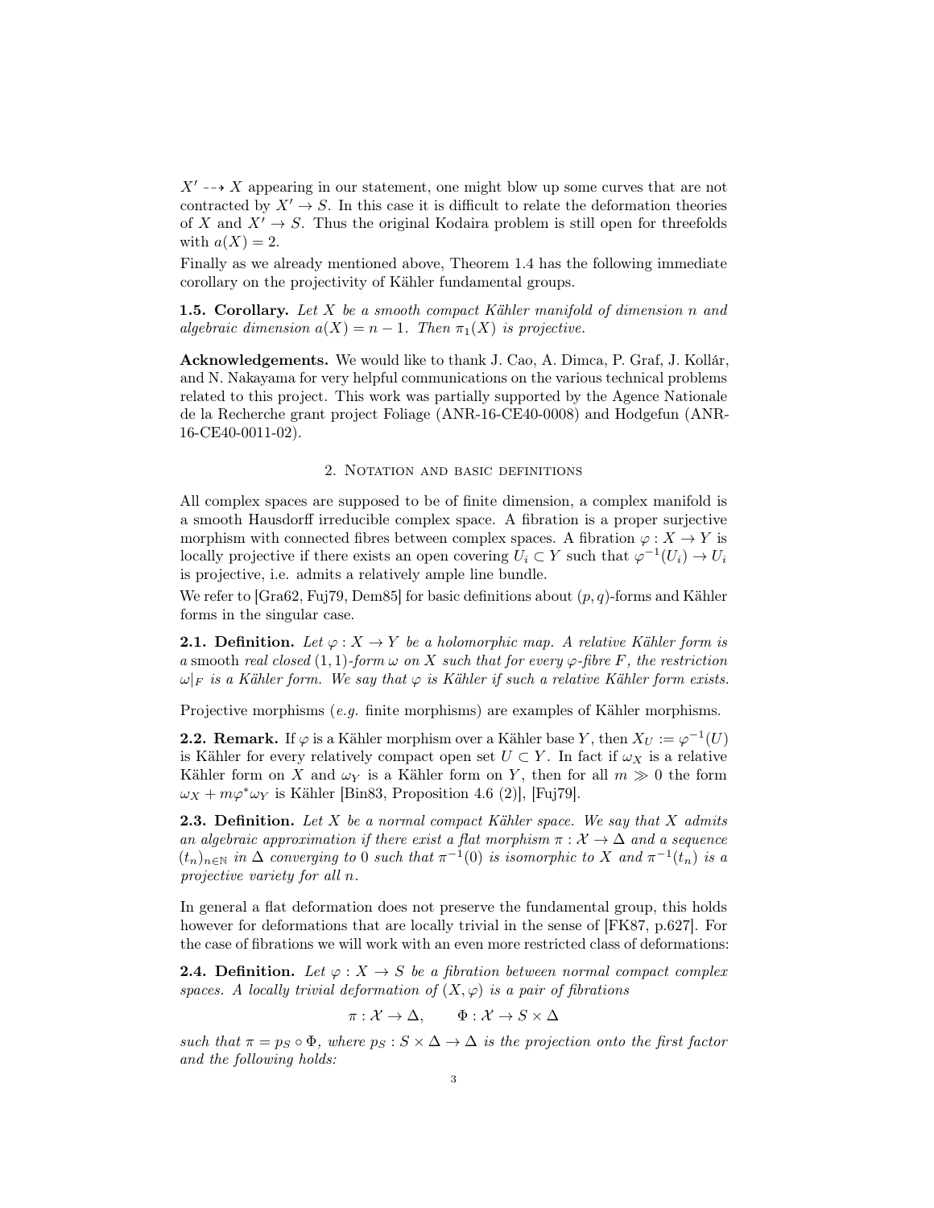$X' \dashrightarrow X$ appearing in our statement, one might blow up some curves that are not contracted by $X' \to S$. In this case it is difficult to relate the deformation theories of $X$ and $X' \to S$. Thus the original Kodaira problem is still open for threefolds with $a(X) = 2$.

Finally as we already mentioned above, Theorem 1.4 has the following immediate corollary on the projectivity of Kähler fundamental groups.

**1.5. Corollary.** *Let $X$ be a smooth compact Kähler manifold of dimension $n$ and algebraic dimension $a(X) = n - 1$. Then $\pi_1(X)$ is projective.*

**Acknowledgements.** We would like to thank J. Cao, A. Dimca, P. Graf, J. Kollár, and N. Nakayama for very helpful communications on the various technical problems related to this project. This work was partially supported by the Agence Nationale de la Recherche grant project Foliage (ANR-16-CE40-0008) and Hodgefun (ANR-16-CE40-0011-02).

## 2. Notation and basic definitions

All complex spaces are supposed to be of finite dimension, a complex manifold is a smooth Hausdorff irreducible complex space. A fibration is a proper surjective morphism with connected fibres between complex spaces. A fibration $\varphi : X \to Y$ is locally projective if there exists an open covering $U_i \subset Y$ such that $\varphi^{-1}(U_i) \to U_i$ is projective, i.e. admits a relatively ample line bundle.

We refer to [Gra62, Fuj79, Dem85] for basic definitions about $(p, q)$-forms and Kähler forms in the singular case.

**2.1. Definition.** *Let $\varphi : X \to Y$ be a holomorphic map. A relative Kähler form is a* smooth *real closed $(1, 1)$-form $\omega$ on $X$ such that for every $\varphi$-fibre $F$, the restriction $\omega|_F$ is a Kähler form. We say that $\varphi$ is Kähler if such a relative Kähler form exists.*

Projective morphisms (*e.g.* finite morphisms) are examples of Kähler morphisms.

**2.2. Remark.** If $\varphi$ is a Kähler morphism over a Kähler base $Y$, then $X_U := \varphi^{-1}(U)$ is Kähler for every relatively compact open set $U \subset Y$. In fact if $\omega_X$ is a relative Kähler form on $X$ and $\omega_Y$ is a Kähler form on $Y$, then for all $m \gg 0$ the form $\omega_X + m\varphi^*\omega_Y$ is Kähler [Bin83, Proposition 4.6 (2)], [Fuj79].

**2.3. Definition.** *Let $X$ be a normal compact Kähler space. We say that $X$ admits an algebraic approximation if there exist a flat morphism $\pi : \mathcal{X} \to \Delta$ and a sequence $(t_n)_{n \in \mathbb{N}}$ in $\Delta$ converging to $0$ such that $\pi^{-1}(0)$ is isomorphic to $X$ and $\pi^{-1}(t_n)$ is a projective variety for all $n$.*

In general a flat deformation does not preserve the fundamental group, this holds however for deformations that are locally trivial in the sense of [FK87, p.627]. For the case of fibrations we will work with an even more restricted class of deformations:

**2.4. Definition.** *Let $\varphi : X \to S$ be a fibration between normal compact complex spaces. A locally trivial deformation of $(X, \varphi)$ is a pair of fibrations*

$$\pi : \mathcal{X} \to \Delta, \qquad \Phi : \mathcal{X} \to S \times \Delta$$

*such that $\pi = p_S \circ \Phi$, where $p_S : S \times \Delta \to \Delta$ is the projection onto the first factor and the following holds:*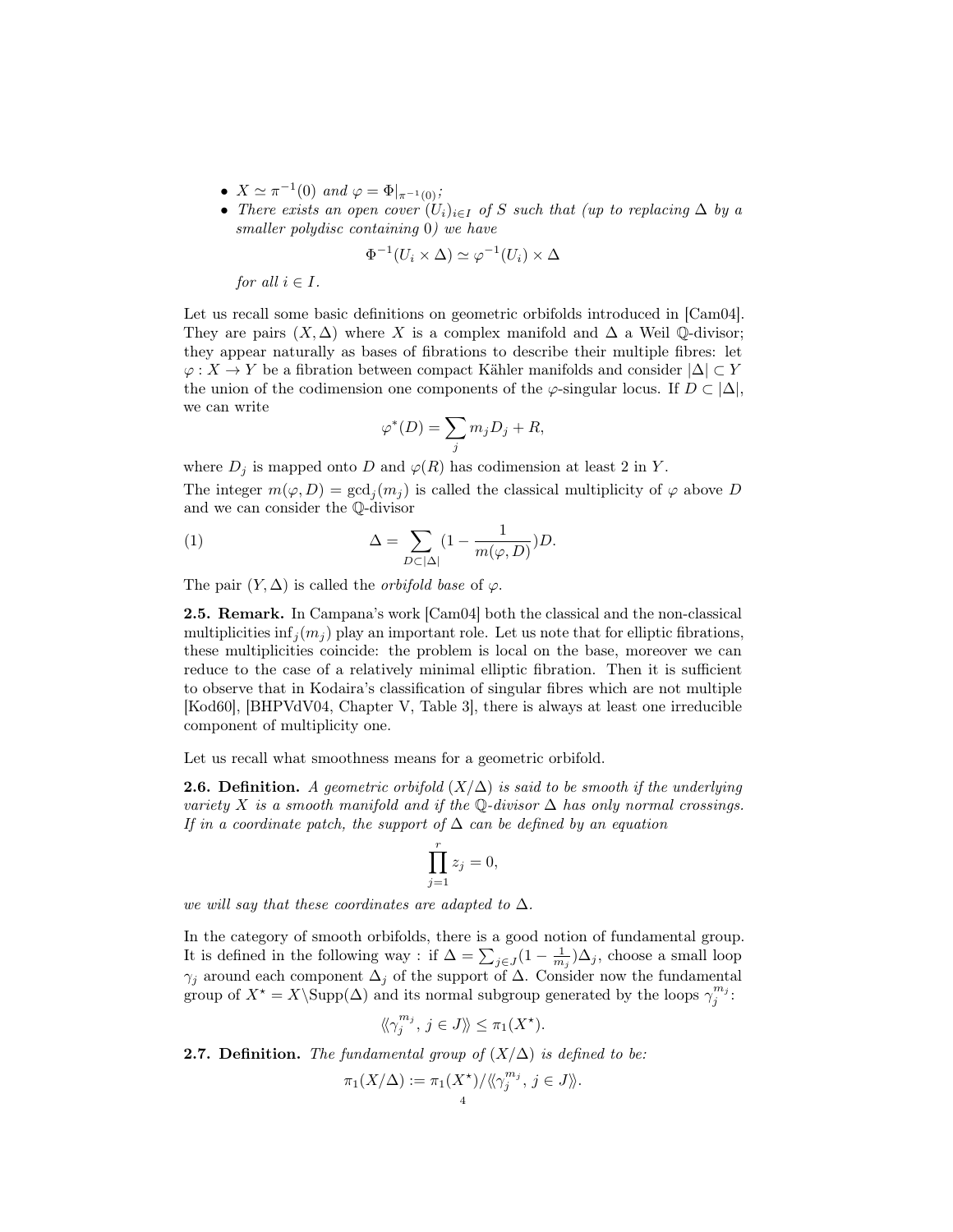- $X \simeq \pi^{-1}(0)$ *and* $\varphi = \Phi|_{\pi^{-1}(0)}$*;*
- *There exists an open cover* $(U_i)_{i\in I}$ *of* $S$ *such that (up to replacing* $\Delta$ *by a smaller polydisc containing* $0$*) we have*

$$\Phi^{-1}(U_i \times \Delta) \simeq \varphi^{-1}(U_i) \times \Delta$$

*for all* $i \in I$*.*

Let us recall some basic definitions on geometric orbifolds introduced in [Cam04]. They are pairs $(X, \Delta)$ where $X$ is a complex manifold and $\Delta$ a Weil $\mathbb{Q}$-divisor; they appear naturally as bases of fibrations to describe their multiple fibres: let $\varphi : X \to Y$ be a fibration between compact Kähler manifolds and consider $|\Delta| \subset Y$ the union of the codimension one components of the $\varphi$-singular locus. If $D \subset |\Delta|$, we can write

$$\varphi^*(D) = \sum_j m_j D_j + R,$$

where $D_j$ is mapped onto $D$ and $\varphi(R)$ has codimension at least 2 in $Y$.

The integer $m(\varphi, D) = \gcd_j(m_j)$ is called the classical multiplicity of $\varphi$ above $D$ and we can consider the $\mathbb{Q}$-divisor

$$\Delta = \sum_{D \subset |\Delta|} \left(1 - \frac{1}{m(\varphi, D)}\right) D. \tag{1}$$

The pair $(Y, \Delta)$ is called the *orbifold base* of $\varphi$.

**2.5. Remark.** In Campana's work [Cam04] both the classical and the non-classical multiplicities $\inf_j(m_j)$ play an important role. Let us note that for elliptic fibrations, these multiplicities coincide: the problem is local on the base, moreover we can reduce to the case of a relatively minimal elliptic fibration. Then it is sufficient to observe that in Kodaira's classification of singular fibres which are not multiple [Kod60], [BHPVdV04, Chapter V, Table 3], there is always at least one irreducible component of multiplicity one.

Let us recall what smoothness means for a geometric orbifold.

**2.6. Definition.** *A geometric orbifold* $(X/\Delta)$ *is said to be smooth if the underlying variety* $X$ *is a smooth manifold and if the* $\mathbb{Q}$*-divisor* $\Delta$ *has only normal crossings. If in a coordinate patch, the support of* $\Delta$ *can be defined by an equation*

$$\prod_{j=1}^{r} z_j = 0,$$

*we will say that these coordinates are adapted to* $\Delta$*.*

In the category of smooth orbifolds, there is a good notion of fundamental group. It is defined in the following way : if $\Delta = \sum_{j \in J}(1 - \frac{1}{m_j})\Delta_j$, choose a small loop $\gamma_j$ around each component $\Delta_j$ of the support of $\Delta$. Consider now the fundamental group of $X^\star = X \backslash \mathrm{Supp}(\Delta)$ and its normal subgroup generated by the loops $\gamma_j^{m_j}$:

$$\langle\!\langle \gamma_j^{m_j},\, j \in J \rangle\!\rangle \leq \pi_1(X^\star).$$

**2.7. Definition.** *The fundamental group of* $(X/\Delta)$ *is defined to be:*

$$\pi_1(X/\Delta) := \pi_1(X^\star)/\langle\!\langle \gamma_j^{m_j},\, j \in J \rangle\!\rangle.$$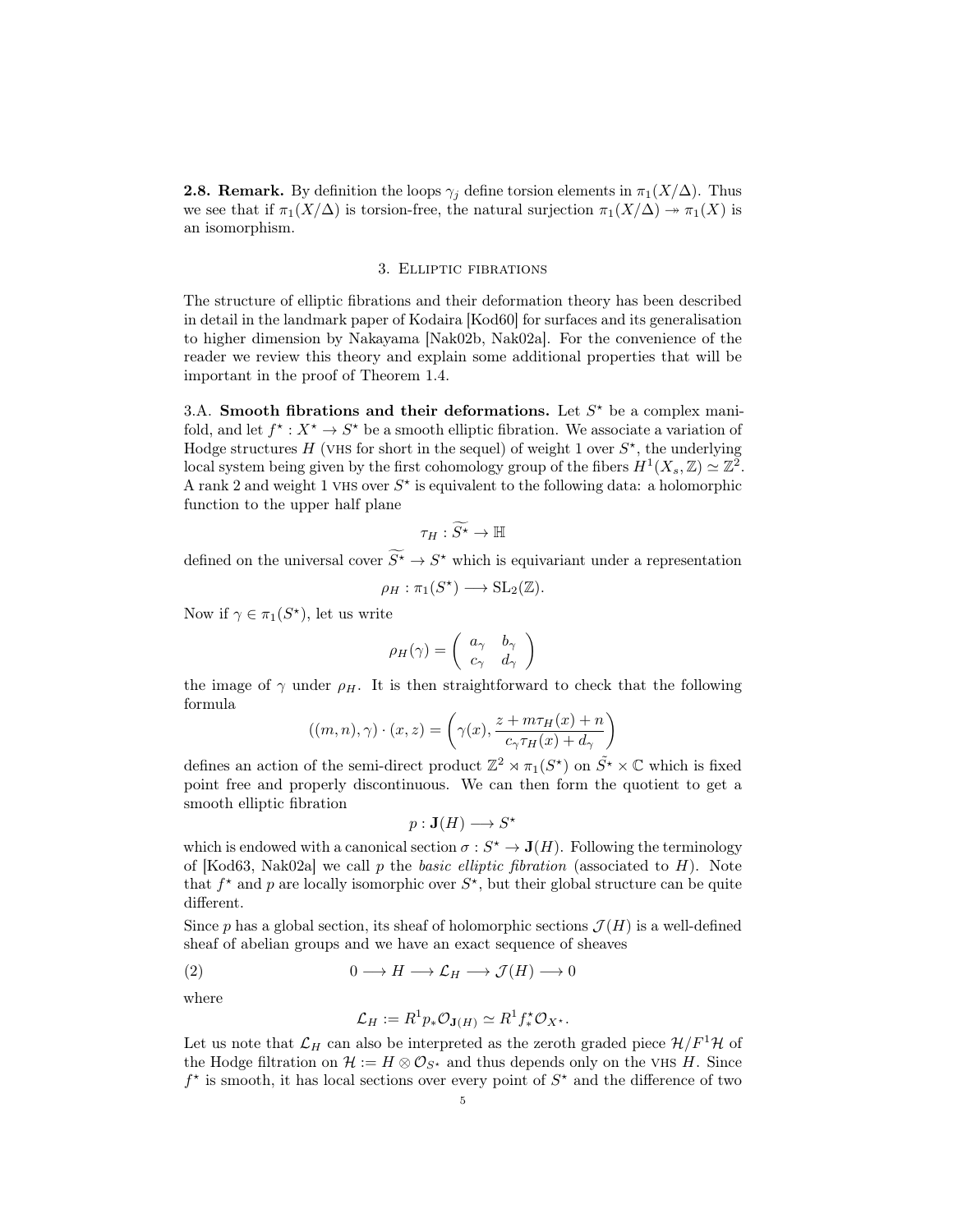**2.8. Remark.** By definition the loops $\gamma_j$ define torsion elements in $\pi_1(X/\Delta)$. Thus we see that if $\pi_1(X/\Delta)$ is torsion-free, the natural surjection $\pi_1(X/\Delta) \twoheadrightarrow \pi_1(X)$ is an isomorphism.

## 3. Elliptic fibrations

The structure of elliptic fibrations and their deformation theory has been described in detail in the landmark paper of Kodaira [Kod60] for surfaces and its generalisation to higher dimension by Nakayama [Nak02b, Nak02a]. For the convenience of the reader we review this theory and explain some additional properties that will be important in the proof of Theorem 1.4.

3.A. **Smooth fibrations and their deformations.** Let $S^\star$ be a complex manifold, and let $f^\star : X^\star \to S^\star$ be a smooth elliptic fibration. We associate a variation of Hodge structures $H$ (VHS for short in the sequel) of weight 1 over $S^\star$, the underlying local system being given by the first cohomology group of the fibers $H^1(X_s, \mathbb{Z}) \simeq \mathbb{Z}^2$. A rank 2 and weight 1 VHS over $S^\star$ is equivalent to the following data: a holomorphic function to the upper half plane

$$\tau_H : \widetilde{S^\star} \to \mathbb{H}$$

defined on the universal cover $\widetilde{S^\star} \to S^\star$ which is equivariant under a representation

$$\rho_H : \pi_1(S^\star) \longrightarrow \mathrm{SL}_2(\mathbb{Z}).$$

Now if $\gamma \in \pi_1(S^\star)$, let us write

$$\rho_H(\gamma) = \begin{pmatrix} a_\gamma & b_\gamma \\ c_\gamma & d_\gamma \end{pmatrix}$$

the image of $\gamma$ under $\rho_H$. It is then straightforward to check that the following formula

$$((m,n),\gamma)\cdot(x,z) = \left(\gamma(x), \frac{z + m\tau_H(x) + n}{c_\gamma \tau_H(x) + d_\gamma}\right)$$

defines an action of the semi-direct product $\mathbb{Z}^2 \rtimes \pi_1(S^\star)$ on $\tilde{S}^\star \times \mathbb{C}$ which is fixed point free and properly discontinuous. We can then form the quotient to get a smooth elliptic fibration

$$p : \mathbf{J}(H) \longrightarrow S^\star$$

which is endowed with a canonical section $\sigma : S^\star \to \mathbf{J}(H)$. Following the terminology of [Kod63, Nak02a] we call $p$ the *basic elliptic fibration* (associated to $H$). Note that $f^\star$ and $p$ are locally isomorphic over $S^\star$, but their global structure can be quite different.

Since $p$ has a global section, its sheaf of holomorphic sections $\mathcal{J}(H)$ is a well-defined sheaf of abelian groups and we have an exact sequence of sheaves

$$0 \longrightarrow H \longrightarrow \mathcal{L}_H \longrightarrow \mathcal{J}(H) \longrightarrow 0 \tag{2}$$

where

$$\mathcal{L}_H := R^1 p_* \mathcal{O}_{\mathbf{J}(H)} \simeq R^1 f^\star_* \mathcal{O}_{X^\star}.$$

Let us note that $\mathcal{L}_H$ can also be interpreted as the zeroth graded piece $\mathcal{H}/F^1\mathcal{H}$ of the Hodge filtration on $\mathcal{H} := H \otimes \mathcal{O}_{S^\star}$ and thus depends only on the VHS $H$. Since $f^\star$ is smooth, it has local sections over every point of $S^\star$ and the difference of two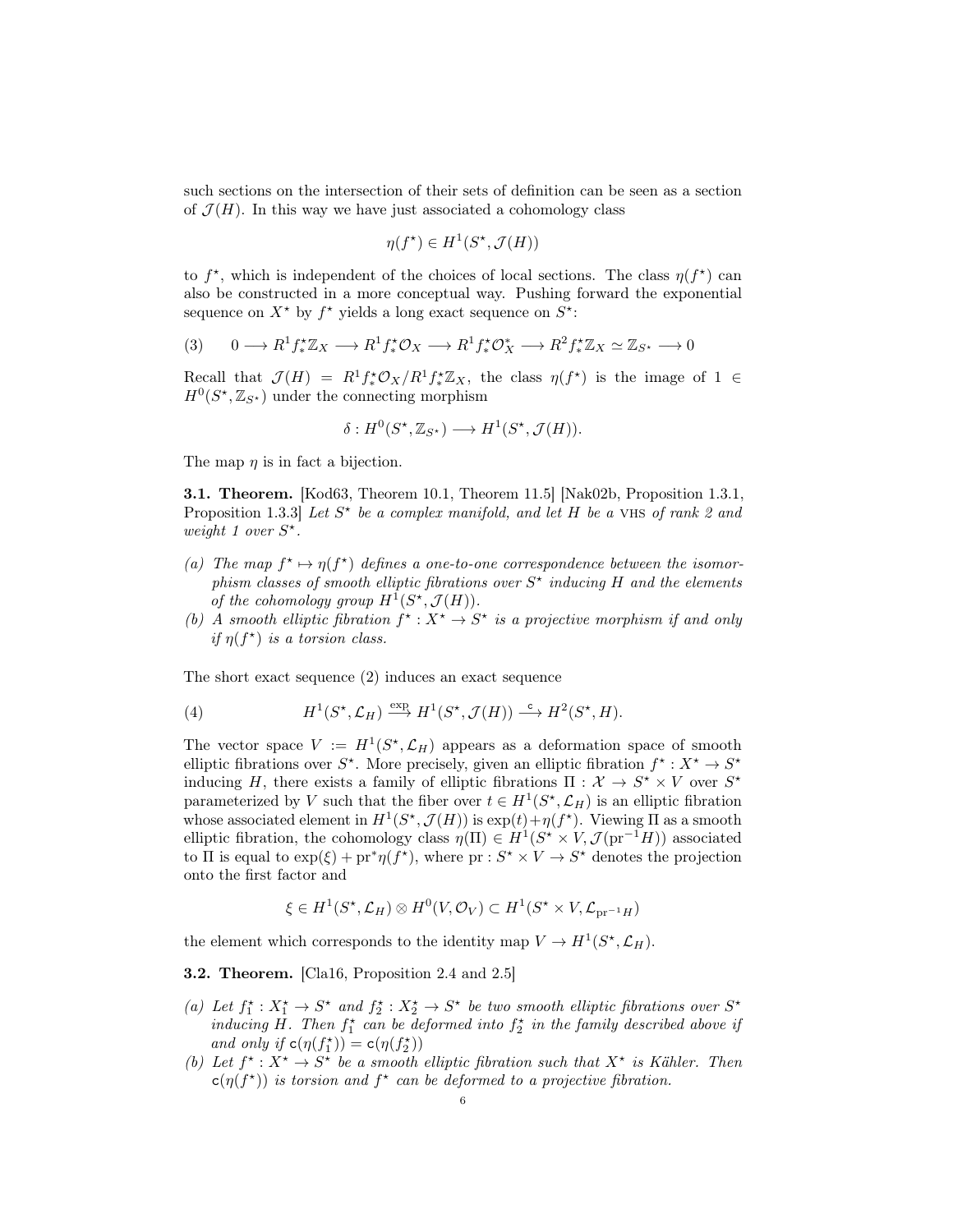such sections on the intersection of their sets of definition can be seen as a section of $\mathcal{J}(H)$. In this way we have just associated a cohomology class

$$\eta(f^\star) \in H^1(S^\star, \mathcal{J}(H))$$

to $f^\star$, which is independent of the choices of local sections. The class $\eta(f^\star)$ can also be constructed in a more conceptual way. Pushing forward the exponential sequence on $X^\star$ by $f^\star$ yields a long exact sequence on $S^\star$:

$$0 \longrightarrow R^1 f^\star_* \mathbb{Z}_X \longrightarrow R^1 f^\star_* \mathcal{O}_X \longrightarrow R^1 f^\star_* \mathcal{O}_X^* \longrightarrow R^2 f^\star_* \mathbb{Z}_X \simeq \mathbb{Z}_{S^\star} \longrightarrow 0 \tag{3}$$

Recall that $\mathcal{J}(H) = R^1 f^\star_* \mathcal{O}_X / R^1 f^\star_* \mathbb{Z}_X$, the class $\eta(f^\star)$ is the image of $1 \in H^0(S^\star, \mathbb{Z}_{S^\star})$ under the connecting morphism

$$\delta : H^0(S^\star, \mathbb{Z}_{S^\star}) \longrightarrow H^1(S^\star, \mathcal{J}(H)).$$

The map $\eta$ is in fact a bijection.

**3.1. Theorem.** [Kod63, Theorem 10.1, Theorem 11.5] [Nak02b, Proposition 1.3.1, Proposition 1.3.3] *Let $S^\star$ be a complex manifold, and let $H$ be a* VHS *of rank 2 and weight 1 over $S^\star$.*

*(a) The map $f^\star \mapsto \eta(f^\star)$ defines a one-to-one correspondence between the isomorphism classes of smooth elliptic fibrations over $S^\star$ inducing $H$ and the elements of the cohomology group $H^1(S^\star, \mathcal{J}(H))$.*

*(b) A smooth elliptic fibration $f^\star : X^\star \to S^\star$ is a projective morphism if and only if $\eta(f^\star)$ is a torsion class.*

The short exact sequence (2) induces an exact sequence

$$H^1(S^\star, \mathcal{L}_H) \xrightarrow{\exp} H^1(S^\star, \mathcal{J}(H)) \xrightarrow{\mathsf{c}} H^2(S^\star, H). \tag{4}$$

The vector space $V := H^1(S^\star, \mathcal{L}_H)$ appears as a deformation space of smooth elliptic fibrations over $S^\star$. More precisely, given an elliptic fibration $f^\star : X^\star \to S^\star$ inducing $H$, there exists a family of elliptic fibrations $\Pi : \mathcal{X} \to S^\star \times V$ over $S^\star$ parameterized by $V$ such that the fiber over $t \in H^1(S^\star, \mathcal{L}_H)$ is an elliptic fibration whose associated element in $H^1(S^\star, \mathcal{J}(H))$ is $\exp(t) + \eta(f^\star)$. Viewing $\Pi$ as a smooth elliptic fibration, the cohomology class $\eta(\Pi) \in H^1(S^\star \times V, \mathcal{J}(\mathrm{pr}^{-1} H))$ associated to $\Pi$ is equal to $\exp(\xi) + \mathrm{pr}^* \eta(f^\star)$, where $\mathrm{pr} : S^\star \times V \to S^\star$ denotes the projection onto the first factor and

$$\xi \in H^1(S^\star, \mathcal{L}_H) \otimes H^0(V, \mathcal{O}_V) \subset H^1(S^\star \times V, \mathcal{L}_{\mathrm{pr}^{-1} H})$$

the element which corresponds to the identity map $V \to H^1(S^\star, \mathcal{L}_H)$.

**3.2. Theorem.** [Cla16, Proposition 2.4 and 2.5]

*(a) Let $f_1^\star : X_1^\star \to S^\star$ and $f_2^\star : X_2^\star \to S^\star$ be two smooth elliptic fibrations over $S^\star$ inducing $H$. Then $f_1^\star$ can be deformed into $f_2^\star$ in the family described above if and only if $\mathsf{c}(\eta(f_1^\star)) = \mathsf{c}(\eta(f_2^\star))$*

*(b) Let $f^\star : X^\star \to S^\star$ be a smooth elliptic fibration such that $X^\star$ is Kähler. Then $\mathsf{c}(\eta(f^\star))$ is torsion and $f^\star$ can be deformed to a projective fibration.*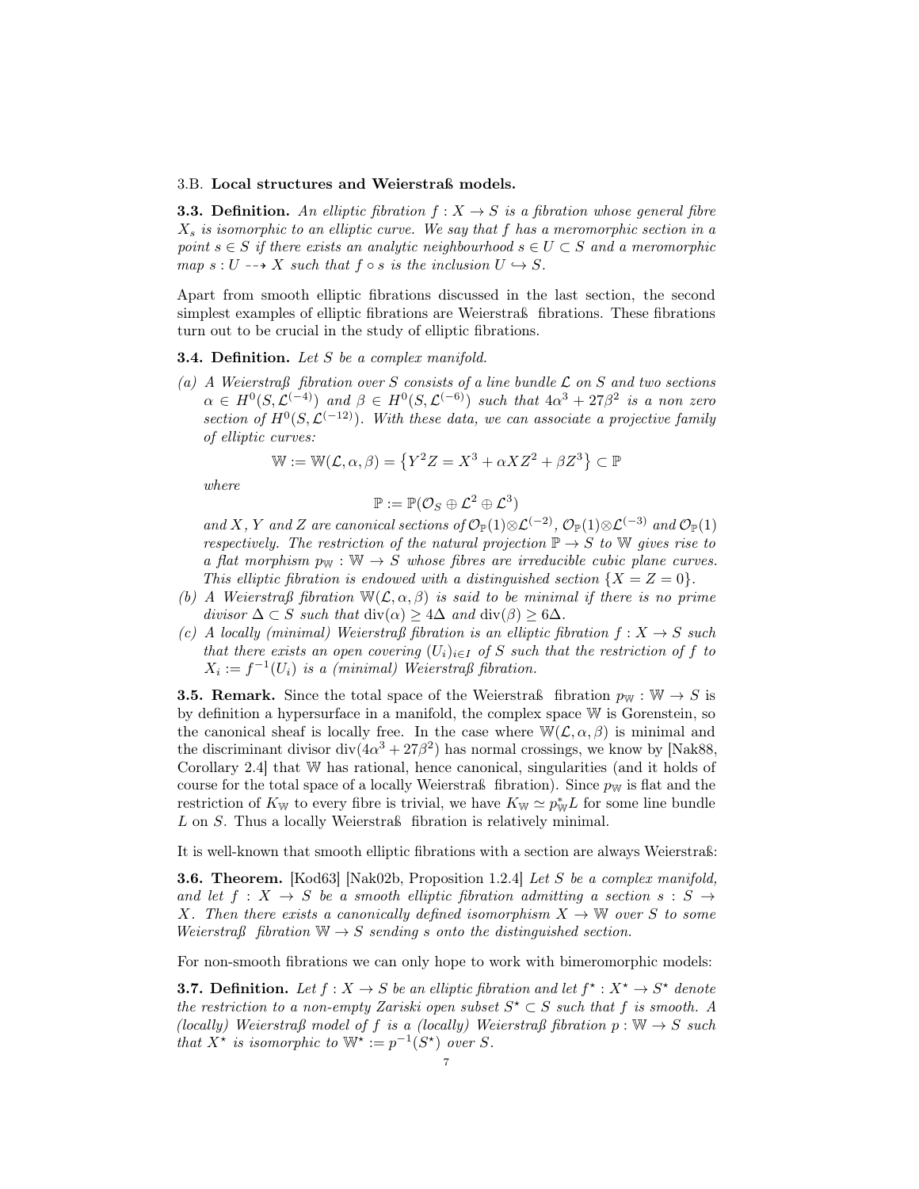### 3.B. Local structures and Weierstraß models.

**3.3. Definition.** *An elliptic fibration $f : X \to S$ is a fibration whose general fibre $X_s$ is isomorphic to an elliptic curve. We say that $f$ has a meromorphic section in a point $s \in S$ if there exists an analytic neighbourhood $s \in U \subset S$ and a meromorphic map $s : U \dashrightarrow X$ such that $f \circ s$ is the inclusion $U \hookrightarrow S$.*

Apart from smooth elliptic fibrations discussed in the last section, the second simplest examples of elliptic fibrations are Weierstraß fibrations. These fibrations turn out to be crucial in the study of elliptic fibrations.

**3.4. Definition.** *Let $S$ be a complex manifold.*

*(a) A Weierstraß fibration over $S$ consists of a line bundle $\mathcal{L}$ on $S$ and two sections $\alpha \in H^0(S, \mathcal{L}^{(-4)})$ and $\beta \in H^0(S, \mathcal{L}^{(-6)})$ such that $4\alpha^3 + 27\beta^2$ is a non zero section of $H^0(S, \mathcal{L}^{(-12)})$. With these data, we can associate a projective family of elliptic curves:*

$$\mathbb{W} := \mathbb{W}(\mathcal{L}, \alpha, \beta) = \left\{ Y^2 Z = X^3 + \alpha X Z^2 + \beta Z^3 \right\} \subset \mathbb{P}$$

*where*

$$\mathbb{P} := \mathbb{P}(\mathcal{O}_S \oplus \mathcal{L}^2 \oplus \mathcal{L}^3)$$

*and $X$, $Y$ and $Z$ are canonical sections of $\mathcal{O}_{\mathbb{P}}(1) \otimes \mathcal{L}^{(-2)}$, $\mathcal{O}_{\mathbb{P}}(1) \otimes \mathcal{L}^{(-3)}$ and $\mathcal{O}_{\mathbb{P}}(1)$ respectively. The restriction of the natural projection $\mathbb{P} \to S$ to $\mathbb{W}$ gives rise to a flat morphism $p_{\mathbb{W}} : \mathbb{W} \to S$ whose fibres are irreducible cubic plane curves. This elliptic fibration is endowed with a distinguished section $\{X = Z = 0\}$.*

*(b) A Weierstraß fibration $\mathbb{W}(\mathcal{L}, \alpha, \beta)$ is said to be minimal if there is no prime divisor $\Delta \subset S$ such that $\operatorname{div}(\alpha) \geq 4\Delta$ and $\operatorname{div}(\beta) \geq 6\Delta$.*

*(c) A locally (minimal) Weierstraß fibration is an elliptic fibration $f : X \to S$ such that there exists an open covering $(U_i)_{i \in I}$ of $S$ such that the restriction of $f$ to $X_i := f^{-1}(U_i)$ is a (minimal) Weierstraß fibration.*

**3.5. Remark.** Since the total space of the Weierstraß fibration $p_{\mathbb{W}} : \mathbb{W} \to S$ is by definition a hypersurface in a manifold, the complex space $\mathbb{W}$ is Gorenstein, so the canonical sheaf is locally free. In the case where $\mathbb{W}(\mathcal{L}, \alpha, \beta)$ is minimal and the discriminant divisor $\operatorname{div}(4\alpha^3 + 27\beta^2)$ has normal crossings, we know by [Nak88, Corollary 2.4] that $\mathbb{W}$ has rational, hence canonical, singularities (and it holds of course for the total space of a locally Weierstraß fibration). Since $p_{\mathbb{W}}$ is flat and the restriction of $K_{\mathbb{W}}$ to every fibre is trivial, we have $K_{\mathbb{W}} \simeq p_{\mathbb{W}}^* L$ for some line bundle $L$ on $S$. Thus a locally Weierstraß fibration is relatively minimal.

It is well-known that smooth elliptic fibrations with a section are always Weierstraß:

**3.6. Theorem.** [Kod63] [Nak02b, Proposition 1.2.4] *Let $S$ be a complex manifold, and let $f : X \to S$ be a smooth elliptic fibration admitting a section $s : S \to X$. Then there exists a canonically defined isomorphism $X \to \mathbb{W}$ over $S$ to some Weierstraß fibration $\mathbb{W} \to S$ sending $s$ onto the distinguished section.*

For non-smooth fibrations we can only hope to work with bimeromorphic models:

**3.7. Definition.** *Let $f : X \to S$ be an elliptic fibration and let $f^\star : X^\star \to S^\star$ denote the restriction to a non-empty Zariski open subset $S^\star \subset S$ such that $f$ is smooth. A (locally) Weierstraß model of $f$ is a (locally) Weierstraß fibration $p : \mathbb{W} \to S$ such that $X^\star$ is isomorphic to $\mathbb{W}^\star := p^{-1}(S^\star)$ over $S$.*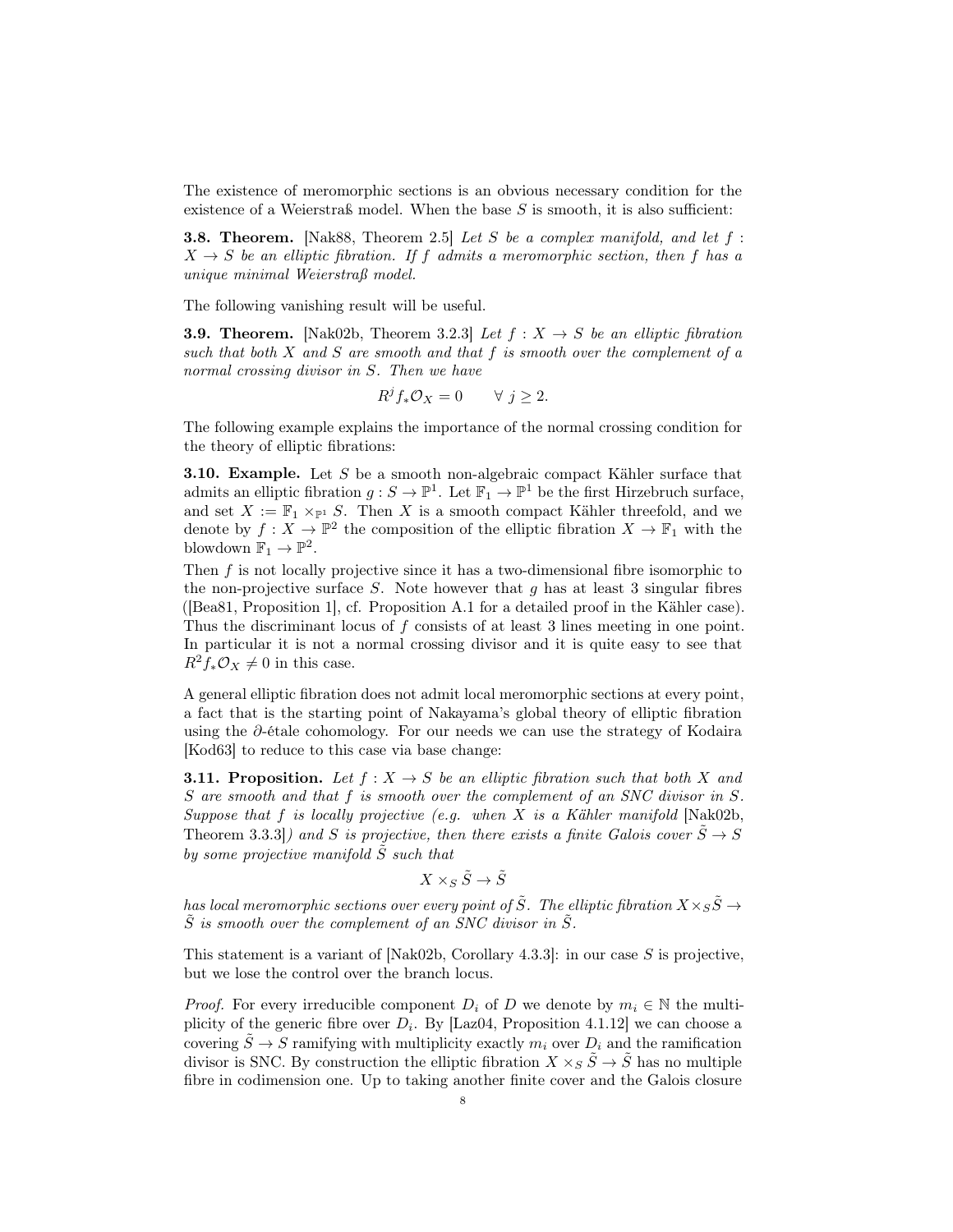The existence of meromorphic sections is an obvious necessary condition for the existence of a Weierstraß model. When the base $S$ is smooth, it is also sufficient:

**3.8. Theorem.** [Nak88, Theorem 2.5] *Let $S$ be a complex manifold, and let $f : X \to S$ be an elliptic fibration. If $f$ admits a meromorphic section, then $f$ has a unique minimal Weierstraß model.*

The following vanishing result will be useful.

**3.9. Theorem.** [Nak02b, Theorem 3.2.3] *Let $f : X \to S$ be an elliptic fibration such that both $X$ and $S$ are smooth and that $f$ is smooth over the complement of a normal crossing divisor in $S$. Then we have*

$$R^j f_* \mathcal{O}_X = 0 \qquad \forall\ j \geq 2.$$

The following example explains the importance of the normal crossing condition for the theory of elliptic fibrations:

**3.10. Example.** Let $S$ be a smooth non-algebraic compact Kähler surface that admits an elliptic fibration $g : S \to \mathbb{P}^1$. Let $\mathbb{F}_1 \to \mathbb{P}^1$ be the first Hirzebruch surface, and set $X := \mathbb{F}_1 \times_{\mathbb{P}^1} S$. Then $X$ is a smooth compact Kähler threefold, and we denote by $f : X \to \mathbb{P}^2$ the composition of the elliptic fibration $X \to \mathbb{F}_1$ with the blowdown $\mathbb{F}_1 \to \mathbb{P}^2$.

Then $f$ is not locally projective since it has a two-dimensional fibre isomorphic to the non-projective surface $S$. Note however that $g$ has at least 3 singular fibres ([Bea81, Proposition 1], cf. Proposition A.1 for a detailed proof in the Kähler case). Thus the discriminant locus of $f$ consists of at least 3 lines meeting in one point. In particular it is not a normal crossing divisor and it is quite easy to see that $R^2 f_* \mathcal{O}_X \neq 0$ in this case.

A general elliptic fibration does not admit local meromorphic sections at every point, a fact that is the starting point of Nakayama's global theory of elliptic fibration using the $\partial$-étale cohomology. For our needs we can use the strategy of Kodaira [Kod63] to reduce to this case via base change:

**3.11. Proposition.** *Let $f : X \to S$ be an elliptic fibration such that both $X$ and $S$ are smooth and that $f$ is smooth over the complement of an SNC divisor in $S$. Suppose that $f$ is locally projective (e.g. when $X$ is a Kähler manifold [Nak02b, Theorem 3.3.3]) and $S$ is projective, then there exists a finite Galois cover $\tilde{S} \to S$ by some projective manifold $\tilde{S}$ such that*

$$X \times_S \tilde{S} \to \tilde{S}$$

*has local meromorphic sections over every point of $\tilde{S}$. The elliptic fibration $X \times_S \tilde{S} \to \tilde{S}$ is smooth over the complement of an SNC divisor in $\tilde{S}$.*

This statement is a variant of [Nak02b, Corollary 4.3.3]: in our case $S$ is projective, but we lose the control over the branch locus.

*Proof.* For every irreducible component $D_i$ of $D$ we denote by $m_i \in \mathbb{N}$ the multiplicity of the generic fibre over $D_i$. By [Laz04, Proposition 4.1.12] we can choose a covering $\tilde{S} \to S$ ramifying with multiplicity exactly $m_i$ over $D_i$ and the ramification divisor is SNC. By construction the elliptic fibration $X \times_S \tilde{S} \to \tilde{S}$ has no multiple fibre in codimension one. Up to taking another finite cover and the Galois closure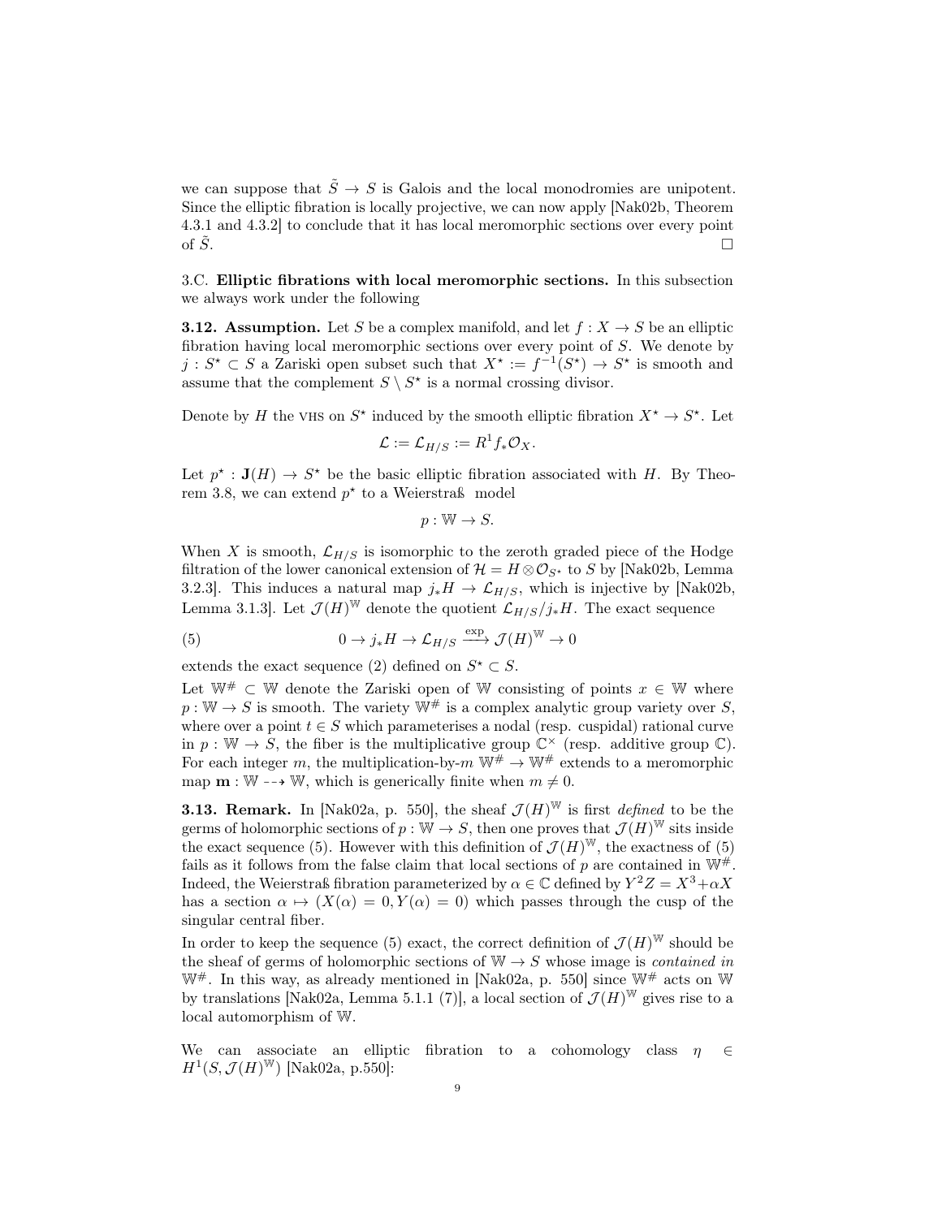we can suppose that $\tilde{S} \to S$ is Galois and the local monodromies are unipotent. Since the elliptic fibration is locally projective, we can now apply [Nak02b, Theorem 4.3.1 and 4.3.2] to conclude that it has local meromorphic sections over every point of $\tilde{S}$. □

3.C. **Elliptic fibrations with local meromorphic sections.** In this subsection we always work under the following

**3.12. Assumption.** Let $S$ be a complex manifold, and let $f : X \to S$ be an elliptic fibration having local meromorphic sections over every point of $S$. We denote by $j : S^\star \subset S$ a Zariski open subset such that $X^\star := f^{-1}(S^\star) \to S^\star$ is smooth and assume that the complement $S \setminus S^\star$ is a normal crossing divisor.

Denote by $H$ the VHS on $S^\star$ induced by the smooth elliptic fibration $X^\star \to S^\star$. Let

$$\mathcal{L} := \mathcal{L}_{H/S} := R^1 f_* \mathcal{O}_X.$$

Let $p^\star : \mathbf{J}(H) \to S^\star$ be the basic elliptic fibration associated with $H$. By Theorem 3.8, we can extend $p^\star$ to a Weierstraß model

$$p : \mathbb{W} \to S.$$

When $X$ is smooth, $\mathcal{L}_{H/S}$ is isomorphic to the zeroth graded piece of the Hodge filtration of the lower canonical extension of $\mathcal{H} = H \otimes \mathcal{O}_{S^\star}$ to $S$ by [Nak02b, Lemma 3.2.3]. This induces a natural map $j_* H \to \mathcal{L}_{H/S}$, which is injective by [Nak02b, Lemma 3.1.3]. Let $\mathcal{J}(H)^{\mathbb{W}}$ denote the quotient $\mathcal{L}_{H/S}/j_* H$. The exact sequence

$$0 \to j_* H \to \mathcal{L}_{H/S} \xrightarrow{\exp} \mathcal{J}(H)^{\mathbb{W}} \to 0 \tag{5}$$

extends the exact sequence (2) defined on $S^\star \subset S$.

Let $\mathbb{W}^\# \subset \mathbb{W}$ denote the Zariski open of $\mathbb{W}$ consisting of points $x \in \mathbb{W}$ where $p : \mathbb{W} \to S$ is smooth. The variety $\mathbb{W}^\#$ is a complex analytic group variety over $S$, where over a point $t \in S$ which parameterises a nodal (resp. cuspidal) rational curve in $p : \mathbb{W} \to S$, the fiber is the multiplicative group $\mathbb{C}^\times$ (resp. additive group $\mathbb{C}$). For each integer $m$, the multiplication-by-$m$ $\mathbb{W}^\# \to \mathbb{W}^\#$ extends to a meromorphic map $\mathbf{m} : \mathbb{W} \dashrightarrow \mathbb{W}$, which is generically finite when $m \neq 0$.

**3.13. Remark.** In [Nak02a, p. 550], the sheaf $\mathcal{J}(H)^{\mathbb{W}}$ is first *defined* to be the germs of holomorphic sections of $p : \mathbb{W} \to S$, then one proves that $\mathcal{J}(H)^{\mathbb{W}}$ sits inside the exact sequence (5). However with this definition of $\mathcal{J}(H)^{\mathbb{W}}$, the exactness of (5) fails as it follows from the false claim that local sections of $p$ are contained in $\mathbb{W}^\#$. Indeed, the Weierstraß fibration parameterized by $\alpha \in \mathbb{C}$ defined by $Y^2 Z = X^3 + \alpha X$ has a section $\alpha \mapsto (X(\alpha) = 0, Y(\alpha) = 0)$ which passes through the cusp of the singular central fiber.

In order to keep the sequence (5) exact, the correct definition of $\mathcal{J}(H)^{\mathbb{W}}$ should be the sheaf of germs of holomorphic sections of $\mathbb{W} \to S$ whose image is *contained in* $\mathbb{W}^\#$. In this way, as already mentioned in [Nak02a, p. 550] since $\mathbb{W}^\#$ acts on $\mathbb{W}$ by translations [Nak02a, Lemma 5.1.1 (7)], a local section of $\mathcal{J}(H)^{\mathbb{W}}$ gives rise to a local automorphism of $\mathbb{W}$.

We can associate an elliptic fibration to a cohomology class $\eta \in H^1(S, \mathcal{J}(H)^{\mathbb{W}})$ [Nak02a, p.550]: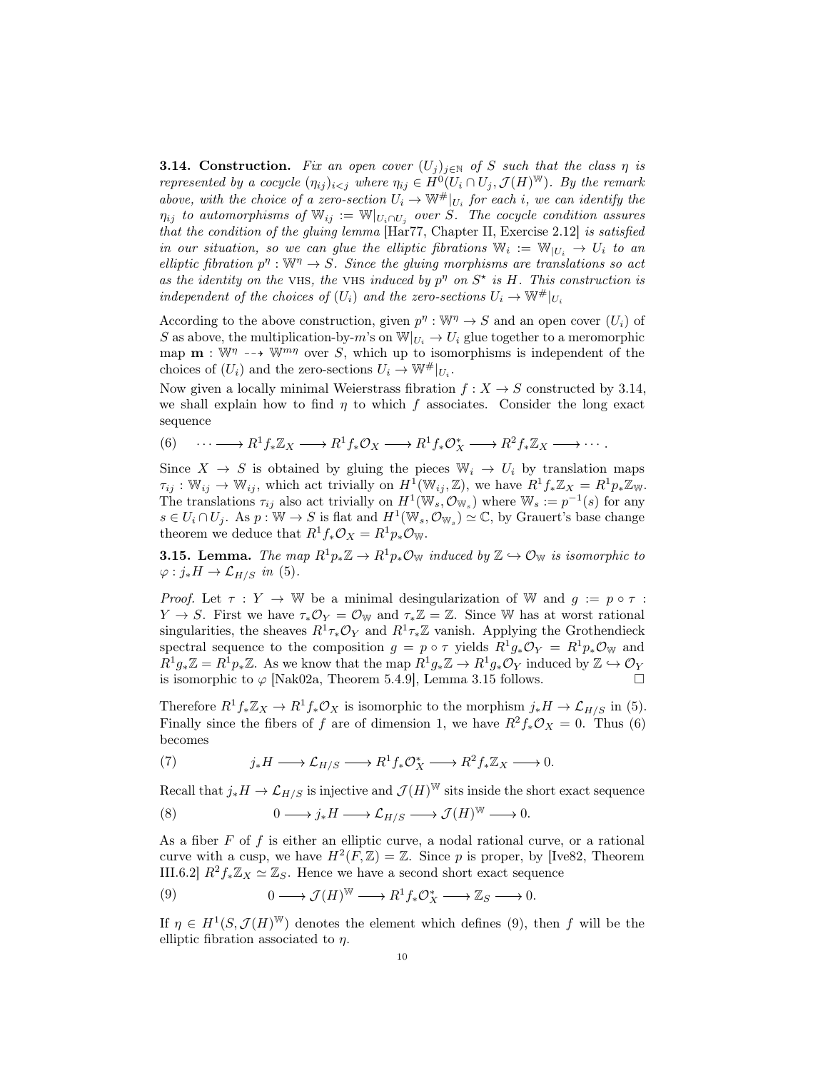**3.14. Construction.** *Fix an open cover $(U_j)_{j\in\mathbb{N}}$ of $S$ such that the class $\eta$ is represented by a cocycle $(\eta_{ij})_{i<j}$ where $\eta_{ij} \in H^0(U_i \cap U_j, \mathcal{J}(H)^{\mathbb{W}})$. By the remark above, with the choice of a zero-section $U_i \to \mathbb{W}^{\#}|_{U_i}$ for each $i$, we can identify the $\eta_{ij}$ to automorphisms of $\mathbb{W}_{ij} := \mathbb{W}|_{U_i\cap U_j}$ over $S$. The cocycle condition assures that the condition of the gluing lemma* [Har77, Chapter II, Exercise 2.12] *is satisfied in our situation, so we can glue the elliptic fibrations $\mathbb{W}_i := \mathbb{W}_{|U_i} \to U_i$ to an elliptic fibration $p^\eta : \mathbb{W}^\eta \to S$. Since the gluing morphisms are translations so act as the identity on the* VHS*, the* VHS *induced by $p^\eta$ on $S^\star$ is $H$. This construction is independent of the choices of $(U_i)$ and the zero-sections $U_i \to \mathbb{W}^{\#}|_{U_i}$*

According to the above construction, given $p^\eta : \mathbb{W}^\eta \to S$ and an open cover $(U_i)$ of $S$ as above, the multiplication-by-$m$'s on $\mathbb{W}|_{U_i} \to U_i$ glue together to a meromorphic map $\mathbf{m} : \mathbb{W}^\eta \dashrightarrow \mathbb{W}^{m\eta}$ over $S$, which up to isomorphisms is independent of the choices of $(U_i)$ and the zero-sections $U_i \to \mathbb{W}^{\#}|_{U_i}$.

Now given a locally minimal Weierstrass fibration $f : X \to S$ constructed by 3.14, we shall explain how to find $\eta$ to which $f$ associates. Consider the long exact sequence

$$(6) \qquad \cdots \longrightarrow R^1 f_*\mathbb{Z}_X \longrightarrow R^1 f_*\mathcal{O}_X \longrightarrow R^1 f_*\mathcal{O}_X^* \longrightarrow R^2 f_*\mathbb{Z}_X \longrightarrow \cdots .$$

Since $X \to S$ is obtained by gluing the pieces $\mathbb{W}_i \to U_i$ by translation maps $\tau_{ij} : \mathbb{W}_{ij} \to \mathbb{W}_{ij}$, which act trivially on $H^1(\mathbb{W}_{ij}, \mathbb{Z})$, we have $R^1 f_*\mathbb{Z}_X = R^1 p_*\mathbb{Z}_{\mathbb{W}}$. The translations $\tau_{ij}$ also act trivially on $H^1(\mathbb{W}_s, \mathcal{O}_{\mathbb{W}_s})$ where $\mathbb{W}_s := p^{-1}(s)$ for any $s \in U_i \cap U_j$. As $p : \mathbb{W} \to S$ is flat and $H^1(\mathbb{W}_s, \mathcal{O}_{\mathbb{W}_s}) \simeq \mathbb{C}$, by Grauert's base change theorem we deduce that $R^1 f_*\mathcal{O}_X = R^1 p_*\mathcal{O}_{\mathbb{W}}$.

**3.15. Lemma.** *The map $R^1 p_*\mathbb{Z} \to R^1 p_*\mathcal{O}_{\mathbb{W}}$ induced by $\mathbb{Z} \hookrightarrow \mathcal{O}_{\mathbb{W}}$ is isomorphic to $\varphi : j_*H \to \mathcal{L}_{H/S}$ in (5).*

*Proof.* Let $\tau : Y \to \mathbb{W}$ be a minimal desingularization of $\mathbb{W}$ and $g := p \circ \tau : Y \to S$. First we have $\tau_*\mathcal{O}_Y = \mathcal{O}_{\mathbb{W}}$ and $\tau_*\mathbb{Z} = \mathbb{Z}$. Since $\mathbb{W}$ has at worst rational singularities, the sheaves $R^1\tau_*\mathcal{O}_Y$ and $R^1\tau_*\mathbb{Z}$ vanish. Applying the Grothendieck spectral sequence to the composition $g = p \circ \tau$ yields $R^1 g_*\mathcal{O}_Y = R^1 p_*\mathcal{O}_{\mathbb{W}}$ and $R^1 g_*\mathbb{Z} = R^1 p_*\mathbb{Z}$. As we know that the map $R^1 g_*\mathbb{Z} \to R^1 g_*\mathcal{O}_Y$ induced by $\mathbb{Z} \hookrightarrow \mathcal{O}_Y$ is isomorphic to $\varphi$ [Nak02a, Theorem 5.4.9], Lemma 3.15 follows. $\square$

Therefore $R^1 f_*\mathbb{Z}_X \to R^1 f_*\mathcal{O}_X$ is isomorphic to the morphism $j_*H \to \mathcal{L}_{H/S}$ in (5). Finally since the fibers of $f$ are of dimension 1, we have $R^2 f_*\mathcal{O}_X = 0$. Thus (6) becomes

$$(7) \qquad j_*H \longrightarrow \mathcal{L}_{H/S} \longrightarrow R^1 f_*\mathcal{O}_X^* \longrightarrow R^2 f_*\mathbb{Z}_X \longrightarrow 0.$$

Recall that $j_*H \to \mathcal{L}_{H/S}$ is injective and $\mathcal{J}(H)^{\mathbb{W}}$ sits inside the short exact sequence

$$(8) \qquad 0 \longrightarrow j_*H \longrightarrow \mathcal{L}_{H/S} \longrightarrow \mathcal{J}(H)^{\mathbb{W}} \longrightarrow 0.$$

As a fiber $F$ of $f$ is either an elliptic curve, a nodal rational curve, or a rational curve with a cusp, we have $H^2(F, \mathbb{Z}) = \mathbb{Z}$. Since $p$ is proper, by [Ive82, Theorem III.6.2] $R^2 f_*\mathbb{Z}_X \simeq \mathbb{Z}_S$. Hence we have a second short exact sequence

$$(9) \qquad 0 \longrightarrow \mathcal{J}(H)^{\mathbb{W}} \longrightarrow R^1 f_*\mathcal{O}_X^* \longrightarrow \mathbb{Z}_S \longrightarrow 0.$$

If $\eta \in H^1(S, \mathcal{J}(H)^{\mathbb{W}})$ denotes the element which defines (9), then $f$ will be the elliptic fibration associated to $\eta$.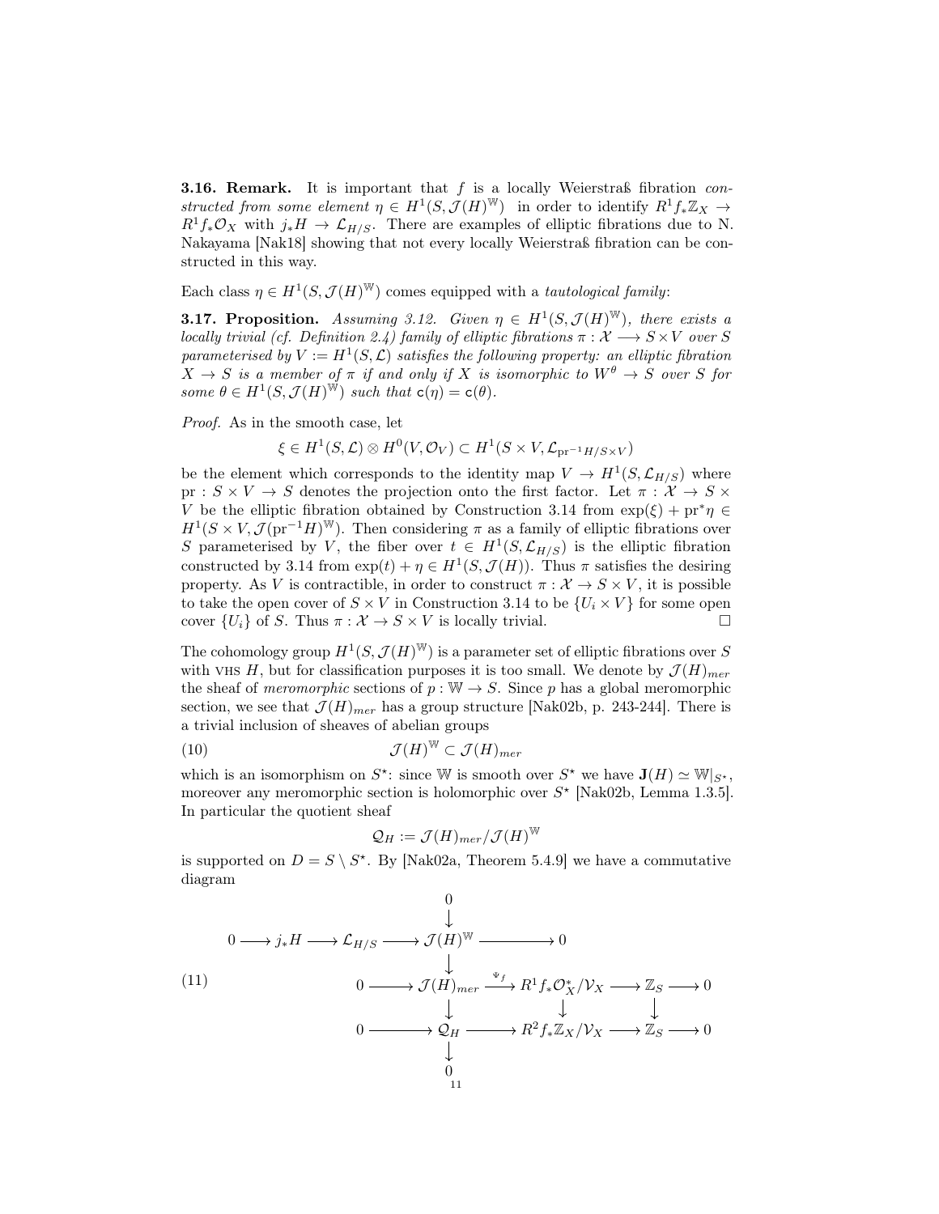**3.16. Remark.** It is important that $f$ is a locally Weierstraß fibration *constructed from some element* $\eta \in H^1(S, \mathcal{J}(H)^{\mathbb{W}})$ in order to identify $R^1 f_* \mathbb{Z}_X \to R^1 f_* \mathcal{O}_X$ with $j_* H \to \mathcal{L}_{H/S}$. There are examples of elliptic fibrations due to N. Nakayama [Nak18] showing that not every locally Weierstraß fibration can be constructed in this way.

Each class $\eta \in H^1(S, \mathcal{J}(H)^{\mathbb{W}})$ comes equipped with a *tautological family*:

**3.17. Proposition.** *Assuming 3.12. Given $\eta \in H^1(S, \mathcal{J}(H)^{\mathbb{W}})$, there exists a locally trivial (cf. Definition 2.4) family of elliptic fibrations $\pi : \mathcal{X} \longrightarrow S \times V$ over $S$ parameterised by $V := H^1(S, \mathcal{L})$ satisfies the following property: an elliptic fibration $X \to S$ is a member of $\pi$ if and only if $X$ is isomorphic to $W^\theta \to S$ over $S$ for some $\theta \in H^1(S, \mathcal{J}(H)^{\mathbb{W}})$ such that $\mathsf{c}(\eta) = \mathsf{c}(\theta)$.*

*Proof.* As in the smooth case, let

$$\xi \in H^1(S, \mathcal{L}) \otimes H^0(V, \mathcal{O}_V) \subset H^1(S \times V, \mathcal{L}_{\mathrm{pr}^{-1} H/S \times V})$$

be the element which corresponds to the identity map $V \to H^1(S, \mathcal{L}_{H/S})$ where $\mathrm{pr} : S \times V \to S$ denotes the projection onto the first factor. Let $\pi : \mathcal{X} \to S \times V$ be the elliptic fibration obtained by Construction 3.14 from $\exp(\xi) + \mathrm{pr}^* \eta \in H^1(S \times V, \mathcal{J}(\mathrm{pr}^{-1} H)^{\mathbb{W}})$. Then considering $\pi$ as a family of elliptic fibrations over $S$ parameterised by $V$, the fiber over $t \in H^1(S, \mathcal{L}_{H/S})$ is the elliptic fibration constructed by 3.14 from $\exp(t) + \eta \in H^1(S, \mathcal{J}(H))$. Thus $\pi$ satisfies the desiring property. As $V$ is contractible, in order to construct $\pi : \mathcal{X} \to S \times V$, it is possible to take the open cover of $S \times V$ in Construction 3.14 to be $\{U_i \times V\}$ for some open cover $\{U_i\}$ of $S$. Thus $\pi : \mathcal{X} \to S \times V$ is locally trivial. $\square$

The cohomology group $H^1(S, \mathcal{J}(H)^{\mathbb{W}})$ is a parameter set of elliptic fibrations over $S$ with VHS $H$, but for classification purposes it is too small. We denote by $\mathcal{J}(H)_{mer}$ the sheaf of *meromorphic* sections of $p : \mathbb{W} \to S$. Since $p$ has a global meromorphic section, we see that $\mathcal{J}(H)_{mer}$ has a group structure [Nak02b, p. 243-244]. There is a trivial inclusion of sheaves of abelian groups

$$\mathcal{J}(H)^{\mathbb{W}} \subset \mathcal{J}(H)_{mer} \tag{10}$$

which is an isomorphism on $S^\star$: since $\mathbb{W}$ is smooth over $S^\star$ we have $\mathbf{J}(H) \simeq \mathbb{W}|_{S^\star}$, moreover any meromorphic section is holomorphic over $S^\star$ [Nak02b, Lemma 1.3.5]. In particular the quotient sheaf

$$\mathcal{Q}_H := \mathcal{J}(H)_{mer} / \mathcal{J}(H)^{\mathbb{W}}$$

is supported on $D = S \setminus S^\star$. By [Nak02a, Theorem 5.4.9] we have a commutative diagram

$$\begin{array}{ccccccccc}
 & & & & 0 & & & & \\
 & & & & \downarrow & & & & \\
0 \longrightarrow & j_* H & \longrightarrow & \mathcal{L}_{H/S} & \longrightarrow \mathcal{J}(H)^{\mathbb{W}} & \longrightarrow & 0 & & \\
 & & & & \downarrow & & & & \\
 & & & 0 \longrightarrow & \mathcal{J}(H)_{mer} & \xrightarrow{\Psi_f} & R^1 f_* \mathcal{O}_X^* / \mathcal{V}_X & \longrightarrow \mathbb{Z}_S & \longrightarrow 0 \\
 & & & & \downarrow & & \downarrow & \downarrow & \\
 & & & 0 \longrightarrow & \mathcal{Q}_H & \longrightarrow & R^2 f_* \mathbb{Z}_X / \mathcal{V}_X & \longrightarrow \mathbb{Z}_S & \longrightarrow 0 \\
 & & & & \downarrow & & & & \\
 & & & & 0 & & & &
\end{array} \tag{11}$$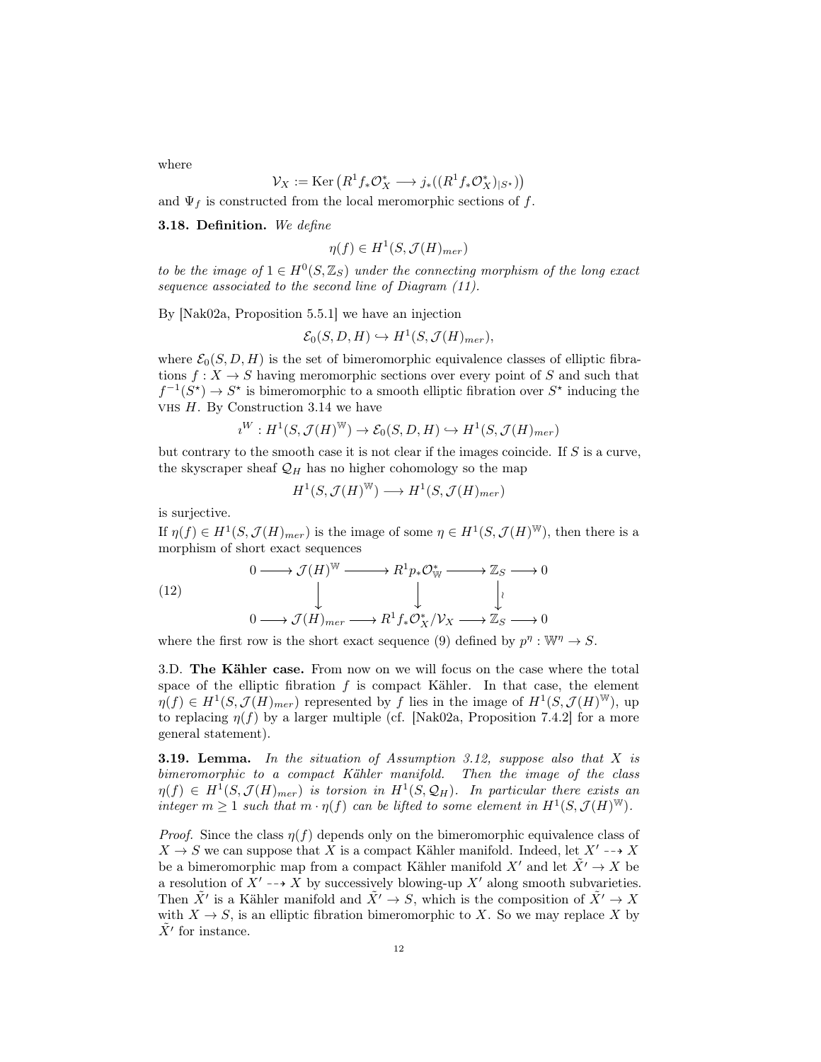where

$$\mathcal{V}_X := \operatorname{Ker}\left(R^1 f_* \mathcal{O}_X^* \longrightarrow j_*((R^1 f_* \mathcal{O}_X^*)_{|S^\star})\right)$$

and $\Psi_f$ is constructed from the local meromorphic sections of $f$.

**3.18. Definition.** *We define*

$$\eta(f) \in H^1(S, \mathcal{J}(H)_{mer})$$

*to be the image of $1 \in H^0(S, \mathbb{Z}_S)$ under the connecting morphism of the long exact sequence associated to the second line of Diagram (11).*

By [Nak02a, Proposition 5.5.1] we have an injection

$$\mathcal{E}_0(S, D, H) \hookrightarrow H^1(S, \mathcal{J}(H)_{mer}),$$

where $\mathcal{E}_0(S, D, H)$ is the set of bimeromorphic equivalence classes of elliptic fibrations $f : X \to S$ having meromorphic sections over every point of $S$ and such that $f^{-1}(S^\star) \to S^\star$ is bimeromorphic to a smooth elliptic fibration over $S^\star$ inducing the VHS $H$. By Construction 3.14 we have

$$\imath^W : H^1(S, \mathcal{J}(H)^{\mathbb{W}}) \to \mathcal{E}_0(S, D, H) \hookrightarrow H^1(S, \mathcal{J}(H)_{mer})$$

but contrary to the smooth case it is not clear if the images coincide. If $S$ is a curve, the skyscraper sheaf $\mathcal{Q}_H$ has no higher cohomology so the map

$$H^1(S, \mathcal{J}(H)^{\mathbb{W}}) \longrightarrow H^1(S, \mathcal{J}(H)_{mer})$$

is surjective.

If $\eta(f) \in H^1(S, \mathcal{J}(H)_{mer})$ is the image of some $\eta \in H^1(S, \mathcal{J}(H)^{\mathbb{W}})$, then there is a morphism of short exact sequences

$$\begin{array}{ccccccccc} 0 & \longrightarrow & \mathcal{J}(H)^{\mathbb{W}} & \longrightarrow & R^1 p_* \mathcal{O}_{\mathbb{W}}^* & \longrightarrow & \mathbb{Z}_S & \longrightarrow & 0 \\ & & \downarrow & & \downarrow & & \downarrow \wr & & \\ 0 & \longrightarrow & \mathcal{J}(H)_{mer} & \longrightarrow & R^1 f_* \mathcal{O}_X^* / \mathcal{V}_X & \longrightarrow & \mathbb{Z}_S & \longrightarrow & 0 \end{array} \tag{12}$$

where the first row is the short exact sequence (9) defined by $p^\eta : \mathbb{W}^\eta \to S$.

3.D. **The Kähler case.** From now on we will focus on the case where the total space of the elliptic fibration $f$ is compact Kähler. In that case, the element $\eta(f) \in H^1(S, \mathcal{J}(H)_{mer})$ represented by $f$ lies in the image of $H^1(S, \mathcal{J}(H)^{\mathbb{W}})$, up to replacing $\eta(f)$ by a larger multiple (cf. [Nak02a, Proposition 7.4.2] for a more general statement).

**3.19. Lemma.** *In the situation of Assumption 3.12, suppose also that $X$ is bimeromorphic to a compact Kähler manifold. Then the image of the class $\eta(f) \in H^1(S, \mathcal{J}(H)_{mer})$ is torsion in $H^1(S, \mathcal{Q}_H)$. In particular there exists an integer $m \geq 1$ such that $m \cdot \eta(f)$ can be lifted to some element in $H^1(S, \mathcal{J}(H)^{\mathbb{W}})$.*

*Proof.* Since the class $\eta(f)$ depends only on the bimeromorphic equivalence class of $X \to S$ we can suppose that $X$ is a compact Kähler manifold. Indeed, let $X' \dashrightarrow X$ be a bimeromorphic map from a compact Kähler manifold $X'$ and let $\tilde{X}' \to X$ be a resolution of $X' \dashrightarrow X$ by successively blowing-up $X'$ along smooth subvarieties. Then $\tilde{X}'$ is a Kähler manifold and $\tilde{X}' \to S$, which is the composition of $\tilde{X}' \to X$ with $X \to S$, is an elliptic fibration bimeromorphic to $X$. So we may replace $X$ by $\tilde{X}'$ for instance.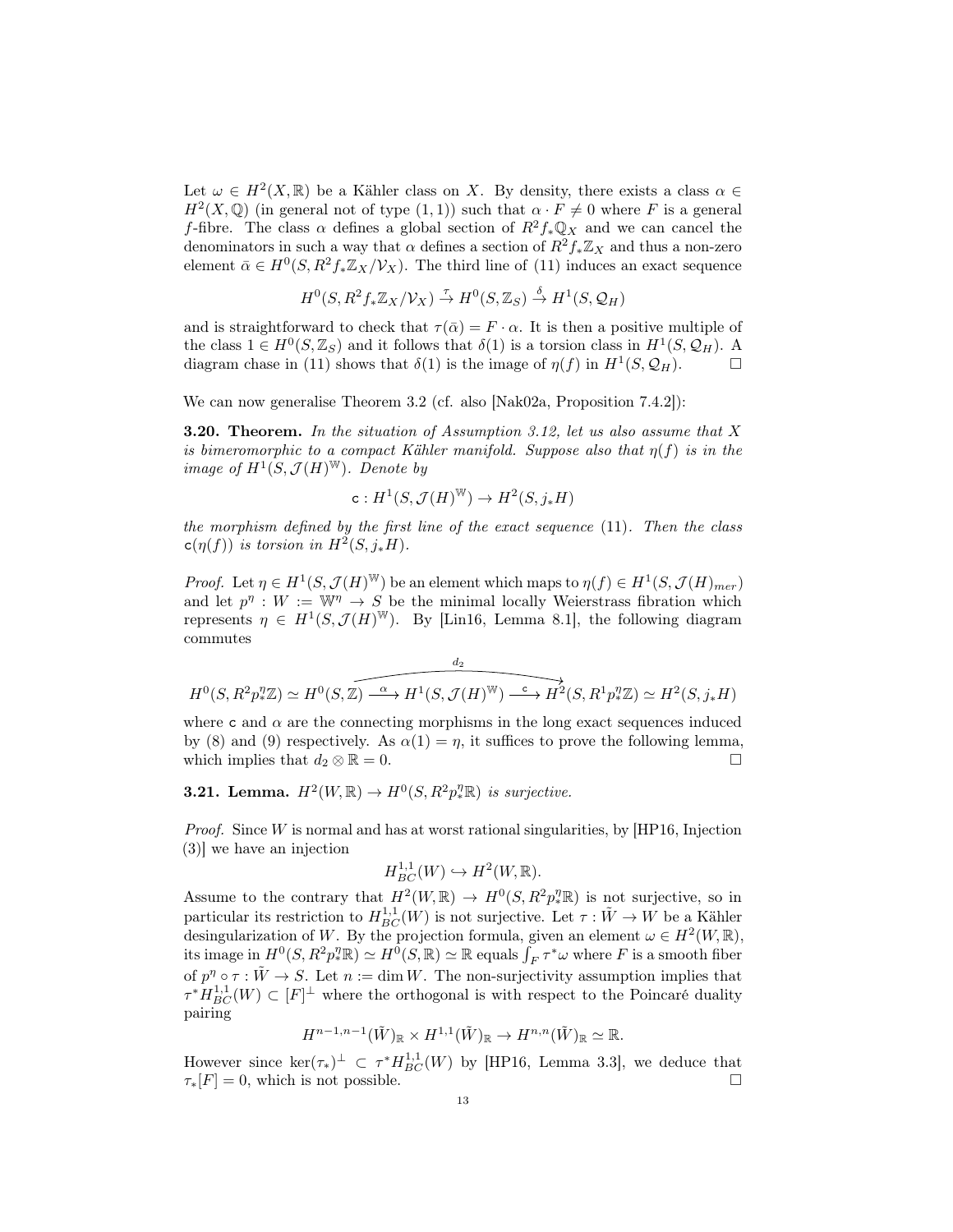Let $\omega \in H^2(X,\mathbb{R})$ be a Kähler class on $X$. By density, there exists a class $\alpha \in H^2(X,\mathbb{Q})$ (in general not of type $(1,1)$) such that $\alpha \cdot F \neq 0$ where $F$ is a general $f$-fibre. The class $\alpha$ defines a global section of $R^2 f_* \mathbb{Q}_X$ and we can cancel the denominators in such a way that $\alpha$ defines a section of $R^2 f_* \mathbb{Z}_X$ and thus a non-zero element $\bar{\alpha} \in H^0(S, R^2 f_* \mathbb{Z}_X / \mathcal{V}_X)$. The third line of (11) induces an exact sequence

$$H^0(S, R^2 f_* \mathbb{Z}_X / \mathcal{V}_X) \xrightarrow{\tau} H^0(S, \mathbb{Z}_S) \xrightarrow{\delta} H^1(S, \mathcal{Q}_H)$$

and is straightforward to check that $\tau(\bar{\alpha}) = F \cdot \alpha$. It is then a positive multiple of the class $1 \in H^0(S, \mathbb{Z}_S)$ and it follows that $\delta(1)$ is a torsion class in $H^1(S, \mathcal{Q}_H)$. A diagram chase in (11) shows that $\delta(1)$ is the image of $\eta(f)$ in $H^1(S, \mathcal{Q}_H)$. $\square$

We can now generalise Theorem 3.2 (cf. also [Nak02a, Proposition 7.4.2]):

**3.20. Theorem.** *In the situation of Assumption 3.12, let us also assume that $X$ is bimeromorphic to a compact Kähler manifold. Suppose also that $\eta(f)$ is in the image of $H^1(S, \mathcal{J}(H)^{\mathbb{W}})$. Denote by*

$$\mathsf{c} : H^1(S, \mathcal{J}(H)^{\mathbb{W}}) \to H^2(S, j_* H)$$

*the morphism defined by the first line of the exact sequence (11). Then the class $\mathsf{c}(\eta(f))$ is torsion in $H^2(S, j_* H)$.*

*Proof.* Let $\eta \in H^1(S, \mathcal{J}(H)^{\mathbb{W}})$ be an element which maps to $\eta(f) \in H^1(S, \mathcal{J}(H)_{mer})$ and let $p^\eta : W := \mathbb{W}^\eta \to S$ be the minimal locally Weierstrass fibration which represents $\eta \in H^1(S, \mathcal{J}(H)^{\mathbb{W}})$. By [Lin16, Lemma 8.1], the following diagram commutes

$$H^0(S, R^2 p^\eta_* \mathbb{Z}) \simeq \overbrace{H^0(S, \mathbb{Z}) \xrightarrow{\alpha} H^1(S, \mathcal{J}(H)^{\mathbb{W}}) \xrightarrow{\mathsf{c}} H^2}^{d_2}(S, R^1 p^\eta_* \mathbb{Z}) \simeq H^2(S, j_* H)$$

where $\mathsf{c}$ and $\alpha$ are the connecting morphisms in the long exact sequences induced by (8) and (9) respectively. As $\alpha(1) = \eta$, it suffices to prove the following lemma, which implies that $d_2 \otimes \mathbb{R} = 0$. $\square$

**3.21. Lemma.** *$H^2(W, \mathbb{R}) \to H^0(S, R^2 p^\eta_* \mathbb{R})$ is surjective.*

*Proof.* Since $W$ is normal and has at worst rational singularities, by [HP16, Injection (3)] we have an injection

$$H^{1,1}_{BC}(W) \hookrightarrow H^2(W, \mathbb{R}).$$

Assume to the contrary that $H^2(W, \mathbb{R}) \to H^0(S, R^2 p^\eta_* \mathbb{R})$ is not surjective, so in particular its restriction to $H^{1,1}_{BC}(W)$ is not surjective. Let $\tau : \tilde{W} \to W$ be a Kähler desingularization of $W$. By the projection formula, given an element $\omega \in H^2(W, \mathbb{R})$, its image in $H^0(S, R^2 p^\eta_* \mathbb{R}) \simeq H^0(S, \mathbb{R}) \simeq \mathbb{R}$ equals $\int_F \tau^* \omega$ where $F$ is a smooth fiber of $p^\eta \circ \tau : \tilde{W} \to S$. Let $n := \dim W$. The non-surjectivity assumption implies that $\tau^* H^{1,1}_{BC}(W) \subset [F]^\perp$ where the orthogonal is with respect to the Poincaré duality pairing

$$H^{n-1,n-1}(\tilde{W})_{\mathbb{R}} \times H^{1,1}(\tilde{W})_{\mathbb{R}} \to H^{n,n}(\tilde{W})_{\mathbb{R}} \simeq \mathbb{R}.$$

However since $\ker(\tau_*)^\perp \subset \tau^* H^{1,1}_{BC}(W)$ by [HP16, Lemma 3.3], we deduce that $\tau_*[F] = 0$, which is not possible. $\square$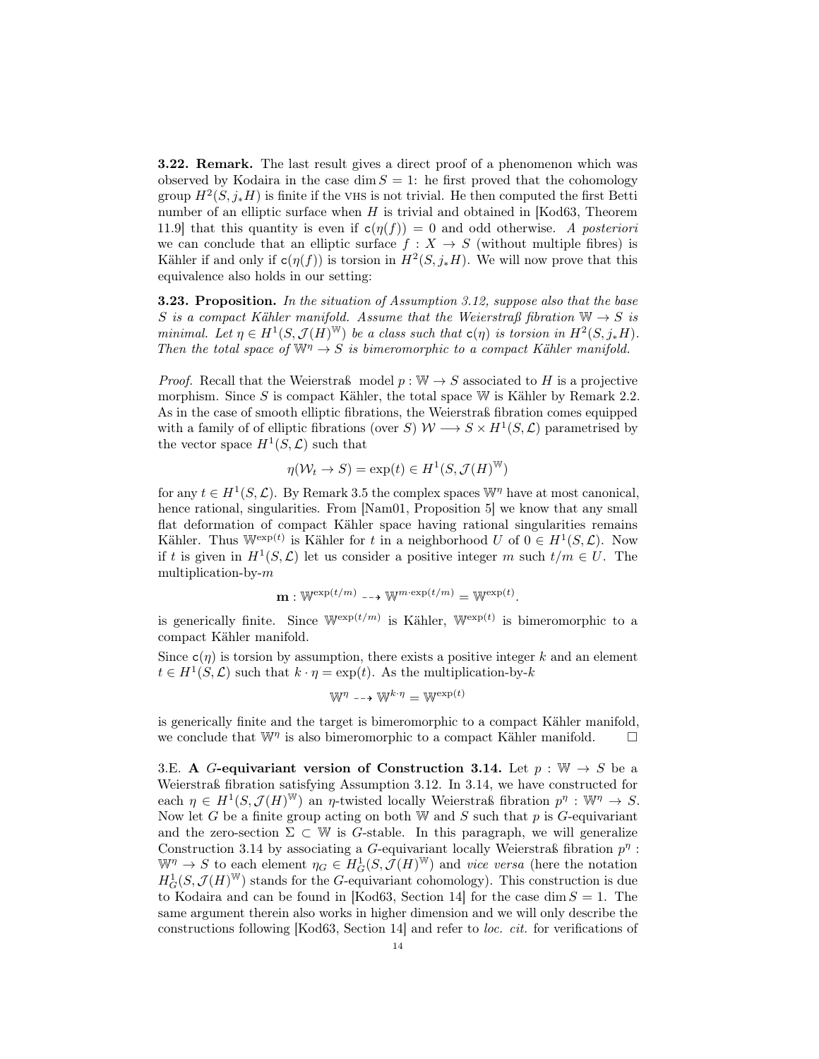**3.22. Remark.** The last result gives a direct proof of a phenomenon which was observed by Kodaira in the case $\dim S = 1$: he first proved that the cohomology group $H^2(S, j_*H)$ is finite if the VHS is not trivial. He then computed the first Betti number of an elliptic surface when $H$ is trivial and obtained in [Kod63, Theorem 11.9] that this quantity is even if $\mathsf{c}(\eta(f)) = 0$ and odd otherwise. *A posteriori* we can conclude that an elliptic surface $f : X \to S$ (without multiple fibres) is Kähler if and only if $\mathsf{c}(\eta(f))$ is torsion in $H^2(S, j_*H)$. We will now prove that this equivalence also holds in our setting:

**3.23. Proposition.** *In the situation of Assumption 3.12, suppose also that the base $S$ is a compact Kähler manifold. Assume that the Weierstraß fibration $\mathbb{W} \to S$ is minimal. Let $\eta \in H^1(S, \mathcal{J}(H)^{\mathbb{W}})$ be a class such that $\mathsf{c}(\eta)$ is torsion in $H^2(S, j_*H)$. Then the total space of $\mathbb{W}^\eta \to S$ is bimeromorphic to a compact Kähler manifold.*

*Proof.* Recall that the Weierstraß model $p : \mathbb{W} \to S$ associated to $H$ is a projective morphism. Since $S$ is compact Kähler, the total space $\mathbb{W}$ is Kähler by Remark 2.2. As in the case of smooth elliptic fibrations, the Weierstraß fibration comes equipped with a family of of elliptic fibrations (over $S$) $\mathcal{W} \longrightarrow S \times H^1(S, \mathcal{L})$ parametrised by the vector space $H^1(S, \mathcal{L})$ such that

$$\eta(\mathcal{W}_t \to S) = \exp(t) \in H^1(S, \mathcal{J}(H)^{\mathbb{W}})$$

for any $t \in H^1(S, \mathcal{L})$. By Remark 3.5 the complex spaces $\mathbb{W}^\eta$ have at most canonical, hence rational, singularities. From [Nam01, Proposition 5] we know that any small flat deformation of compact Kähler space having rational singularities remains Kähler. Thus $\mathbb{W}^{\exp(t)}$ is Kähler for $t$ in a neighborhood $U$ of $0 \in H^1(S, \mathcal{L})$. Now if $t$ is given in $H^1(S, \mathcal{L})$ let us consider a positive integer $m$ such $t/m \in U$. The multiplication-by-$m$

$$\mathbf{m} : \mathbb{W}^{\exp(t/m)} \dashrightarrow \mathbb{W}^{m \cdot \exp(t/m)} = \mathbb{W}^{\exp(t)}.$$

is generically finite. Since $\mathbb{W}^{\exp(t/m)}$ is Kähler, $\mathbb{W}^{\exp(t)}$ is bimeromorphic to a compact Kähler manifold.

Since $\mathsf{c}(\eta)$ is torsion by assumption, there exists a positive integer $k$ and an element $t \in H^1(S, \mathcal{L})$ such that $k \cdot \eta = \exp(t)$. As the multiplication-by-$k$

$$\mathbb{W}^\eta \dashrightarrow \mathbb{W}^{k \cdot \eta} = \mathbb{W}^{\exp(t)}$$

is generically finite and the target is bimeromorphic to a compact Kähler manifold, we conclude that $\mathbb{W}^\eta$ is also bimeromorphic to a compact Kähler manifold. □

3.E. **A $G$-equivariant version of Construction 3.14.** Let $p : \mathbb{W} \to S$ be a Weierstraß fibration satisfying Assumption 3.12. In 3.14, we have constructed for each $\eta \in H^1(S, \mathcal{J}(H)^{\mathbb{W}})$ an $\eta$-twisted locally Weierstraß fibration $p^\eta : \mathbb{W}^\eta \to S$. Now let $G$ be a finite group acting on both $\mathbb{W}$ and $S$ such that $p$ is $G$-equivariant and the zero-section $\Sigma \subset \mathbb{W}$ is $G$-stable. In this paragraph, we will generalize Construction 3.14 by associating a $G$-equivariant locally Weierstraß fibration $p^\eta : \mathbb{W}^\eta \to S$ to each element $\eta_G \in H^1_G(S, \mathcal{J}(H)^{\mathbb{W}})$ and *vice versa* (here the notation $H^1_G(S, \mathcal{J}(H)^{\mathbb{W}})$ stands for the $G$-equivariant cohomology). This construction is due to Kodaira and can be found in [Kod63, Section 14] for the case $\dim S = 1$. The same argument therein also works in higher dimension and we will only describe the constructions following [Kod63, Section 14] and refer to *loc. cit.* for verifications of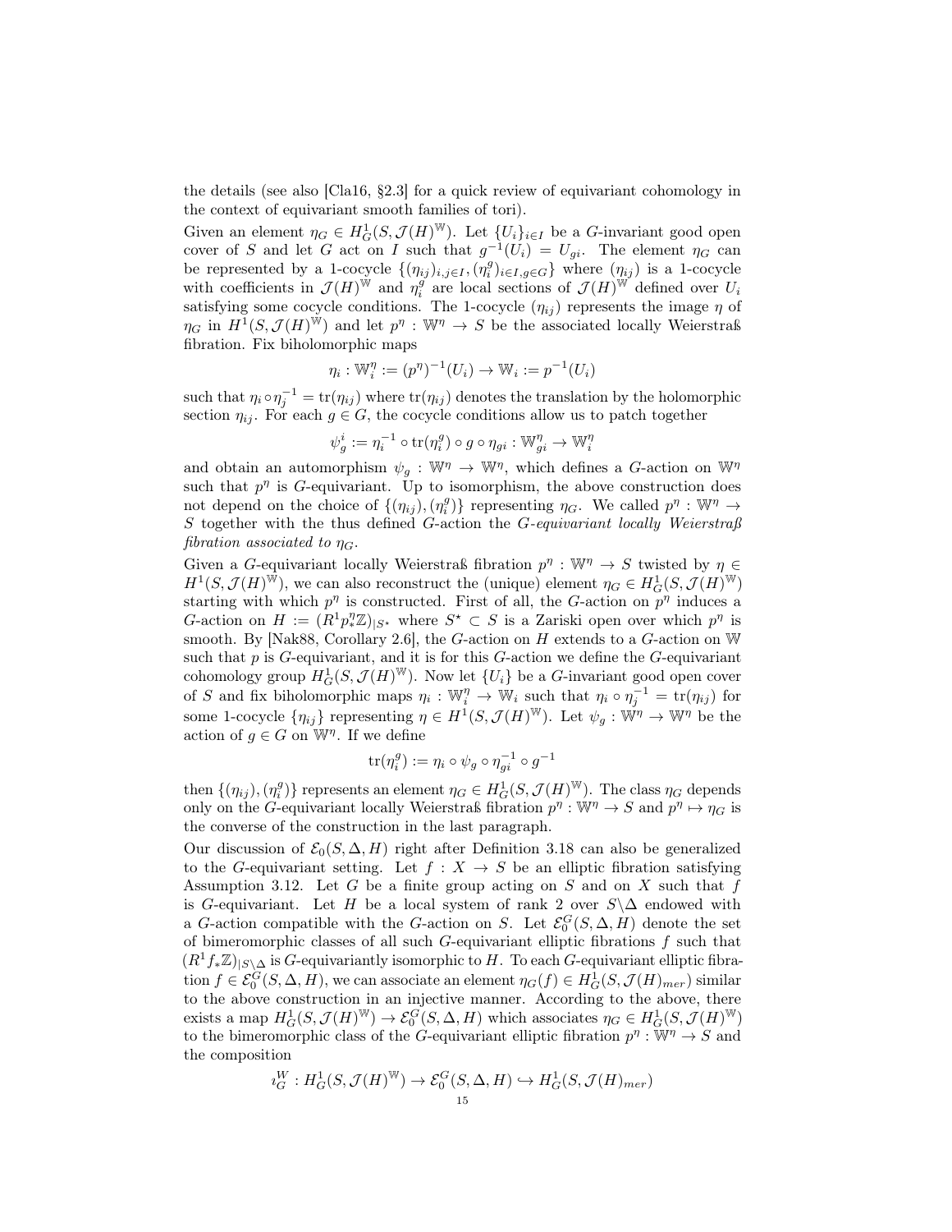the details (see also [Cla16, §2.3] for a quick review of equivariant cohomology in the context of equivariant smooth families of tori).

Given an element $\eta_G \in H^1_G(S, \mathcal{J}(H)^{\mathbb{W}})$. Let $\{U_i\}_{i\in I}$ be a $G$-invariant good open cover of $S$ and let $G$ act on $I$ such that $g^{-1}(U_i) = U_{gi}$. The element $\eta_G$ can be represented by a 1-cocycle $\{(\eta_{ij})_{i,j\in I}, (\eta_i^g)_{i\in I, g\in G}\}$ where $(\eta_{ij})$ is a 1-cocycle with coefficients in $\mathcal{J}(H)^{\mathbb{W}}$ and $\eta_i^g$ are local sections of $\mathcal{J}(H)^{\mathbb{W}}$ defined over $U_i$ satisfying some cocycle conditions. The 1-cocycle $(\eta_{ij})$ represents the image $\eta$ of $\eta_G$ in $H^1(S, \mathcal{J}(H)^{\mathbb{W}})$ and let $p^\eta : \mathbb{W}^\eta \to S$ be the associated locally Weierstraß fibration. Fix biholomorphic maps

$$\eta_i : \mathbb{W}_i^\eta := (p^\eta)^{-1}(U_i) \to \mathbb{W}_i := p^{-1}(U_i)$$

such that $\eta_i \circ \eta_j^{-1} = \mathrm{tr}(\eta_{ij})$ where $\mathrm{tr}(\eta_{ij})$ denotes the translation by the holomorphic section $\eta_{ij}$. For each $g \in G$, the cocycle conditions allow us to patch together

$$\psi_g^i := \eta_i^{-1} \circ \mathrm{tr}(\eta_i^g) \circ g \circ \eta_{gi} : \mathbb{W}_{gi}^\eta \to \mathbb{W}_i^\eta$$

and obtain an automorphism $\psi_g : \mathbb{W}^\eta \to \mathbb{W}^\eta$, which defines a $G$-action on $\mathbb{W}^\eta$ such that $p^\eta$ is $G$-equivariant. Up to isomorphism, the above construction does not depend on the choice of $\{(\eta_{ij}), (\eta_i^g)\}$ representing $\eta_G$. We called $p^\eta : \mathbb{W}^\eta \to S$ together with the thus defined $G$-action the *$G$-equivariant locally Weierstraß fibration associated to $\eta_G$*.

Given a $G$-equivariant locally Weierstraß fibration $p^\eta : \mathbb{W}^\eta \to S$ twisted by $\eta \in H^1(S, \mathcal{J}(H)^{\mathbb{W}})$, we can also reconstruct the (unique) element $\eta_G \in H^1_G(S, \mathcal{J}(H)^{\mathbb{W}})$ starting with which $p^\eta$ is constructed. First of all, the $G$-action on $p^\eta$ induces a $G$-action on $H := (R^1 p^\eta_* \mathbb{Z})_{|S^\star}$ where $S^\star \subset S$ is a Zariski open over which $p^\eta$ is smooth. By [Nak88, Corollary 2.6], the $G$-action on $H$ extends to a $G$-action on $\mathbb{W}$ such that $p$ is $G$-equivariant, and it is for this $G$-action we define the $G$-equivariant cohomology group $H^1_G(S, \mathcal{J}(H)^{\mathbb{W}})$. Now let $\{U_i\}$ be a $G$-invariant good open cover of $S$ and fix biholomorphic maps $\eta_i : \mathbb{W}_i^\eta \to \mathbb{W}_i$ such that $\eta_i \circ \eta_j^{-1} = \mathrm{tr}(\eta_{ij})$ for some 1-cocycle $\{\eta_{ij}\}$ representing $\eta \in H^1(S, \mathcal{J}(H)^{\mathbb{W}})$. Let $\psi_g : \mathbb{W}^\eta \to \mathbb{W}^\eta$ be the action of $g \in G$ on $\mathbb{W}^\eta$. If we define

$$\mathrm{tr}(\eta_i^g) := \eta_i \circ \psi_g \circ \eta_{gi}^{-1} \circ g^{-1}$$

then $\{(\eta_{ij}), (\eta_i^g)\}$ represents an element $\eta_G \in H^1_G(S, \mathcal{J}(H)^{\mathbb{W}})$. The class $\eta_G$ depends only on the $G$-equivariant locally Weierstraß fibration $p^\eta : \mathbb{W}^\eta \to S$ and $p^\eta \mapsto \eta_G$ is the converse of the construction in the last paragraph.

Our discussion of $\mathcal{E}_0(S, \Delta, H)$ right after Definition 3.18 can also be generalized to the $G$-equivariant setting. Let $f : X \to S$ be an elliptic fibration satisfying Assumption 3.12. Let $G$ be a finite group acting on $S$ and on $X$ such that $f$ is $G$-equivariant. Let $H$ be a local system of rank 2 over $S\backslash\Delta$ endowed with a $G$-action compatible with the $G$-action on $S$. Let $\mathcal{E}_0^G(S, \Delta, H)$ denote the set of bimeromorphic classes of all such $G$-equivariant elliptic fibrations $f$ such that $(R^1 f_* \mathbb{Z})_{|S\backslash\Delta}$ is $G$-equivariantly isomorphic to $H$. To each $G$-equivariant elliptic fibration $f \in \mathcal{E}_0^G(S, \Delta, H)$, we can associate an element $\eta_G(f) \in H^1_G(S, \mathcal{J}(H)_{mer})$ similar to the above construction in an injective manner. According to the above, there exists a map $H^1_G(S, \mathcal{J}(H)^{\mathbb{W}}) \to \mathcal{E}_0^G(S, \Delta, H)$ which associates $\eta_G \in H^1_G(S, \mathcal{J}(H)^{\mathbb{W}})$ to the bimeromorphic class of the $G$-equivariant elliptic fibration $p^\eta : \mathbb{W}^\eta \to S$ and the composition

$$\imath_G^W : H^1_G(S, \mathcal{J}(H)^{\mathbb{W}}) \to \mathcal{E}_0^G(S, \Delta, H) \hookrightarrow H^1_G(S, \mathcal{J}(H)_{mer})$$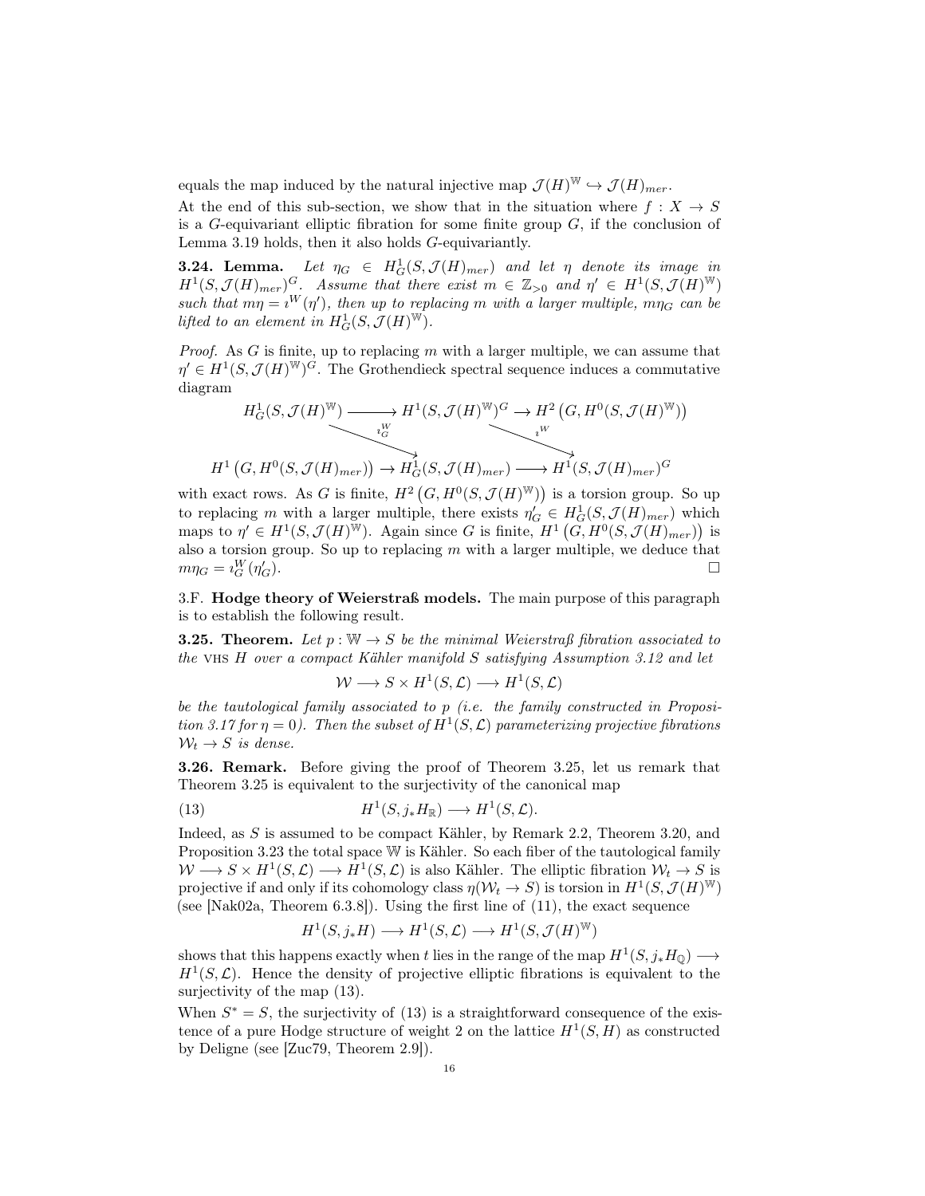equals the map induced by the natural injective map $\mathcal{J}(H)^{\mathbb{W}} \hookrightarrow \mathcal{J}(H)_{mer}$.

At the end of this sub-section, we show that in the situation where $f : X \to S$ is a $G$-equivariant elliptic fibration for some finite group $G$, if the conclusion of Lemma 3.19 holds, then it also holds $G$-equivariantly.

**3.24. Lemma.** *Let $\eta_G \in H^1_G(S, \mathcal{J}(H)_{mer})$ and let $\eta$ denote its image in $H^1(S, \mathcal{J}(H)_{mer})^G$. Assume that there exist $m \in \mathbb{Z}_{>0}$ and $\eta' \in H^1(S, \mathcal{J}(H)^{\mathbb{W}})$ such that $m\eta = \imath^W(\eta')$, then up to replacing $m$ with a larger multiple, $m\eta_G$ can be lifted to an element in $H^1_G(S, \mathcal{J}(H)^{\mathbb{W}})$.*

*Proof.* As $G$ is finite, up to replacing $m$ with a larger multiple, we can assume that $\eta' \in H^1(S, \mathcal{J}(H)^{\mathbb{W}})^G$. The Grothendieck spectral sequence induces a commutative diagram

$$\begin{array}{ccccc} & H^1_G(S, \mathcal{J}(H)^{\mathbb{W}}) & \longrightarrow & H^1(S, \mathcal{J}(H)^{\mathbb{W}})^G & \to H^2\left(G, H^0(S, \mathcal{J}(H)^{\mathbb{W}})\right) \\ & \quad\searrow^{\imath^W_G} & & \quad\searrow^{\imath^W} & \\ H^1\left(G, H^0(S, \mathcal{J}(H)_{mer})\right) \to & H^1_G(S, \mathcal{J}(H)_{mer}) & \longrightarrow & H^1(S, \mathcal{J}(H)_{mer})^G & \end{array}$$

with exact rows. As $G$ is finite, $H^2\left(G, H^0(S, \mathcal{J}(H)^{\mathbb{W}})\right)$ is a torsion group. So up to replacing $m$ with a larger multiple, there exists $\eta'_G \in H^1_G(S, \mathcal{J}(H)_{mer})$ which maps to $\eta' \in H^1(S, \mathcal{J}(H)^{\mathbb{W}})$. Again since $G$ is finite, $H^1\left(G, H^0(S, \mathcal{J}(H)_{mer})\right)$ is also a torsion group. So up to replacing $m$ with a larger multiple, we deduce that $m\eta_G = \imath^W_G(\eta'_G)$. $\square$

3.F. **Hodge theory of Weierstraß models.** The main purpose of this paragraph is to establish the following result.

**3.25. Theorem.** *Let $p : \mathbb{W} \to S$ be the minimal Weierstraß fibration associated to the* VHS *$H$ over a compact Kähler manifold $S$ satisfying Assumption 3.12 and let*

$$\mathcal{W} \longrightarrow S \times H^1(S, \mathcal{L}) \longrightarrow H^1(S, \mathcal{L})$$

*be the tautological family associated to $p$ (i.e. the family constructed in Proposition 3.17 for $\eta = 0$). Then the subset of $H^1(S, \mathcal{L})$ parameterizing projective fibrations $\mathcal{W}_t \to S$ is dense.*

**3.26. Remark.** Before giving the proof of Theorem 3.25, let us remark that Theorem 3.25 is equivalent to the surjectivity of the canonical map

$$H^1(S, j_*H_{\mathbb{R}}) \longrightarrow H^1(S, \mathcal{L}). \tag{13}$$

Indeed, as $S$ is assumed to be compact Kähler, by Remark 2.2, Theorem 3.20, and Proposition 3.23 the total space $\mathbb{W}$ is Kähler. So each fiber of the tautological family $\mathcal{W} \longrightarrow S \times H^1(S, \mathcal{L}) \longrightarrow H^1(S, \mathcal{L})$ is also Kähler. The elliptic fibration $\mathcal{W}_t \to S$ is projective if and only if its cohomology class $\eta(\mathcal{W}_t \to S)$ is torsion in $H^1(S, \mathcal{J}(H)^{\mathbb{W}})$ (see [Nak02a, Theorem 6.3.8]). Using the first line of (11), the exact sequence

$$H^1(S, j_*H) \longrightarrow H^1(S, \mathcal{L}) \longrightarrow H^1(S, \mathcal{J}(H)^{\mathbb{W}})$$

shows that this happens exactly when $t$ lies in the range of the map $H^1(S, j_*H_{\mathbb{Q}}) \longrightarrow H^1(S, \mathcal{L})$. Hence the density of projective elliptic fibrations is equivalent to the surjectivity of the map (13).

When $S^* = S$, the surjectivity of (13) is a straightforward consequence of the existence of a pure Hodge structure of weight 2 on the lattice $H^1(S, H)$ as constructed by Deligne (see [Zuc79, Theorem 2.9]).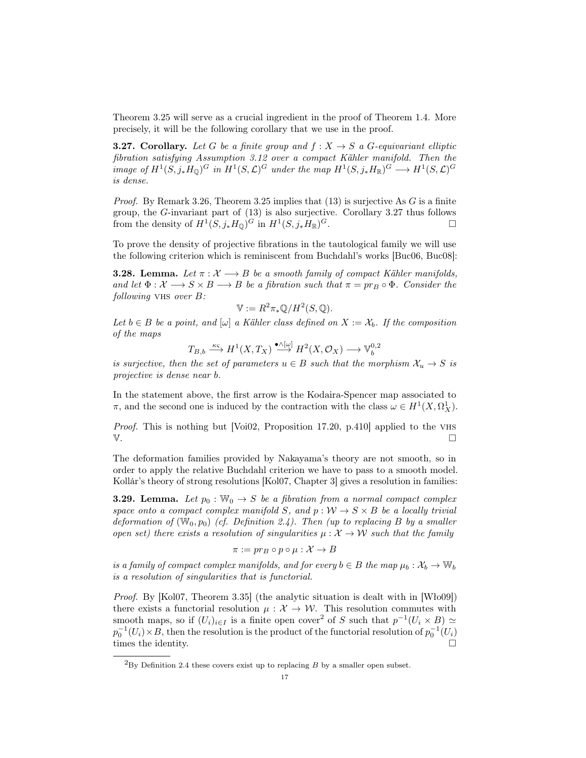Theorem 3.25 will serve as a crucial ingredient in the proof of Theorem 1.4. More precisely, it will be the following corollary that we use in the proof.

**3.27. Corollary.** *Let $G$ be a finite group and $f : X \to S$ a $G$-equivariant elliptic fibration satisfying Assumption 3.12 over a compact Kähler manifold. Then the image of $H^1(S, j_*H_{\mathbb{Q}})^G$ in $H^1(S, \mathcal{L})^G$ under the map $H^1(S, j_*H_{\mathbb{R}})^G \longrightarrow H^1(S, \mathcal{L})^G$ is dense.*

*Proof.* By Remark 3.26, Theorem 3.25 implies that (13) is surjective As $G$ is a finite group, the $G$-invariant part of (13) is also surjective. Corollary 3.27 thus follows from the density of $H^1(S, j_*H_{\mathbb{Q}})^G$ in $H^1(S, j_*H_{\mathbb{R}})^G$. □

To prove the density of projective fibrations in the tautological family we will use the following criterion which is reminiscent from Buchdahl's works [Buc06, Buc08]:

**3.28. Lemma.** *Let $\pi : \mathcal{X} \longrightarrow B$ be a smooth family of compact Kähler manifolds, and let $\Phi : \mathcal{X} \longrightarrow S \times B \longrightarrow B$ be a fibration such that $\pi = pr_B \circ \Phi$. Consider the following* VHS *over $B$:*

$$\mathbb{V} := R^2\pi_*\mathbb{Q}/H^2(S, \mathbb{Q}).$$

*Let $b \in B$ be a point, and $[\omega]$ a Kähler class defined on $X := \mathcal{X}_b$. If the composition of the maps*

$$T_{B,b} \xrightarrow{\kappa_\varsigma} H^1(X, T_X) \xrightarrow{\bullet \wedge [\omega]} H^2(X, \mathcal{O}_X) \longrightarrow \mathbb{V}_b^{0,2}$$

*is surjective, then the set of parameters $u \in B$ such that the morphism $\mathcal{X}_u \to S$ is projective is dense near $b$.*

In the statement above, the first arrow is the Kodaira-Spencer map associated to $\pi$, and the second one is induced by the contraction with the class $\omega \in H^1(X, \Omega^1_X)$.

*Proof.* This is nothing but [Voi02, Proposition 17.20, p.410] applied to the VHS $\mathbb{V}$. □

The deformation families provided by Nakayama's theory are not smooth, so in order to apply the relative Buchdahl criterion we have to pass to a smooth model. Kollár's theory of strong resolutions [Kol07, Chapter 3] gives a resolution in families:

**3.29. Lemma.** *Let $p_0 : \mathbb{W}_0 \to S$ be a fibration from a normal compact complex space onto a compact complex manifold $S$, and $p : \mathcal{W} \to S \times B$ be a locally trivial deformation of $(\mathbb{W}_0, p_0)$ (cf. Definition 2.4). Then (up to replacing $B$ by a smaller open set) there exists a resolution of singularities $\mu : \mathcal{X} \to \mathcal{W}$ such that the family*

$$\pi := pr_B \circ p \circ \mu : \mathcal{X} \to B$$

*is a family of compact complex manifolds, and for every $b \in B$ the map $\mu_b : \mathcal{X}_b \to \mathbb{W}_b$ is a resolution of singularities that is functorial.*

*Proof.* By [Kol07, Theorem 3.35] (the analytic situation is dealt with in [Wło09]) there exists a functorial resolution $\mu : \mathcal{X} \to \mathcal{W}$. This resolution commutes with smooth maps, so if $(U_i)_{i \in I}$ is a finite open cover[2] of $S$ such that $p^{-1}(U_i \times B) \simeq p_0^{-1}(U_i) \times B$, then the resolution is the product of the functorial resolution of $p_0^{-1}(U_i)$ times the identity. □

[2]By Definition 2.4 these covers exist up to replacing $B$ by a smaller open subset.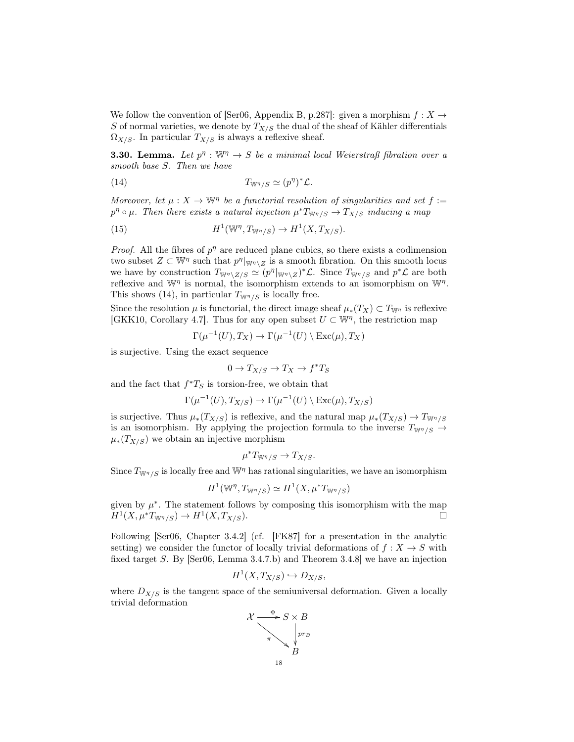We follow the convention of [Ser06, Appendix B, p.287]: given a morphism $f : X \to S$ of normal varieties, we denote by $T_{X/S}$ the dual of the sheaf of Kähler differentials $\Omega_{X/S}$. In particular $T_{X/S}$ is always a reflexive sheaf.

**3.30. Lemma.** *Let $p^\eta : \mathbb{W}^\eta \to S$ be a minimal local Weierstraß fibration over a smooth base $S$. Then we have*

$$T_{\mathbb{W}^\eta/S} \simeq (p^\eta)^*\mathcal{L}. \tag{14}$$

*Moreover, let $\mu : X \to \mathbb{W}^\eta$ be a functorial resolution of singularities and set $f := p^\eta \circ \mu$. Then there exists a natural injection $\mu^* T_{\mathbb{W}^\eta/S} \to T_{X/S}$ inducing a map*

$$H^1(\mathbb{W}^\eta, T_{\mathbb{W}^\eta/S}) \to H^1(X, T_{X/S}). \tag{15}$$

*Proof.* All the fibres of $p^\eta$ are reduced plane cubics, so there exists a codimension two subset $Z \subset \mathbb{W}^\eta$ such that $p^\eta|_{\mathbb{W}^\eta \setminus Z}$ is a smooth fibration. On this smooth locus we have by construction $T_{\mathbb{W}^\eta \setminus Z/S} \simeq (p^\eta|_{\mathbb{W}^\eta \setminus Z})^*\mathcal{L}$. Since $T_{\mathbb{W}^\eta/S}$ and $p^*\mathcal{L}$ are both reflexive and $\mathbb{W}^\eta$ is normal, the isomorphism extends to an isomorphism on $\mathbb{W}^\eta$. This shows (14), in particular $T_{\mathbb{W}^\eta/S}$ is locally free.

Since the resolution $\mu$ is functorial, the direct image sheaf $\mu_*(T_X) \subset T_{\mathbb{W}^\eta}$ is reflexive [GKK10, Corollary 4.7]. Thus for any open subset $U \subset \mathbb{W}^\eta$, the restriction map

$$\Gamma(\mu^{-1}(U), T_X) \to \Gamma(\mu^{-1}(U) \setminus \mathrm{Exc}(\mu), T_X)$$

is surjective. Using the exact sequence

$$0 \to T_{X/S} \to T_X \to f^*T_S$$

and the fact that $f^*T_S$ is torsion-free, we obtain that

$$\Gamma(\mu^{-1}(U), T_{X/S}) \to \Gamma(\mu^{-1}(U) \setminus \mathrm{Exc}(\mu), T_{X/S})$$

is surjective. Thus $\mu_*(T_{X/S})$ is reflexive, and the natural map $\mu_*(T_{X/S}) \to T_{\mathbb{W}^\eta/S}$ is an isomorphism. By applying the projection formula to the inverse $T_{\mathbb{W}^\eta/S} \to \mu_*(T_{X/S})$ we obtain an injective morphism

$$\mu^*T_{\mathbb{W}^\eta/S} \to T_{X/S}.$$

Since $T_{\mathbb{W}^\eta/S}$ is locally free and $\mathbb{W}^\eta$ has rational singularities, we have an isomorphism

$$H^1(\mathbb{W}^\eta, T_{\mathbb{W}^\eta/S}) \simeq H^1(X, \mu^*T_{\mathbb{W}^\eta/S})$$

given by $\mu^*$. The statement follows by composing this isomorphism with the map $H^1(X, \mu^*T_{\mathbb{W}^\eta/S}) \to H^1(X, T_{X/S})$. $\square$

Following [Ser06, Chapter 3.4.2] (cf. [FK87] for a presentation in the analytic setting) we consider the functor of locally trivial deformations of $f : X \to S$ with fixed target $S$. By [Ser06, Lemma 3.4.7.b) and Theorem 3.4.8] we have an injection

$$H^1(X, T_{X/S}) \hookrightarrow D_{X/S},$$

where $D_{X/S}$ is the tangent space of the semiuniversal deformation. Given a locally trivial deformation

$$\begin{array}{ccc} \mathcal{X} & \xrightarrow{\Phi} & S \times B \\ & {}_{\pi}\searrow & \downarrow{\scriptstyle pr_B} \\ & & B \end{array}$$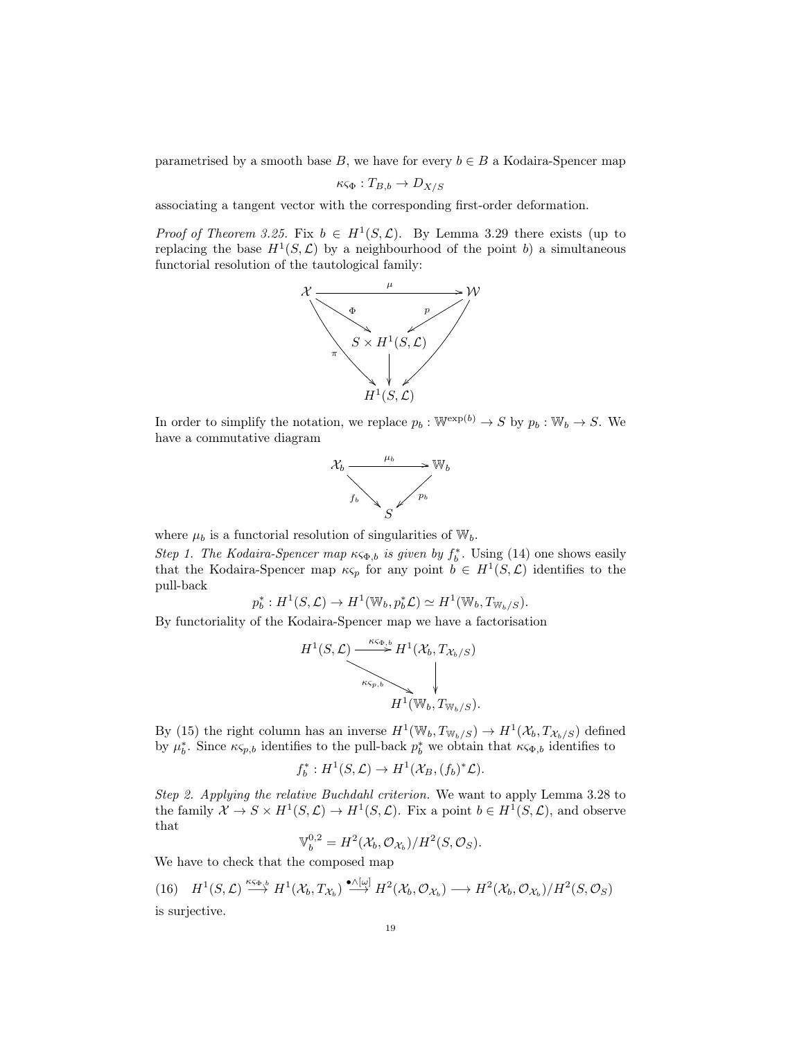parametrised by a smooth base $B$, we have for every $b \in B$ a Kodaira-Spencer map

$$\kappa\varsigma_\Phi : T_{B,b} \to D_{X/S}$$

associating a tangent vector with the corresponding first-order deformation.

*Proof of Theorem 3.25.* Fix $b \in H^1(S, \mathcal{L})$. By Lemma 3.29 there exists (up to replacing the base $H^1(S, \mathcal{L})$ by a neighbourhood of the point $b$) a simultaneous functorial resolution of the tautological family:

$$\begin{array}{ccccc}
\mathcal{X} & & \xrightarrow{\quad\mu\quad} & & \mathcal{W} \\
& \searrow^{\Phi} & & \swarrow_{p} & \\
& & S \times H^1(S, \mathcal{L}) & & \\
& {\scriptstyle\pi}\searrow & \downarrow & \swarrow & \\
& & H^1(S, \mathcal{L}) & &
\end{array}$$

In order to simplify the notation, we replace $p_b : \mathbb{W}^{\exp(b)} \to S$ by $p_b : \mathbb{W}_b \to S$. We have a commutative diagram

$$\begin{array}{ccc}
\mathcal{X}_b & \xrightarrow{\quad\mu_b\quad} & \mathbb{W}_b \\
& {\scriptstyle f_b}\searrow \quad \swarrow{\scriptstyle p_b} & \\
& S &
\end{array}$$

where $\mu_b$ is a functorial resolution of singularities of $\mathbb{W}_b$.

*Step 1. The Kodaira-Spencer map $\kappa\varsigma_{\Phi,b}$ is given by $f_b^*$.* Using (14) one shows easily that the Kodaira-Spencer map $\kappa\varsigma_p$ for any point $b \in H^1(S, \mathcal{L})$ identifies to the pull-back

$$p_b^* : H^1(S, \mathcal{L}) \to H^1(\mathbb{W}_b, p_b^*\mathcal{L}) \simeq H^1(\mathbb{W}_b, T_{\mathbb{W}_b/S}).$$

By functoriality of the Kodaira-Spencer map we have a factorisation

$$\begin{array}{ccc}
H^1(S, \mathcal{L}) & \xrightarrow{\kappa\varsigma_{\Phi,b}} & H^1(\mathcal{X}_b, T_{\mathcal{X}_b/S}) \\
& {\scriptstyle\kappa\varsigma_{p,b}}\searrow & \downarrow \\
& & H^1(\mathbb{W}_b, T_{\mathbb{W}_b/S}).
\end{array}$$

By (15) the right column has an inverse $H^1(\mathbb{W}_b, T_{\mathbb{W}_b/S}) \to H^1(\mathcal{X}_b, T_{\mathcal{X}_b/S})$ defined by $\mu_b^*$. Since $\kappa\varsigma_{p,b}$ identifies to the pull-back $p_b^*$ we obtain that $\kappa\varsigma_{\Phi,b}$ identifies to

$$f_b^* : H^1(S, \mathcal{L}) \to H^1(\mathcal{X}_B, (f_b)^*\mathcal{L}).$$

*Step 2. Applying the relative Buchdahl criterion.* We want to apply Lemma 3.28 to the family $\mathcal{X} \to S \times H^1(S, \mathcal{L}) \to H^1(S, \mathcal{L})$. Fix a point $b \in H^1(S, \mathcal{L})$, and observe that

$$\mathbb{V}_b^{0,2} = H^2(\mathcal{X}_b, \mathcal{O}_{\mathcal{X}_b})/H^2(S, \mathcal{O}_S).$$

We have to check that the composed map

$$H^1(S, \mathcal{L}) \xrightarrow{\kappa\varsigma_{\Phi,b}} H^1(\mathcal{X}_b, T_{\mathcal{X}_b}) \xrightarrow{\bullet\wedge[\omega]} H^2(\mathcal{X}_b, \mathcal{O}_{\mathcal{X}_b}) \longrightarrow H^2(\mathcal{X}_b, \mathcal{O}_{\mathcal{X}_b})/H^2(S, \mathcal{O}_S) \tag{16}$$

is surjective.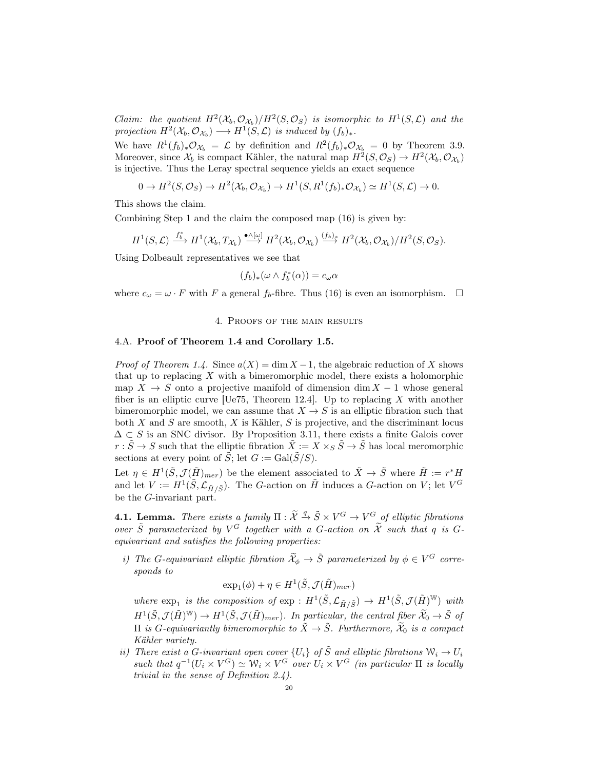*Claim: the quotient $H^2(\mathcal{X}_b, \mathcal{O}_{\mathcal{X}_b})/H^2(S, \mathcal{O}_S)$ is isomorphic to $H^1(S, \mathcal{L})$ and the projection $H^2(\mathcal{X}_b, \mathcal{O}_{\mathcal{X}_b}) \longrightarrow H^1(S, \mathcal{L})$ is induced by $(f_b)_*$.*

We have $R^1(f_b)_*\mathcal{O}_{\mathcal{X}_b} = \mathcal{L}$ by definition and $R^2(f_b)_*\mathcal{O}_{\mathcal{X}_b} = 0$ by Theorem 3.9. Moreover, since $\mathcal{X}_b$ is compact Kähler, the natural map $H^2(S, \mathcal{O}_S) \to H^2(\mathcal{X}_b, \mathcal{O}_{\mathcal{X}_b})$ is injective. Thus the Leray spectral sequence yields an exact sequence

$$0 \to H^2(S, \mathcal{O}_S) \to H^2(\mathcal{X}_b, \mathcal{O}_{\mathcal{X}_b}) \to H^1(S, R^1(f_b)_*\mathcal{O}_{\mathcal{X}_b}) \simeq H^1(S, \mathcal{L}) \to 0.$$

This shows the claim.

Combining Step 1 and the claim the composed map (16) is given by:

$$H^1(S, \mathcal{L}) \xrightarrow{f_b^*} H^1(\mathcal{X}_b, T_{\mathcal{X}_b}) \xrightarrow{\bullet \wedge [\omega]} H^2(\mathcal{X}_b, \mathcal{O}_{\mathcal{X}_b}) \xrightarrow{(f_b)_*} H^2(\mathcal{X}_b, \mathcal{O}_{\mathcal{X}_b})/H^2(S, \mathcal{O}_S).$$

Using Dolbeault representatives we see that

$$(f_b)_*(\omega \wedge f_b^*(\alpha)) = c_\omega \alpha$$

where $c_\omega = \omega \cdot F$ with $F$ a general $f_b$-fibre. Thus (16) is even an isomorphism. $\square$

## 4. Proofs of the main results

### 4.A. Proof of Theorem 1.4 and Corollary 1.5.

*Proof of Theorem 1.4.* Since $a(X) = \dim X - 1$, the algebraic reduction of $X$ shows that up to replacing $X$ with a bimeromorphic model, there exists a holomorphic map $X \to S$ onto a projective manifold of dimension $\dim X - 1$ whose general fiber is an elliptic curve [Ue75, Theorem 12.4]. Up to replacing $X$ with another bimeromorphic model, we can assume that $X \to S$ is an elliptic fibration such that both $X$ and $S$ are smooth, $X$ is Kähler, $S$ is projective, and the discriminant locus $\Delta \subset S$ is an SNC divisor. By Proposition 3.11, there exists a finite Galois cover $r : \tilde{S} \to S$ such that the elliptic fibration $\tilde{X} := X \times_S \tilde{S} \to \tilde{S}$ has local meromorphic sections at every point of $\tilde{S}$; let $G := \mathrm{Gal}(\tilde{S}/S)$.

Let $\eta \in H^1(\tilde{S}, \mathcal{J}(\tilde{H})_{mer})$ be the element associated to $\tilde{X} \to \tilde{S}$ where $\tilde{H} := r^*H$ and let $V := H^1(\tilde{S}, \mathcal{L}_{\tilde{H}/\tilde{S}})$. The $G$-action on $\tilde{H}$ induces a $G$-action on $V$; let $V^G$ be the $G$-invariant part.

**4.1. Lemma.** *There exists a family $\Pi : \widetilde{\mathcal{X}} \xrightarrow{q} \tilde{S} \times V^G \to V^G$ of elliptic fibrations over $\tilde{S}$ parameterized by $V^G$ together with a $G$-action on $\widetilde{\mathcal{X}}$ such that $q$ is $G$-equivariant and satisfies the following properties:*

*i) The $G$-equivariant elliptic fibration $\widetilde{\mathcal{X}}_\phi \to \tilde{S}$ parameterized by $\phi \in V^G$ corresponds to*

$$\exp_1(\phi) + \eta \in H^1(\tilde{S}, \mathcal{J}(\tilde{H})_{mer})$$

*where $\exp_1$ is the composition of $\exp : H^1(\tilde{S}, \mathcal{L}_{\tilde{H}/\tilde{S}}) \to H^1(\tilde{S}, \mathcal{J}(\tilde{H})^{\mathbb{W}})$ with $H^1(\tilde{S}, \mathcal{J}(\tilde{H})^{\mathbb{W}}) \to H^1(\tilde{S}, \mathcal{J}(\tilde{H})_{mer})$. In particular, the central fiber $\widetilde{\mathcal{X}}_0 \to \tilde{S}$ of $\Pi$ is $G$-equivariantly bimeromorphic to $\tilde{X} \to \tilde{S}$. Furthermore, $\widetilde{\mathcal{X}}_0$ is a compact Kähler variety.*

*ii) There exist a $G$-invariant open cover $\{U_i\}$ of $\tilde{S}$ and elliptic fibrations $\mathcal{W}_i \to U_i$ such that $q^{-1}(U_i \times V^G) \simeq \mathcal{W}_i \times V^G$ over $U_i \times V^G$ (in particular $\Pi$ is locally trivial in the sense of Definition 2.4).*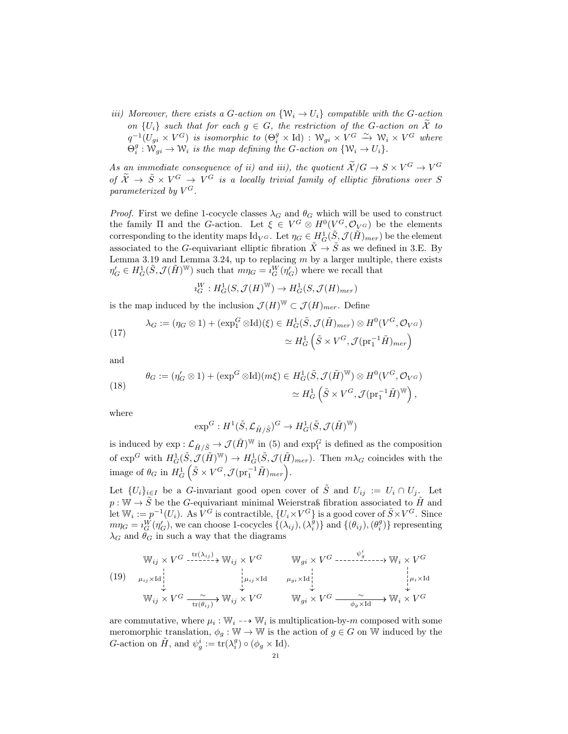*iii) Moreover, there exists a $G$-action on $\{\mathcal{W}_i \to U_i\}$ compatible with the $G$-action on $\{U_i\}$ such that for each $g \in G$, the restriction of the $G$-action on $\widetilde{\mathcal{X}}$ to $q^{-1}(U_{gi} \times V^G)$ is isomorphic to $(\Theta_i^g \times \mathrm{Id}) : \mathcal{W}_{gi} \times V^G \xrightarrow{\sim} \mathcal{W}_i \times V^G$ where $\Theta_i^g : \mathcal{W}_{gi} \to \mathcal{W}_i$ is the map defining the $G$-action on $\{\mathcal{W}_i \to U_i\}$.*

*As an immediate consequence of ii) and iii), the quotient $\widetilde{\mathcal{X}}/G \to S \times V^G \to V^G$ of $\widetilde{\mathcal{X}} \to \tilde{S} \times V^G \to V^G$ is a locally trivial family of elliptic fibrations over $S$ parameterized by $V^G$.*

*Proof.* First we define 1-cocycle classes $\lambda_G$ and $\theta_G$ which will be used to construct the family $\Pi$ and the $G$-action. Let $\xi \in V^G \otimes H^0(V^G, \mathcal{O}_{V^G})$ be the elements corresponding to the identity maps $\mathrm{Id}_{V^G}$. Let $\eta_G \in H^1_G(\tilde{S}, \mathcal{J}(\tilde{H})_{mer})$ be the element associated to the $G$-equivariant elliptic fibration $\tilde{X} \to \tilde{S}$ as we defined in 3.E. By Lemma 3.19 and Lemma 3.24, up to replacing $m$ by a larger multiple, there exists $\eta'_G \in H^1_G(\tilde{S}, \mathcal{J}(\tilde{H})^{\mathbb{W}})$ such that $m\eta_G = \imath^W_G(\eta'_G)$ where we recall that

$$\imath^W_G : H^1_G(S, \mathcal{J}(H)^{\mathbb{W}}) \to H^1_G(S, \mathcal{J}(H)_{mer})$$

is the map induced by the inclusion $\mathcal{J}(H)^{\mathbb{W}} \subset \mathcal{J}(H)_{mer}$. Define

$$\begin{aligned}\lambda_G := (\eta_G \otimes 1) + (\exp^G_1 \otimes \mathrm{Id})(\xi) &\in H^1_G(\tilde{S}, \mathcal{J}(\tilde{H})_{mer}) \otimes H^0(V^G, \mathcal{O}_{V^G}) \\ &\simeq H^1_G\left(\tilde{S} \times V^G, \mathcal{J}(\mathrm{pr}_1^{-1}\tilde{H})_{mer}\right)\end{aligned} \tag{17}$$

and

$$\begin{aligned}\theta_G := (\eta'_G \otimes 1) + (\exp^G \otimes \mathrm{Id})(m\xi) &\in H^1_G(\tilde{S}, \mathcal{J}(\tilde{H})^{\mathbb{W}}) \otimes H^0(V^G, \mathcal{O}_{V^G}) \\ &\simeq H^1_G\left(\tilde{S} \times V^G, \mathcal{J}(\mathrm{pr}_1^{-1}\tilde{H})^{\mathbb{W}}\right),\end{aligned} \tag{18}$$

where

$$\exp^G : H^1(\tilde{S}, \mathcal{L}_{\tilde{H}/\tilde{S}})^G \to H^1_G(\tilde{S}, \mathcal{J}(\tilde{H})^{\mathbb{W}})$$

is induced by $\exp : \mathcal{L}_{\tilde{H}/\tilde{S}} \to \mathcal{J}(\tilde{H})^{\mathbb{W}}$ in (5) and $\exp^G_1$ is defined as the composition of $\exp^G$ with $H^1_G(\tilde{S}, \mathcal{J}(\tilde{H})^{\mathbb{W}}) \to H^1_G(\tilde{S}, \mathcal{J}(\tilde{H})_{mer})$. Then $m\lambda_G$ coincides with the image of $\theta_G$ in $H^1_G\left(\tilde{S} \times V^G, \mathcal{J}(\mathrm{pr}_1^{-1}\tilde{H})_{mer}\right)$.

Let $\{U_i\}_{i \in I}$ be a $G$-invariant good open cover of $\tilde{S}$ and $U_{ij} := U_i \cap U_j$. Let $p : \mathbb{W} \to \tilde{S}$ be the $G$-equivariant minimal Weierstraß fibration associated to $\tilde{H}$ and let $\mathbb{W}_i := p^{-1}(U_i)$. As $V^G$ is contractible, $\{U_i \times V^G\}$ is a good cover of $\tilde{S} \times V^G$. Since $m\eta_G = \imath^W_G(\eta'_G)$, we can choose 1-cocycles $\{(\lambda_{ij}), (\lambda_i^g)\}$ and $\{(\theta_{ij}), (\theta_i^g)\}$ representing $\lambda_G$ and $\theta_G$ in such a way that the diagrams

$$\begin{array}{ccc} \mathbb{W}_{ij} \times V^G & \xrightarrow{\mathrm{tr}(\lambda_{ij})} & \mathbb{W}_{ij} \times V^G \\ \downarrow{\scriptstyle \mu_{ij} \times \mathrm{Id}} & & \downarrow{\scriptstyle \mu_{ij} \times \mathrm{Id}} \\ \mathbb{W}_{ij} \times V^G & \xrightarrow[\mathrm{tr}(\theta_{ij})]{\sim} & \mathbb{W}_{ij} \times V^G \end{array} \qquad \begin{array}{ccc} \mathbb{W}_{gi} \times V^G & \xrightarrow{\psi_g^i} & \mathbb{W}_i \times V^G \\ \downarrow{\scriptstyle \mu_{gi} \times \mathrm{Id}} & & \downarrow{\scriptstyle \mu_i \times \mathrm{Id}} \\ \mathbb{W}_{gi} \times V^G & \xrightarrow[\phi_g \times \mathrm{Id}]{\sim} & \mathbb{W}_i \times V^G \end{array} \tag{19}$$

are commutative, where $\mu_i : \mathbb{W}_i \dashrightarrow \mathbb{W}_i$ is multiplication-by-$m$ composed with some meromorphic translation, $\phi_g : \mathbb{W} \to \mathbb{W}$ is the action of $g \in G$ on $\mathbb{W}$ induced by the $G$-action on $\tilde{H}$, and $\psi_g^i := \mathrm{tr}(\lambda_i^g) \circ (\phi_g \times \mathrm{Id})$.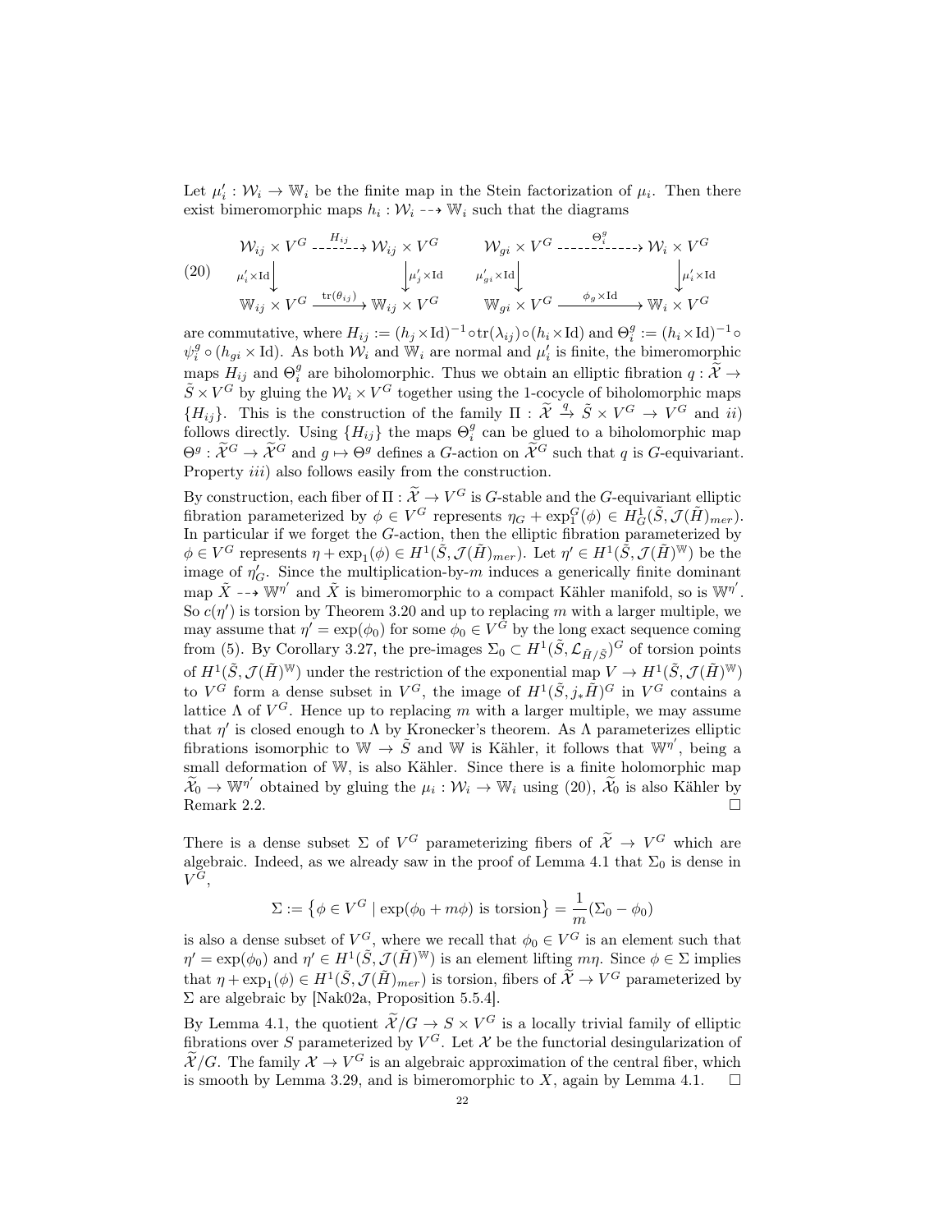Let $\mu_i' : \mathcal{W}_i \to \mathbb{W}_i$ be the finite map in the Stein factorization of $\mu_i$. Then there exist bimeromorphic maps $h_i : \mathcal{W}_i \dashrightarrow \mathbb{W}_i$ such that the diagrams

$$
\begin{array}{ccc}
\mathcal{W}_{ij} \times V^G & \overset{H_{ij}}{\dashrightarrow} & \mathcal{W}_{ij} \times V^G \\
\downarrow {\scriptstyle \mu_i' \times \mathrm{Id}} & & \downarrow {\scriptstyle \mu_j' \times \mathrm{Id}} \\
\mathbb{W}_{ij} \times V^G & \xrightarrow{\mathrm{tr}(\theta_{ij})} & \mathbb{W}_{ij} \times V^G
\end{array}
\qquad
\begin{array}{ccc}
\mathcal{W}_{gi} \times V^G & \overset{\Theta_i^g}{\dashrightarrow} & \mathcal{W}_{i} \times V^G \\
\downarrow {\scriptstyle \mu_{gi}' \times \mathrm{Id}} & & \downarrow {\scriptstyle \mu_i' \times \mathrm{Id}} \\
\mathbb{W}_{gi} \times V^G & \xrightarrow{\phi_g \times \mathrm{Id}} & \mathbb{W}_{i} \times V^G
\end{array}
\tag{20}
$$

are commutative, where $H_{ij} := (h_j \times \mathrm{Id})^{-1} \circ \mathrm{tr}(\lambda_{ij}) \circ (h_i \times \mathrm{Id})$ and $\Theta_i^g := (h_i \times \mathrm{Id})^{-1} \circ \psi_i^g \circ (h_{gi} \times \mathrm{Id})$. As both $\mathcal{W}_i$ and $\mathbb{W}_i$ are normal and $\mu_i'$ is finite, the bimeromorphic maps $H_{ij}$ and $\Theta_i^g$ are biholomorphic. Thus we obtain an elliptic fibration $q : \widetilde{\mathcal{X}} \to \tilde{S} \times V^G$ by gluing the $\mathcal{W}_i \times V^G$ together using the 1-cocycle of biholomorphic maps $\{H_{ij}\}$. This is the construction of the family $\Pi : \widetilde{\mathcal{X}} \xrightarrow{q} \tilde{S} \times V^G \to V^G$ and *ii)* follows directly. Using $\{H_{ij}\}$ the maps $\Theta_i^g$ can be glued to a biholomorphic map $\Theta^g : \widetilde{\mathcal{X}}^G \to \widetilde{\mathcal{X}}^G$ and $g \mapsto \Theta^g$ defines a $G$-action on $\widetilde{\mathcal{X}}^G$ such that $q$ is $G$-equivariant. Property *iii)* also follows easily from the construction.

By construction, each fiber of $\Pi : \widetilde{\mathcal{X}} \to V^G$ is $G$-stable and the $G$-equivariant elliptic fibration parameterized by $\phi \in V^G$ represents $\eta_G + \exp_1^G(\phi) \in H^1_G(\tilde{S}, \mathcal{J}(\tilde{H})_{mer})$. In particular if we forget the $G$-action, then the elliptic fibration parameterized by $\phi \in V^G$ represents $\eta + \exp_1(\phi) \in H^1(\tilde{S}, \mathcal{J}(\tilde{H})_{mer})$. Let $\eta' \in H^1(\tilde{S}, \mathcal{J}(\tilde{H})^{\mathbb{W}})$ be the image of $\eta_G'$. Since the multiplication-by-$m$ induces a generically finite dominant map $\tilde{X} \dashrightarrow \mathbb{W}^{\eta'}$ and $\tilde{X}$ is bimeromorphic to a compact Kähler manifold, so is $\mathbb{W}^{\eta'}$. So $c(\eta')$ is torsion by Theorem 3.20 and up to replacing $m$ with a larger multiple, we may assume that $\eta' = \exp(\phi_0)$ for some $\phi_0 \in V^G$ by the long exact sequence coming from (5). By Corollary 3.27, the pre-images $\Sigma_0 \subset H^1(\tilde{S}, \mathcal{L}_{\tilde{H}/\tilde{S}})^G$ of torsion points of $H^1(\tilde{S}, \mathcal{J}(\tilde{H})^{\mathbb{W}})$ under the restriction of the exponential map $V \to H^1(\tilde{S}, \mathcal{J}(\tilde{H})^{\mathbb{W}})$ to $V^G$ form a dense subset in $V^G$, the image of $H^1(\tilde{S}, j_*\tilde{H})^G$ in $V^G$ contains a lattice $\Lambda$ of $V^G$. Hence up to replacing $m$ with a larger multiple, we may assume that $\eta'$ is closed enough to $\Lambda$ by Kronecker's theorem. As $\Lambda$ parameterizes elliptic fibrations isomorphic to $\mathbb{W} \to \tilde{S}$ and $\mathbb{W}$ is Kähler, it follows that $\mathbb{W}^{\eta'}$, being a small deformation of $\mathbb{W}$, is also Kähler. Since there is a finite holomorphic map $\widetilde{\mathcal{X}}_0 \to \mathbb{W}^{\eta'}$ obtained by gluing the $\mu_i : \mathcal{W}_i \to \mathbb{W}_i$ using (20), $\widetilde{\mathcal{X}}_0$ is also Kähler by Remark 2.2. $\square$

There is a dense subset $\Sigma$ of $V^G$ parameterizing fibers of $\widetilde{\mathcal{X}} \to V^G$ which are algebraic. Indeed, as we already saw in the proof of Lemma 4.1 that $\Sigma_0$ is dense in $V^G$,

$$\Sigma := \left\{ \phi \in V^G \mid \exp(\phi_0 + m\phi) \text{ is torsion} \right\} = \frac{1}{m}(\Sigma_0 - \phi_0)$$

is also a dense subset of $V^G$, where we recall that $\phi_0 \in V^G$ is an element such that $\eta' = \exp(\phi_0)$ and $\eta' \in H^1(\tilde{S}, \mathcal{J}(\tilde{H})^{\mathbb{W}})$ is an element lifting $m\eta$. Since $\phi \in \Sigma$ implies that $\eta + \exp_1(\phi) \in H^1(\tilde{S}, \mathcal{J}(\tilde{H})_{mer})$ is torsion, fibers of $\widetilde{\mathcal{X}} \to V^G$ parameterized by $\Sigma$ are algebraic by [Nak02a, Proposition 5.5.4].

By Lemma 4.1, the quotient $\widetilde{\mathcal{X}}/G \to S \times V^G$ is a locally trivial family of elliptic fibrations over $S$ parameterized by $V^G$. Let $\mathcal{X}$ be the functorial desingularization of $\widetilde{\mathcal{X}}/G$. The family $\mathcal{X} \to V^G$ is an algebraic approximation of the central fiber, which is smooth by Lemma 3.29, and is bimeromorphic to $X$, again by Lemma 4.1. $\square$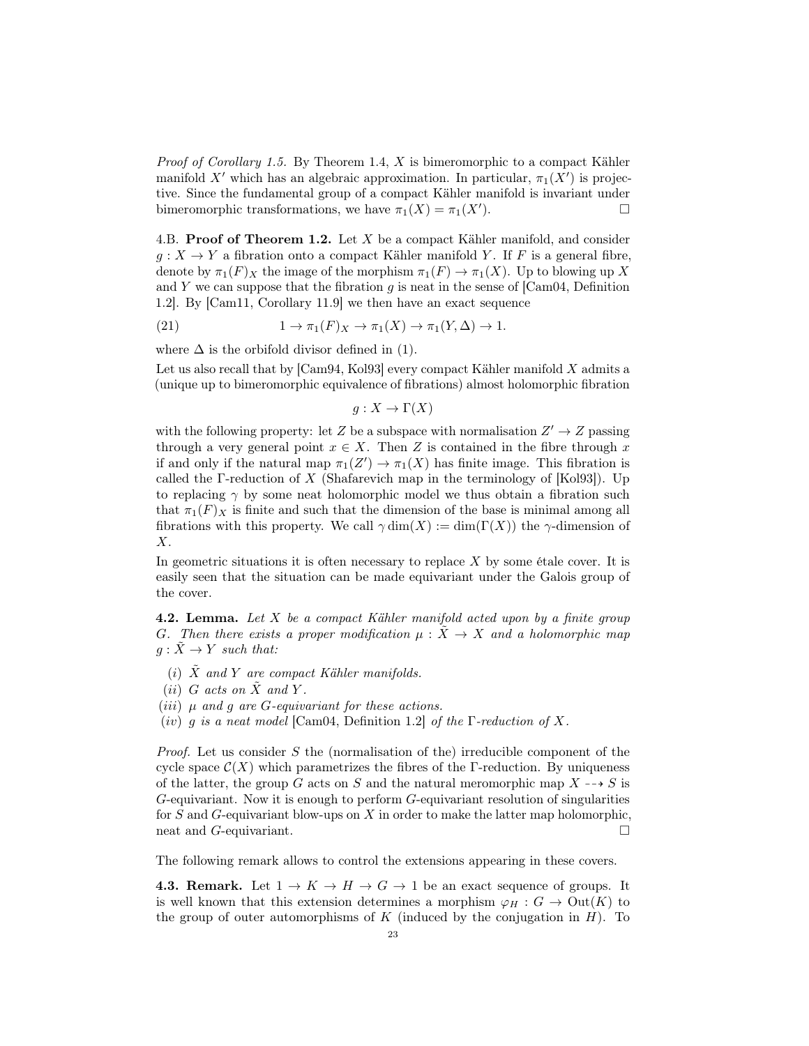*Proof of Corollary 1.5.* By Theorem 1.4, $X$ is bimeromorphic to a compact Kähler manifold $X'$ which has an algebraic approximation. In particular, $\pi_1(X')$ is projective. Since the fundamental group of a compact Kähler manifold is invariant under bimeromorphic transformations, we have $\pi_1(X) = \pi_1(X')$. □

4.B. **Proof of Theorem 1.2.** Let $X$ be a compact Kähler manifold, and consider $g : X \to Y$ a fibration onto a compact Kähler manifold $Y$. If $F$ is a general fibre, denote by $\pi_1(F)_X$ the image of the morphism $\pi_1(F) \to \pi_1(X)$. Up to blowing up $X$ and $Y$ we can suppose that the fibration $g$ is neat in the sense of [Cam04, Definition 1.2]. By [Cam11, Corollary 11.9] we then have an exact sequence

$$1 \to \pi_1(F)_X \to \pi_1(X) \to \pi_1(Y, \Delta) \to 1. \tag{21}$$

where $\Delta$ is the orbifold divisor defined in (1).

Let us also recall that by [Cam94, Kol93] every compact Kähler manifold $X$ admits a (unique up to bimeromorphic equivalence of fibrations) almost holomorphic fibration

$$g : X \to \Gamma(X)$$

with the following property: let $Z$ be a subspace with normalisation $Z' \to Z$ passing through a very general point $x \in X$. Then $Z$ is contained in the fibre through $x$ if and only if the natural map $\pi_1(Z') \to \pi_1(X)$ has finite image. This fibration is called the $\Gamma$-reduction of $X$ (Shafarevich map in the terminology of [Kol93]). Up to replacing $\gamma$ by some neat holomorphic model we thus obtain a fibration such that $\pi_1(F)_X$ is finite and such that the dimension of the base is minimal among all fibrations with this property. We call $\gamma \dim(X) := \dim(\Gamma(X))$ the $\gamma$-dimension of $X$.

In geometric situations it is often necessary to replace $X$ by some étale cover. It is easily seen that the situation can be made equivariant under the Galois group of the cover.

**4.2. Lemma.** *Let $X$ be a compact Kähler manifold acted upon by a finite group $G$. Then there exists a proper modification $\mu : \tilde{X} \to X$ and a holomorphic map $g : \tilde{X} \to Y$ such that:*

- (*i*) *$\tilde{X}$ and $Y$ are compact Kähler manifolds.*
- (*ii*) *$G$ acts on $\tilde{X}$ and $Y$.*
- (*iii*) *$\mu$ and $g$ are $G$-equivariant for these actions.*
- (*iv*) *$g$ is a neat model* [Cam04, Definition 1.2] *of the $\Gamma$-reduction of $X$.*

*Proof.* Let us consider $S$ the (normalisation of the) irreducible component of the cycle space $\mathcal{C}(X)$ which parametrizes the fibres of the $\Gamma$-reduction. By uniqueness of the latter, the group $G$ acts on $S$ and the natural meromorphic map $X \dashrightarrow S$ is $G$-equivariant. Now it is enough to perform $G$-equivariant resolution of singularities for $S$ and $G$-equivariant blow-ups on $X$ in order to make the latter map holomorphic, neat and $G$-equivariant. □

The following remark allows to control the extensions appearing in these covers.

**4.3. Remark.** Let $1 \to K \to H \to G \to 1$ be an exact sequence of groups. It is well known that this extension determines a morphism $\varphi_H : G \to \mathrm{Out}(K)$ to the group of outer automorphisms of $K$ (induced by the conjugation in $H$). To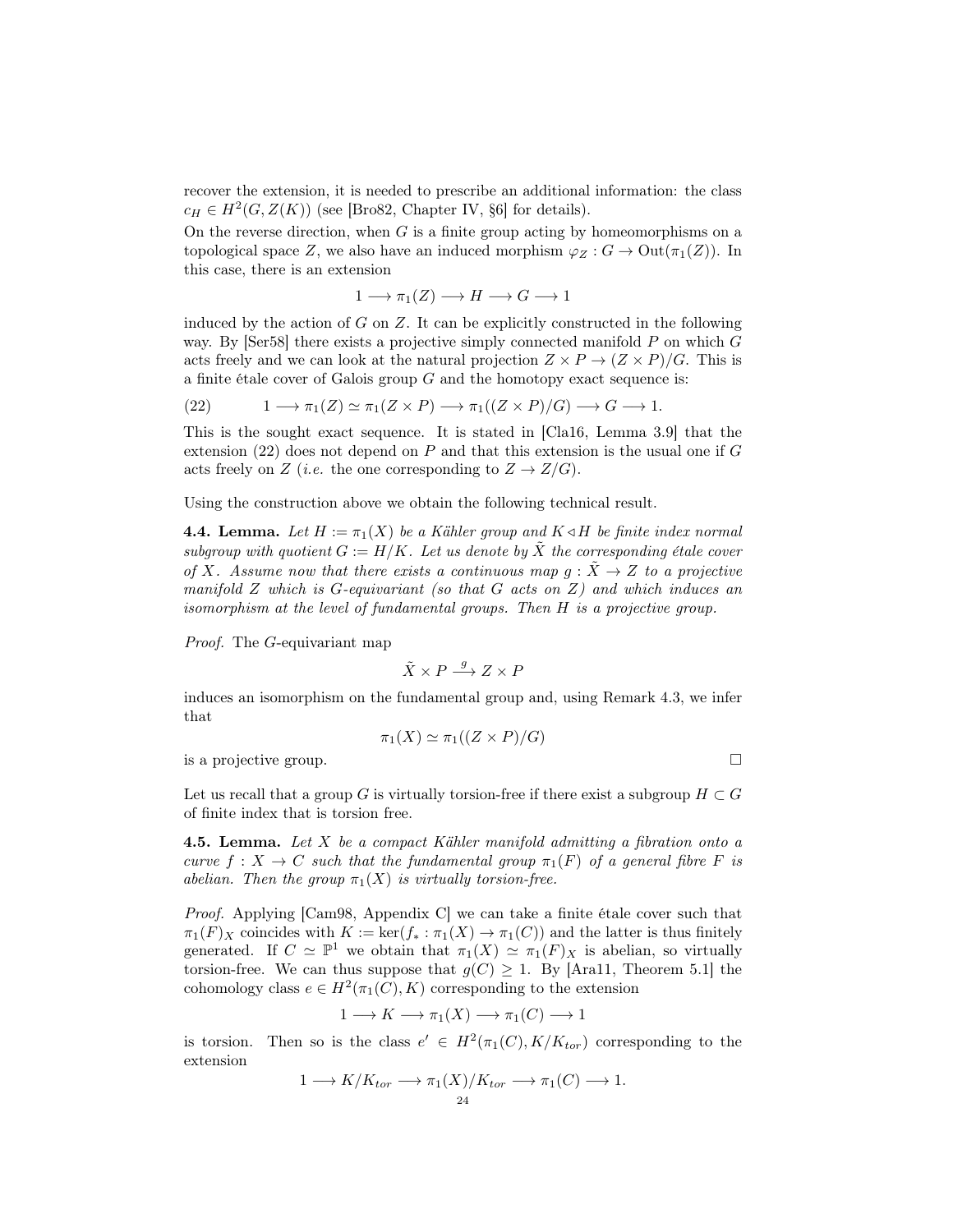recover the extension, it is needed to prescribe an additional information: the class $c_H \in H^2(G, Z(K))$ (see [Bro82, Chapter IV, §6] for details).

On the reverse direction, when $G$ is a finite group acting by homeomorphisms on a topological space $Z$, we also have an induced morphism $\varphi_Z : G \to \mathrm{Out}(\pi_1(Z))$. In this case, there is an extension

$$1 \longrightarrow \pi_1(Z) \longrightarrow H \longrightarrow G \longrightarrow 1$$

induced by the action of $G$ on $Z$. It can be explicitly constructed in the following way. By [Ser58] there exists a projective simply connected manifold $P$ on which $G$ acts freely and we can look at the natural projection $Z \times P \to (Z \times P)/G$. This is a finite étale cover of Galois group $G$ and the homotopy exact sequence is:

$$1 \longrightarrow \pi_1(Z) \simeq \pi_1(Z \times P) \longrightarrow \pi_1((Z \times P)/G) \longrightarrow G \longrightarrow 1. \tag{22}$$

This is the sought exact sequence. It is stated in [Cla16, Lemma 3.9] that the extension (22) does not depend on $P$ and that this extension is the usual one if $G$ acts freely on $Z$ (*i.e.* the one corresponding to $Z \to Z/G$).

Using the construction above we obtain the following technical result.

**4.4. Lemma.** *Let $H := \pi_1(X)$ be a Kähler group and $K \lhd H$ be finite index normal subgroup with quotient $G := H/K$. Let us denote by $\tilde{X}$ the corresponding étale cover of $X$. Assume now that there exists a continuous map $g : \tilde{X} \to Z$ to a projective manifold $Z$ which is $G$-equivariant (so that $G$ acts on $Z$) and which induces an isomorphism at the level of fundamental groups. Then $H$ is a projective group.*

*Proof.* The $G$-equivariant map

$$\tilde{X} \times P \xrightarrow{g} Z \times P$$

induces an isomorphism on the fundamental group and, using Remark 4.3, we infer that

$$\pi_1(X) \simeq \pi_1((Z \times P)/G)$$

is a projective group. □

Let us recall that a group $G$ is virtually torsion-free if there exist a subgroup $H \subset G$ of finite index that is torsion free.

**4.5. Lemma.** *Let $X$ be a compact Kähler manifold admitting a fibration onto a curve $f : X \to C$ such that the fundamental group $\pi_1(F)$ of a general fibre $F$ is abelian. Then the group $\pi_1(X)$ is virtually torsion-free.*

*Proof.* Applying [Cam98, Appendix C] we can take a finite étale cover such that $\pi_1(F)_X$ coincides with $K := \ker(f_* : \pi_1(X) \to \pi_1(C))$ and the latter is thus finitely generated. If $C \simeq \mathbb{P}^1$ we obtain that $\pi_1(X) \simeq \pi_1(F)_X$ is abelian, so virtually torsion-free. We can thus suppose that $g(C) \geq 1$. By [Ara11, Theorem 5.1] the cohomology class $e \in H^2(\pi_1(C), K)$ corresponding to the extension

$$1 \longrightarrow K \longrightarrow \pi_1(X) \longrightarrow \pi_1(C) \longrightarrow 1$$

is torsion. Then so is the class $e' \in H^2(\pi_1(C), K/K_{tor})$ corresponding to the extension

$$1 \longrightarrow K/K_{tor} \longrightarrow \pi_1(X)/K_{tor} \longrightarrow \pi_1(C) \longrightarrow 1.$$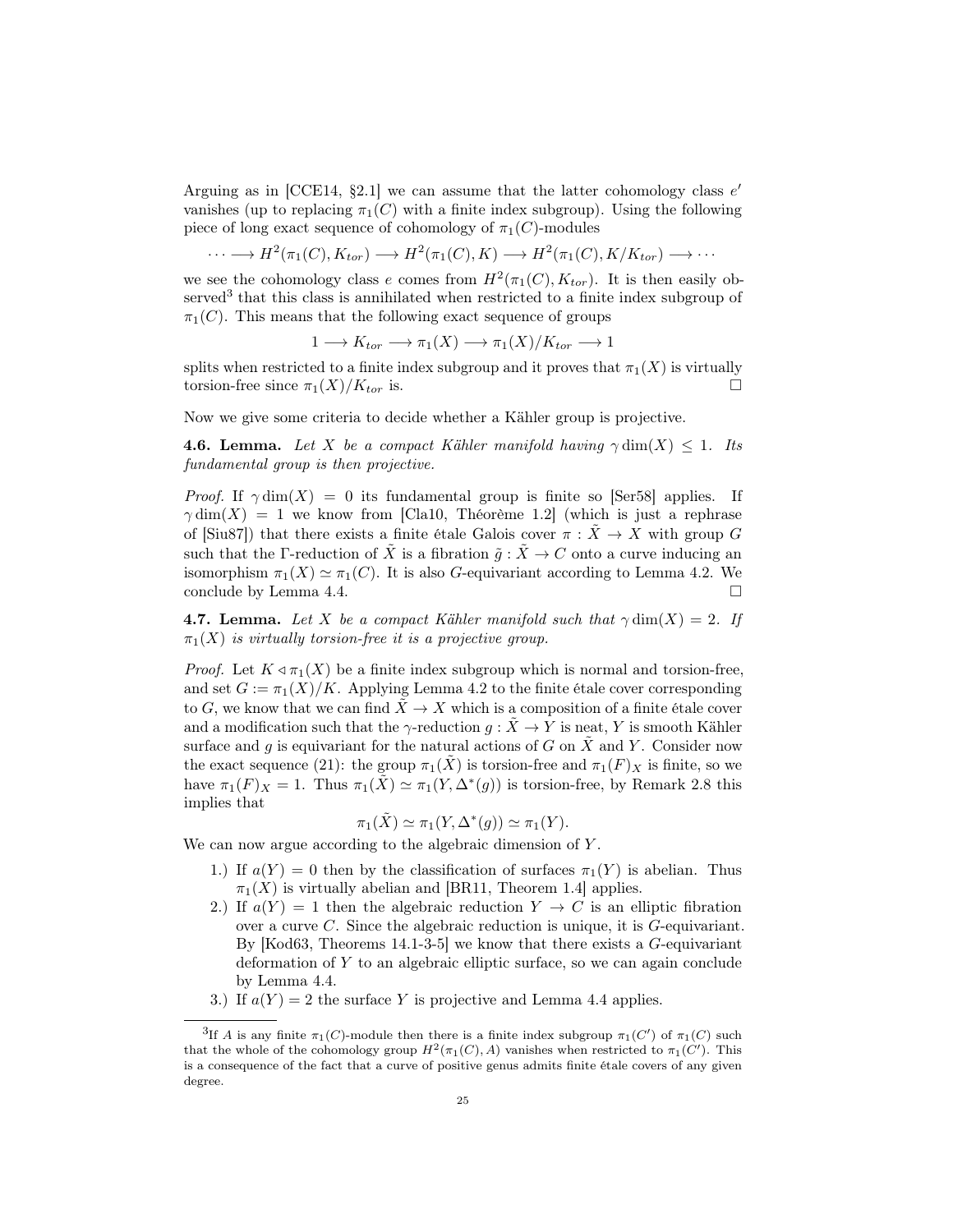Arguing as in [CCE14, §2.1] we can assume that the latter cohomology class $e'$ vanishes (up to replacing $\pi_1(C)$ with a finite index subgroup). Using the following piece of long exact sequence of cohomology of $\pi_1(C)$-modules

$$\cdots \longrightarrow H^2(\pi_1(C), K_{tor}) \longrightarrow H^2(\pi_1(C), K) \longrightarrow H^2(\pi_1(C), K/K_{tor}) \longrightarrow \cdots$$

we see the cohomology class $e$ comes from $H^2(\pi_1(C), K_{tor})$. It is then easily observed[3] that this class is annihilated when restricted to a finite index subgroup of $\pi_1(C)$. This means that the following exact sequence of groups

$$1 \longrightarrow K_{tor} \longrightarrow \pi_1(X) \longrightarrow \pi_1(X)/K_{tor} \longrightarrow 1$$

splits when restricted to a finite index subgroup and it proves that $\pi_1(X)$ is virtually torsion-free since $\pi_1(X)/K_{tor}$ is. □

Now we give some criteria to decide whether a Kähler group is projective.

**4.6. Lemma.** *Let $X$ be a compact Kähler manifold having $\gamma\dim(X) \leq 1$. Its fundamental group is then projective.*

*Proof.* If $\gamma\dim(X) = 0$ its fundamental group is finite so [Ser58] applies. If $\gamma\dim(X) = 1$ we know from [Cla10, Théorème 1.2] (which is just a rephrase of [Siu87]) that there exists a finite étale Galois cover $\pi : \tilde{X} \to X$ with group $G$ such that the $\Gamma$-reduction of $\tilde{X}$ is a fibration $\tilde{g} : \tilde{X} \to C$ onto a curve inducing an isomorphism $\pi_1(X) \simeq \pi_1(C)$. It is also $G$-equivariant according to Lemma 4.2. We conclude by Lemma 4.4. □

**4.7. Lemma.** *Let $X$ be a compact Kähler manifold such that $\gamma\dim(X) = 2$. If $\pi_1(X)$ is virtually torsion-free it is a projective group.*

*Proof.* Let $K \lhd \pi_1(X)$ be a finite index subgroup which is normal and torsion-free, and set $G := \pi_1(X)/K$. Applying Lemma 4.2 to the finite étale cover corresponding to $G$, we know that we can find $\tilde{X} \to X$ which is a composition of a finite étale cover and a modification such that the $\gamma$-reduction $g : \tilde{X} \to Y$ is neat, $Y$ is smooth Kähler surface and $g$ is equivariant for the natural actions of $G$ on $\tilde{X}$ and $Y$. Consider now the exact sequence (21): the group $\pi_1(\tilde{X})$ is torsion-free and $\pi_1(F)_X$ is finite, so we have $\pi_1(F)_X = 1$. Thus $\pi_1(\tilde{X}) \simeq \pi_1(Y, \Delta^*(g))$ is torsion-free, by Remark 2.8 this implies that

$$\pi_1(\tilde{X}) \simeq \pi_1(Y, \Delta^*(g)) \simeq \pi_1(Y).$$

We can now argue according to the algebraic dimension of $Y$.

1.) If $a(Y) = 0$ then by the classification of surfaces $\pi_1(Y)$ is abelian. Thus $\pi_1(X)$ is virtually abelian and [BR11, Theorem 1.4] applies.
2.) If $a(Y) = 1$ then the algebraic reduction $Y \to C$ is an elliptic fibration over a curve $C$. Since the algebraic reduction is unique, it is $G$-equivariant. By [Kod63, Theorems 14.1-3-5] we know that there exists a $G$-equivariant deformation of $Y$ to an algebraic elliptic surface, so we can again conclude by Lemma 4.4.
3.) If $a(Y) = 2$ the surface $Y$ is projective and Lemma 4.4 applies.

[3] If $A$ is any finite $\pi_1(C)$-module then there is a finite index subgroup $\pi_1(C')$ of $\pi_1(C)$ such that the whole of the cohomology group $H^2(\pi_1(C), A)$ vanishes when restricted to $\pi_1(C')$. This is a consequence of the fact that a curve of positive genus admits finite étale covers of any given degree.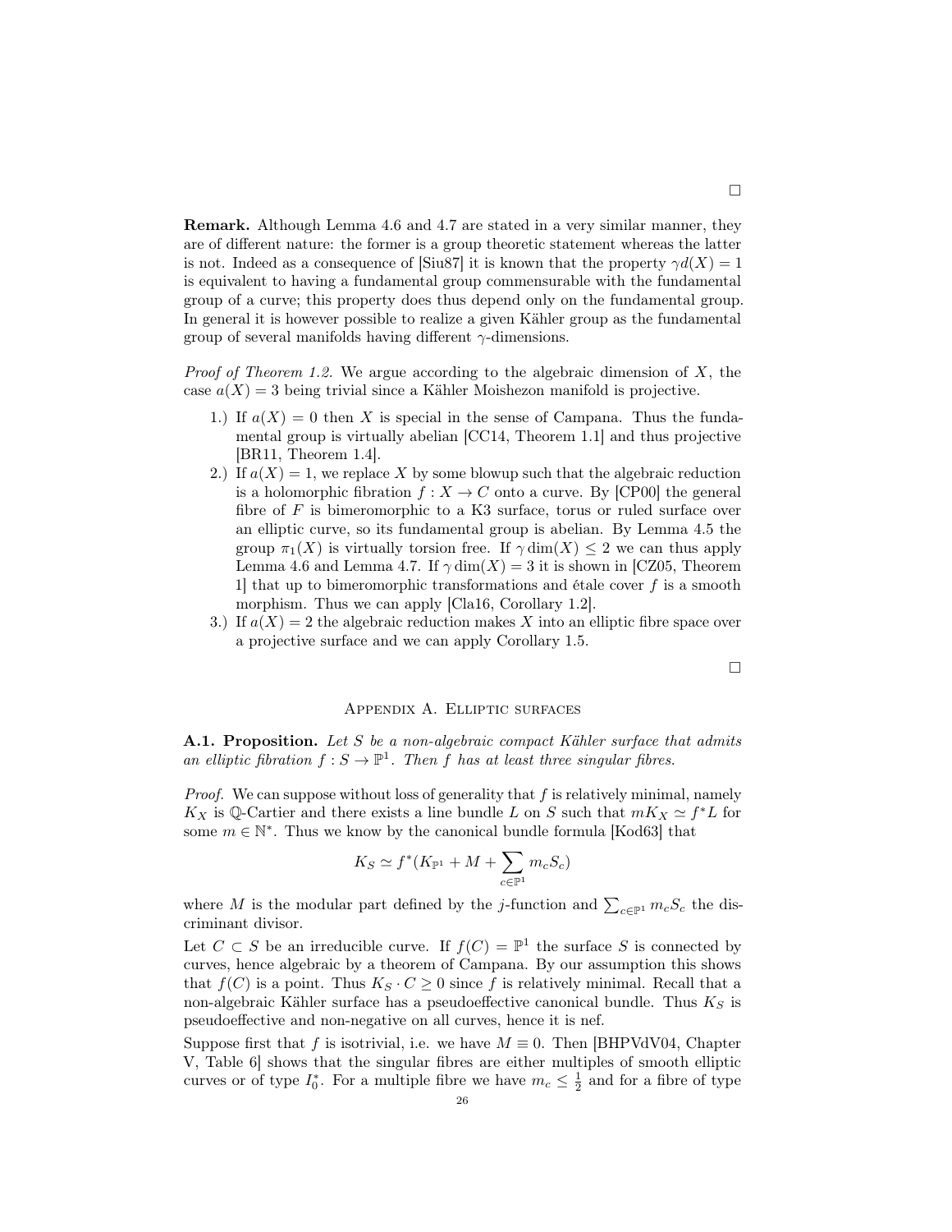□

**Remark.** Although Lemma 4.6 and 4.7 are stated in a very similar manner, they are of different nature: the former is a group theoretic statement whereas the latter is not. Indeed as a consequence of [Siu87] it is known that the property $\gamma d(X) = 1$ is equivalent to having a fundamental group commensurable with the fundamental group of a curve; this property does thus depend only on the fundamental group. In general it is however possible to realize a given Kähler group as the fundamental group of several manifolds having different $\gamma$-dimensions.

*Proof of Theorem 1.2.* We argue according to the algebraic dimension of $X$, the case $a(X) = 3$ being trivial since a Kähler Moishezon manifold is projective.

1.) If $a(X) = 0$ then $X$ is special in the sense of Campana. Thus the fundamental group is virtually abelian [CC14, Theorem 1.1] and thus projective [BR11, Theorem 1.4].
2.) If $a(X) = 1$, we replace $X$ by some blowup such that the algebraic reduction is a holomorphic fibration $f : X \to C$ onto a curve. By [CP00] the general fibre of $F$ is bimeromorphic to a K3 surface, torus or ruled surface over an elliptic curve, so its fundamental group is abelian. By Lemma 4.5 the group $\pi_1(X)$ is virtually torsion free. If $\gamma \dim(X) \leq 2$ we can thus apply Lemma 4.6 and Lemma 4.7. If $\gamma \dim(X) = 3$ it is shown in [CZ05, Theorem 1] that up to bimeromorphic transformations and étale cover $f$ is a smooth morphism. Thus we can apply [Cla16, Corollary 1.2].
3.) If $a(X) = 2$ the algebraic reduction makes $X$ into an elliptic fibre space over a projective surface and we can apply Corollary 1.5.

□

## Appendix A. Elliptic surfaces

**A.1. Proposition.** *Let $S$ be a non-algebraic compact Kähler surface that admits an elliptic fibration $f : S \to \mathbb{P}^1$. Then $f$ has at least three singular fibres.*

*Proof.* We can suppose without loss of generality that $f$ is relatively minimal, namely $K_X$ is $\mathbb{Q}$-Cartier and there exists a line bundle $L$ on $S$ such that $mK_X \simeq f^*L$ for some $m \in \mathbb{N}^*$. Thus we know by the canonical bundle formula [Kod63] that

$$K_S \simeq f^*(K_{\mathbb{P}^1} + M + \sum_{c \in \mathbb{P}^1} m_c S_c)$$

where $M$ is the modular part defined by the $j$-function and $\sum_{c \in \mathbb{P}^1} m_c S_c$ the discriminant divisor.

Let $C \subset S$ be an irreducible curve. If $f(C) = \mathbb{P}^1$ the surface $S$ is connected by curves, hence algebraic by a theorem of Campana. By our assumption this shows that $f(C)$ is a point. Thus $K_S \cdot C \geq 0$ since $f$ is relatively minimal. Recall that a non-algebraic Kähler surface has a pseudoeffective canonical bundle. Thus $K_S$ is pseudoeffective and non-negative on all curves, hence it is nef.

Suppose first that $f$ is isotrivial, i.e. we have $M \equiv 0$. Then [BHPVdV04, Chapter V, Table 6] shows that the singular fibres are either multiples of smooth elliptic curves or of type $I_0^*$. For a multiple fibre we have $m_c \leq \frac{1}{2}$ and for a fibre of type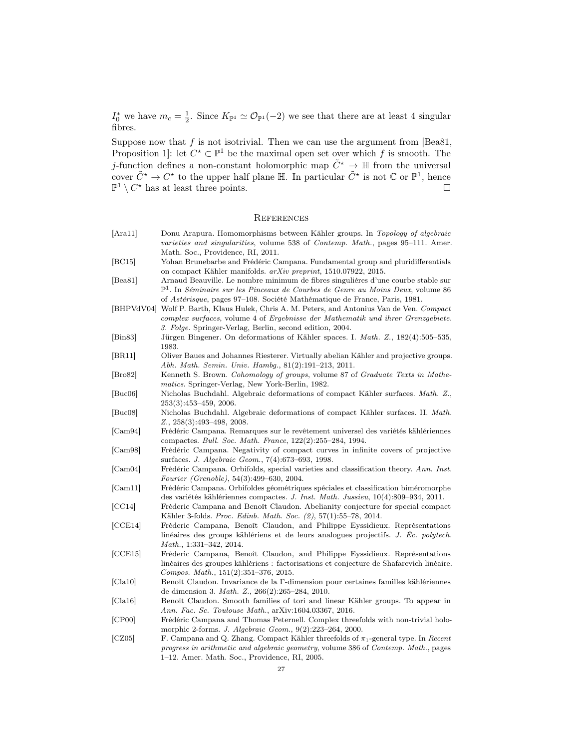$I_0^*$ we have $m_c = \frac{1}{2}$. Since $K_{\mathbb{P}^1} \simeq \mathcal{O}_{\mathbb{P}^1}(-2)$ we see that there are at least 4 singular fibres.

Suppose now that $f$ is not isotrivial. Then we can use the argument from [Bea81, Proposition 1]: let $C^\star \subset \mathbb{P}^1$ be the maximal open set over which $f$ is smooth. The $j$-function defines a non-constant holomorphic map $\tilde{C^\star} \to \mathbb{H}$ from the universal cover $\tilde{C^\star} \to C^\star$ to the upper half plane $\mathbb{H}$. In particular $\tilde{C^\star}$ is not $\mathbb{C}$ or $\mathbb{P}^1$, hence $\mathbb{P}^1 \setminus C^\star$ has at least three points. □

## References

[Ara11] Donu Arapura. Homomorphisms between Kähler groups. In *Topology of algebraic varieties and singularities*, volume 538 of *Contemp. Math.*, pages 95–111. Amer. Math. Soc., Providence, RI, 2011.

[BC15] Yohan Brunebarbe and Frédéric Campana. Fundamental group and pluridifferentials on compact Kähler manifolds. *arXiv preprint*, 1510.07922, 2015.

[Bea81] Arnaud Beauville. Le nombre minimum de fibres singulières d'une courbe stable sur $\mathbb{P}^1$. In *Séminaire sur les Pinceaux de Courbes de Genre au Moins Deux*, volume 86 of *Astérisque*, pages 97–108. Société Mathématique de France, Paris, 1981.

[BHPVdV04] Wolf P. Barth, Klaus Hulek, Chris A. M. Peters, and Antonius Van de Ven. *Compact complex surfaces*, volume 4 of *Ergebnisse der Mathematik und ihrer Grenzgebiete. 3. Folge*. Springer-Verlag, Berlin, second edition, 2004.

[Bin83] Jürgen Bingener. On deformations of Kähler spaces. I. *Math. Z.*, 182(4):505–535, 1983.

[BR11] Oliver Baues and Johannes Riesterer. Virtually abelian Kähler and projective groups. *Abh. Math. Semin. Univ. Hambg.*, 81(2):191–213, 2011.

[Bro82] Kenneth S. Brown. *Cohomology of groups*, volume 87 of *Graduate Texts in Mathematics*. Springer-Verlag, New York-Berlin, 1982.

[Buc06] Nicholas Buchdahl. Algebraic deformations of compact Kähler surfaces. *Math. Z.*, 253(3):453–459, 2006.

[Buc08] Nicholas Buchdahl. Algebraic deformations of compact Kähler surfaces. II. *Math. Z.*, 258(3):493–498, 2008.

[Cam94] Frédéric Campana. Remarques sur le revêtement universel des variétés kählériennes compactes. *Bull. Soc. Math. France*, 122(2):255–284, 1994.

[Cam98] Frédéric Campana. Negativity of compact curves in infinite covers of projective surfaces. *J. Algebraic Geom.*, 7(4):673–693, 1998.

[Cam04] Frédéric Campana. Orbifolds, special varieties and classification theory. *Ann. Inst. Fourier (Grenoble)*, 54(3):499–630, 2004.

[Cam11] Frédéric Campana. Orbifoldes géométriques spéciales et classification biméromorphe des variétés kählériennes compactes. *J. Inst. Math. Jussieu*, 10(4):809–934, 2011.

[CC14] Fréderic Campana and Benoît Claudon. Abelianity conjecture for special compact Kähler 3-folds. *Proc. Edinb. Math. Soc. (2)*, 57(1):55–78, 2014.

[CCE14] Fréderic Campana, Benoît Claudon, and Philippe Eyssidieux. Représentations linéaires des groups kählériens et de leurs analogues projectifs. *J. Éc. polytech. Math.*, 1:331–342, 2014.

[CCE15] Fréderic Campana, Benoît Claudon, and Philippe Eyssidieux. Représentations linéaires des groupes kählériens : factorisations et conjecture de Shafarevich linéaire. *Compos. Math.*, 151(2):351–376, 2015.

[Cla10] Benoît Claudon. Invariance de la Γ-dimension pour certaines familles kählériennes de dimension 3. *Math. Z.*, 266(2):265–284, 2010.

[Cla16] Benoît Claudon. Smooth families of tori and linear Kähler groups. To appear in *Ann. Fac. Sc. Toulouse Math.*, arXiv:1604.03367, 2016.

[CP00] Frédéric Campana and Thomas Peternell. Complex threefolds with non-trivial holomorphic 2-forms. *J. Algebraic Geom.*, 9(2):223–264, 2000.

[CZ05] F. Campana and Q. Zhang. Compact Kähler threefolds of $\pi_1$-general type. In *Recent progress in arithmetic and algebraic geometry*, volume 386 of *Contemp. Math.*, pages 1–12. Amer. Math. Soc., Providence, RI, 2005.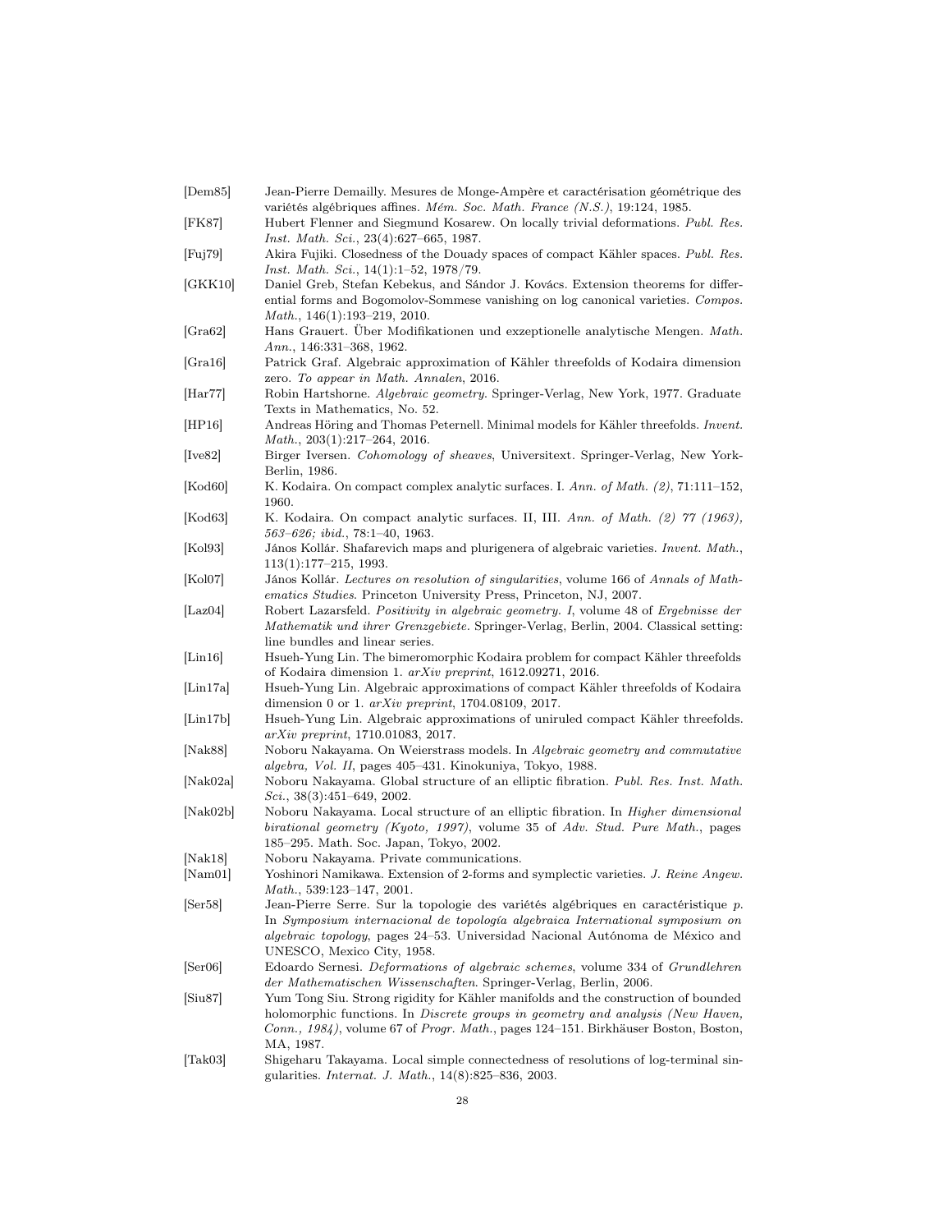[Dem85] Jean-Pierre Demailly. Mesures de Monge-Ampère et caractérisation géométrique des variétés algébriques affines. *Mém. Soc. Math. France (N.S.)*, 19:124, 1985.

[FK87] Hubert Flenner and Siegmund Kosarew. On locally trivial deformations. *Publ. Res. Inst. Math. Sci.*, 23(4):627–665, 1987.

[Fuj79] Akira Fujiki. Closedness of the Douady spaces of compact Kähler spaces. *Publ. Res. Inst. Math. Sci.*, 14(1):1–52, 1978/79.

[GKK10] Daniel Greb, Stefan Kebekus, and Sándor J. Kovács. Extension theorems for differential forms and Bogomolov-Sommese vanishing on log canonical varieties. *Compos. Math.*, 146(1):193–219, 2010.

[Gra62] Hans Grauert. Über Modifikationen und exzeptionelle analytische Mengen. *Math. Ann.*, 146:331–368, 1962.

[Gra16] Patrick Graf. Algebraic approximation of Kähler threefolds of Kodaira dimension zero. *To appear in Math. Annalen*, 2016.

[Har77] Robin Hartshorne. *Algebraic geometry*. Springer-Verlag, New York, 1977. Graduate Texts in Mathematics, No. 52.

[HP16] Andreas Höring and Thomas Peternell. Minimal models for Kähler threefolds. *Invent. Math.*, 203(1):217–264, 2016.

[Ive82] Birger Iversen. *Cohomology of sheaves*, Universitext. Springer-Verlag, New York-Berlin, 1986.

[Kod60] K. Kodaira. On compact complex analytic surfaces. I. *Ann. of Math. (2)*, 71:111–152, 1960.

[Kod63] K. Kodaira. On compact analytic surfaces. II, III. *Ann. of Math. (2) 77 (1963), 563–626; ibid.*, 78:1–40, 1963.

[Kol93] János Kollár. Shafarevich maps and plurigenera of algebraic varieties. *Invent. Math.*, 113(1):177–215, 1993.

[Kol07] János Kollár. *Lectures on resolution of singularities*, volume 166 of *Annals of Mathematics Studies*. Princeton University Press, Princeton, NJ, 2007.

[Laz04] Robert Lazarsfeld. *Positivity in algebraic geometry. I*, volume 48 of *Ergebnisse der Mathematik und ihrer Grenzgebiete*. Springer-Verlag, Berlin, 2004. Classical setting: line bundles and linear series.

[Lin16] Hsueh-Yung Lin. The bimeromorphic Kodaira problem for compact Kähler threefolds of Kodaira dimension 1. *arXiv preprint*, 1612.09271, 2016.

[Lin17a] Hsueh-Yung Lin. Algebraic approximations of compact Kähler threefolds of Kodaira dimension 0 or 1. *arXiv preprint*, 1704.08109, 2017.

[Lin17b] Hsueh-Yung Lin. Algebraic approximations of uniruled compact Kähler threefolds. *arXiv preprint*, 1710.01083, 2017.

[Nak88] Noboru Nakayama. On Weierstrass models. In *Algebraic geometry and commutative algebra, Vol. II*, pages 405–431. Kinokuniya, Tokyo, 1988.

[Nak02a] Noboru Nakayama. Global structure of an elliptic fibration. *Publ. Res. Inst. Math. Sci.*, 38(3):451–649, 2002.

[Nak02b] Noboru Nakayama. Local structure of an elliptic fibration. In *Higher dimensional birational geometry (Kyoto, 1997)*, volume 35 of *Adv. Stud. Pure Math.*, pages 185–295. Math. Soc. Japan, Tokyo, 2002.

[Nak18] Noboru Nakayama. Private communications.

[Nam01] Yoshinori Namikawa. Extension of 2-forms and symplectic varieties. *J. Reine Angew. Math.*, 539:123–147, 2001.

[Ser58] Jean-Pierre Serre. Sur la topologie des variétés algébriques en caractéristique *p*. In *Symposium internacional de topología algebraica International symposium on algebraic topology*, pages 24–53. Universidad Nacional Autónoma de México and UNESCO, Mexico City, 1958.

[Ser06] Edoardo Sernesi. *Deformations of algebraic schemes*, volume 334 of *Grundlehren der Mathematischen Wissenschaften*. Springer-Verlag, Berlin, 2006.

[Siu87] Yum Tong Siu. Strong rigidity for Kähler manifolds and the construction of bounded holomorphic functions. In *Discrete groups in geometry and analysis (New Haven, Conn., 1984)*, volume 67 of *Progr. Math.*, pages 124–151. Birkhäuser Boston, Boston, MA, 1987.

[Tak03] Shigeharu Takayama. Local simple connectedness of resolutions of log-terminal singularities. *Internat. J. Math.*, 14(8):825–836, 2003.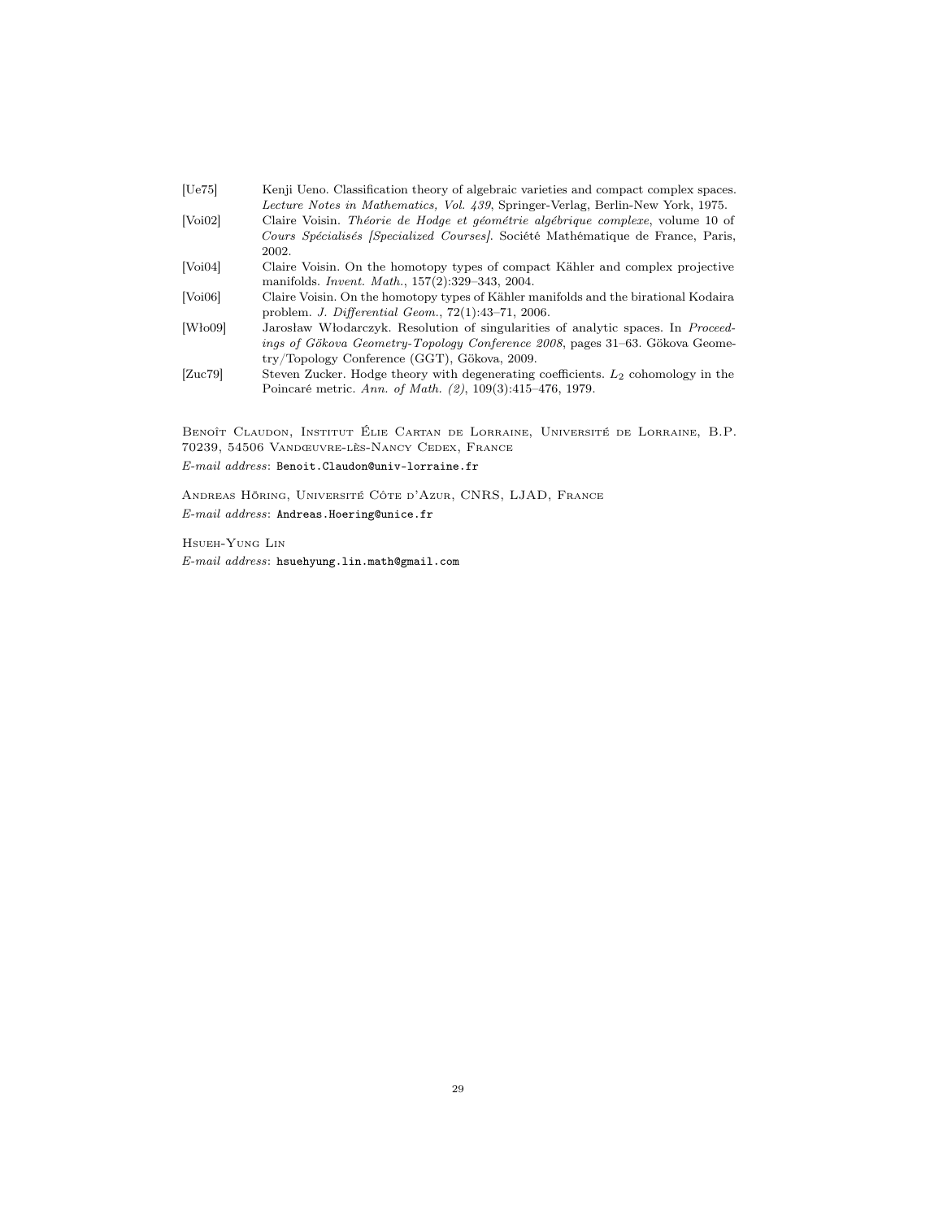[Ue75] Kenji Ueno. Classification theory of algebraic varieties and compact complex spaces. *Lecture Notes in Mathematics, Vol. 439*, Springer-Verlag, Berlin-New York, 1975.

[Voi02] Claire Voisin. *Théorie de Hodge et géométrie algébrique complexe*, volume 10 of *Cours Spécialisés [Specialized Courses]*. Société Mathématique de France, Paris, 2002.

[Voi04] Claire Voisin. On the homotopy types of compact Kähler and complex projective manifolds. *Invent. Math.*, 157(2):329–343, 2004.

[Voi06] Claire Voisin. On the homotopy types of Kähler manifolds and the birational Kodaira problem. *J. Differential Geom.*, 72(1):43–71, 2006.

[Wło09] Jarosław Włodarczyk. Resolution of singularities of analytic spaces. In *Proceedings of Gökova Geometry-Topology Conference 2008*, pages 31–63. Gökova Geometry/Topology Conference (GGT), Gökova, 2009.

[Zuc79] Steven Zucker. Hodge theory with degenerating coefficients. $L_2$ cohomology in the Poincaré metric. *Ann. of Math. (2)*, 109(3):415–476, 1979.

Benoît Claudon, Institut Élie Cartan de Lorraine, Université de Lorraine, B.P. 70239, 54506 Vandœuvre-lès-Nancy Cedex, France

*E-mail address*: Benoit.Claudon@univ-lorraine.fr

Andreas Höring, Université Côte d'Azur, CNRS, LJAD, France

*E-mail address*: Andreas.Hoering@unice.fr

Hsueh-Yung Lin

*E-mail address*: hsuehyung.lin.math@gmail.com